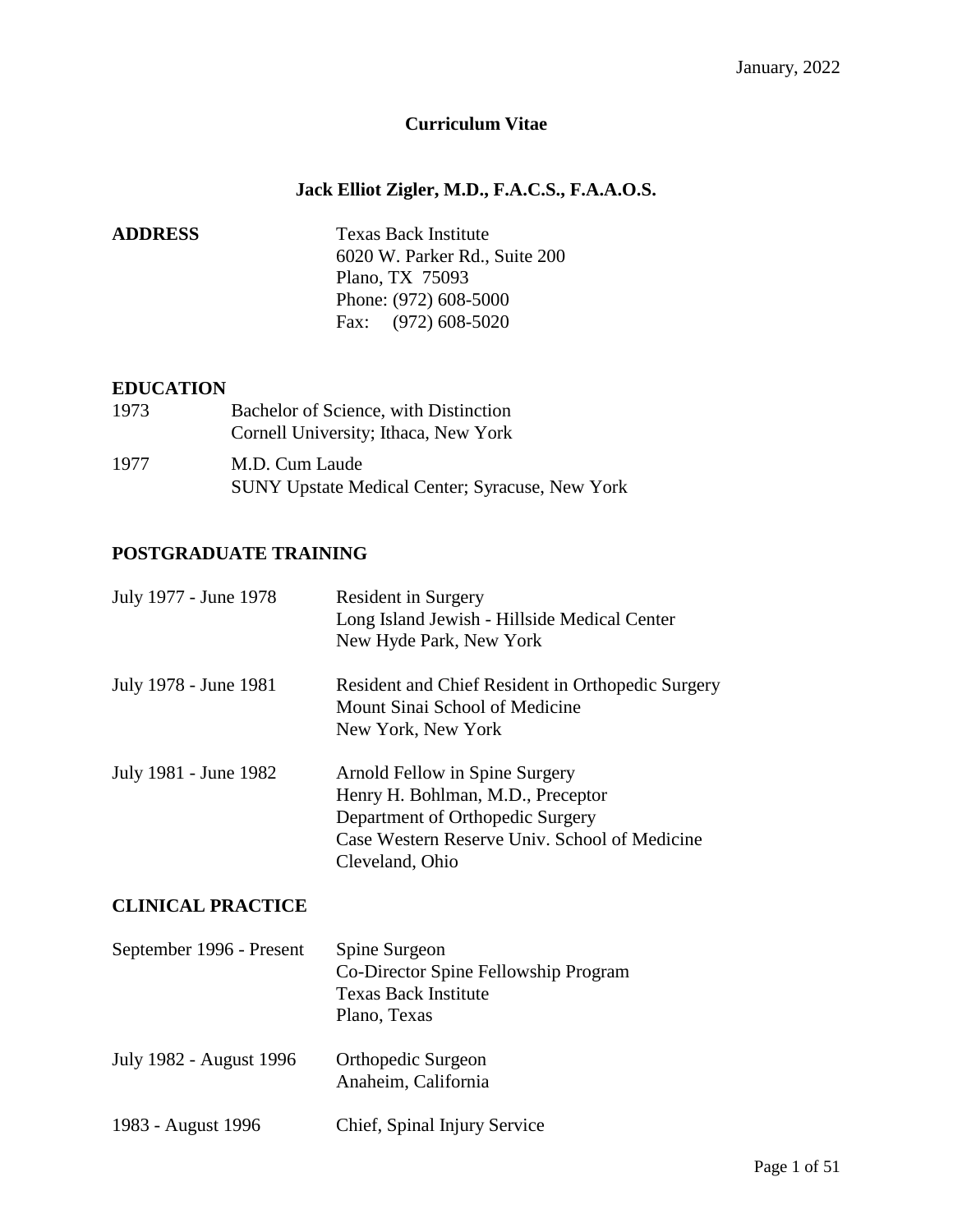January, 2022

# Curriculum Vitae

## Jack Elliot Zigler, M.D., F.A.C.S., F.A.A.O.S.

**ADDRESS**

Texas Back Institute
6020 W. Parker Rd., Suite 200
Plano, TX 75093
Phone: (972) 608-5000
Fax: (972) 608-5020

**EDUCATION**

| | |
|---|---|
| 1973 | Bachelor of Science, with Distinction<br>Cornell University; Ithaca, New York |
| 1977 | M.D. Cum Laude<br>SUNY Upstate Medical Center; Syracuse, New York |

**POSTGRADUATE TRAINING**

| | |
|---|---|
| July 1977 - June 1978 | Resident in Surgery<br>Long Island Jewish - Hillside Medical Center<br>New Hyde Park, New York |
| July 1978 - June 1981 | Resident and Chief Resident in Orthopedic Surgery<br>Mount Sinai School of Medicine<br>New York, New York |
| July 1981 - June 1982 | Arnold Fellow in Spine Surgery<br>Henry H. Bohlman, M.D., Preceptor<br>Department of Orthopedic Surgery<br>Case Western Reserve Univ. School of Medicine<br>Cleveland, Ohio |

**CLINICAL PRACTICE**

| | |
|---|---|
| September 1996 - Present | Spine Surgeon<br>Co-Director Spine Fellowship Program<br>Texas Back Institute<br>Plano, Texas |
| July 1982 - August 1996 | Orthopedic Surgeon<br>Anaheim, California |
| 1983 - August 1996 | Chief, Spinal Injury Service |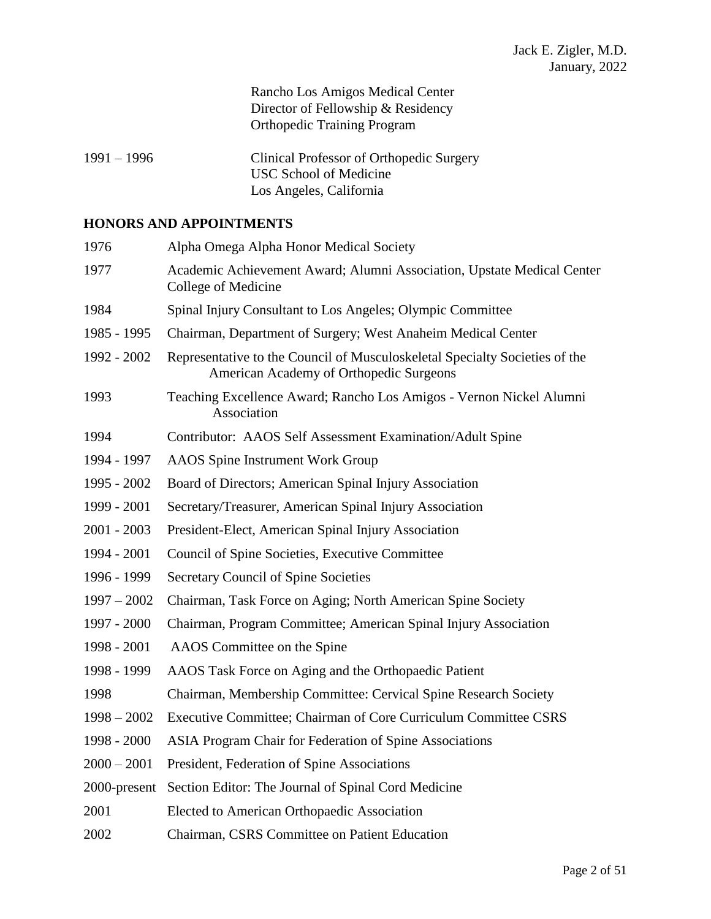Rancho Los Amigos Medical Center
Director of Fellowship & Residency
Orthopedic Training Program

1991 – 1996 Clinical Professor of Orthopedic Surgery
USC School of Medicine
Los Angeles, California

## HONORS AND APPOINTMENTS

| | |
|---|---|
| 1976 | Alpha Omega Alpha Honor Medical Society |
| 1977 | Academic Achievement Award; Alumni Association, Upstate Medical Center College of Medicine |
| 1984 | Spinal Injury Consultant to Los Angeles; Olympic Committee |
| 1985 - 1995 | Chairman, Department of Surgery; West Anaheim Medical Center |
| 1992 - 2002 | Representative to the Council of Musculoskeletal Specialty Societies of the American Academy of Orthopedic Surgeons |
| 1993 | Teaching Excellence Award; Rancho Los Amigos - Vernon Nickel Alumni Association |
| 1994 | Contributor: AAOS Self Assessment Examination/Adult Spine |
| 1994 - 1997 | AAOS Spine Instrument Work Group |
| 1995 - 2002 | Board of Directors; American Spinal Injury Association |
| 1999 - 2001 | Secretary/Treasurer, American Spinal Injury Association |
| 2001 - 2003 | President-Elect, American Spinal Injury Association |
| 1994 - 2001 | Council of Spine Societies, Executive Committee |
| 1996 - 1999 | Secretary Council of Spine Societies |
| 1997 – 2002 | Chairman, Task Force on Aging; North American Spine Society |
| 1997 - 2000 | Chairman, Program Committee; American Spinal Injury Association |
| 1998 - 2001 | AAOS Committee on the Spine |
| 1998 - 1999 | AAOS Task Force on Aging and the Orthopaedic Patient |
| 1998 | Chairman, Membership Committee: Cervical Spine Research Society |
| 1998 – 2002 | Executive Committee; Chairman of Core Curriculum Committee CSRS |
| 1998 - 2000 | ASIA Program Chair for Federation of Spine Associations |
| 2000 – 2001 | President, Federation of Spine Associations |
| 2000-present | Section Editor: The Journal of Spinal Cord Medicine |
| 2001 | Elected to American Orthopaedic Association |
| 2002 | Chairman, CSRS Committee on Patient Education |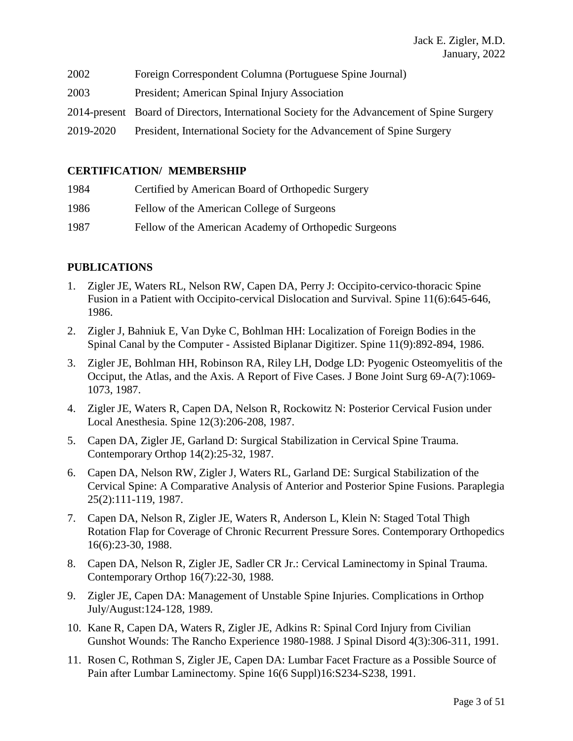2002 Foreign Correspondent Columna (Portuguese Spine Journal)

2003 President; American Spinal Injury Association

2014-present Board of Directors, International Society for the Advancement of Spine Surgery

2019-2020 President, International Society for the Advancement of Spine Surgery

## CERTIFICATION/ MEMBERSHIP

1984 Certified by American Board of Orthopedic Surgery

1986 Fellow of the American College of Surgeons

1987 Fellow of the American Academy of Orthopedic Surgeons

## PUBLICATIONS

1. Zigler JE, Waters RL, Nelson RW, Capen DA, Perry J: Occipito-cervico-thoracic Spine Fusion in a Patient with Occipito-cervical Dislocation and Survival. Spine 11(6):645-646, 1986.
2. Zigler J, Bahniuk E, Van Dyke C, Bohlman HH: Localization of Foreign Bodies in the Spinal Canal by the Computer - Assisted Biplanar Digitizer. Spine 11(9):892-894, 1986.
3. Zigler JE, Bohlman HH, Robinson RA, Riley LH, Dodge LD: Pyogenic Osteomyelitis of the Occiput, the Atlas, and the Axis. A Report of Five Cases. J Bone Joint Surg 69-A(7):1069-1073, 1987.
4. Zigler JE, Waters R, Capen DA, Nelson R, Rockowitz N: Posterior Cervical Fusion under Local Anesthesia. Spine 12(3):206-208, 1987.
5. Capen DA, Zigler JE, Garland D: Surgical Stabilization in Cervical Spine Trauma. Contemporary Orthop 14(2):25-32, 1987.
6. Capen DA, Nelson RW, Zigler J, Waters RL, Garland DE: Surgical Stabilization of the Cervical Spine: A Comparative Analysis of Anterior and Posterior Spine Fusions. Paraplegia 25(2):111-119, 1987.
7. Capen DA, Nelson R, Zigler JE, Waters R, Anderson L, Klein N: Staged Total Thigh Rotation Flap for Coverage of Chronic Recurrent Pressure Sores. Contemporary Orthopedics 16(6):23-30, 1988.
8. Capen DA, Nelson R, Zigler JE, Sadler CR Jr.: Cervical Laminectomy in Spinal Trauma. Contemporary Orthop 16(7):22-30, 1988.
9. Zigler JE, Capen DA: Management of Unstable Spine Injuries. Complications in Orthop July/August:124-128, 1989.
10. Kane R, Capen DA, Waters R, Zigler JE, Adkins R: Spinal Cord Injury from Civilian Gunshot Wounds: The Rancho Experience 1980-1988. J Spinal Disord 4(3):306-311, 1991.
11. Rosen C, Rothman S, Zigler JE, Capen DA: Lumbar Facet Fracture as a Possible Source of Pain after Lumbar Laminectomy. Spine 16(6 Suppl)16:S234-S238, 1991.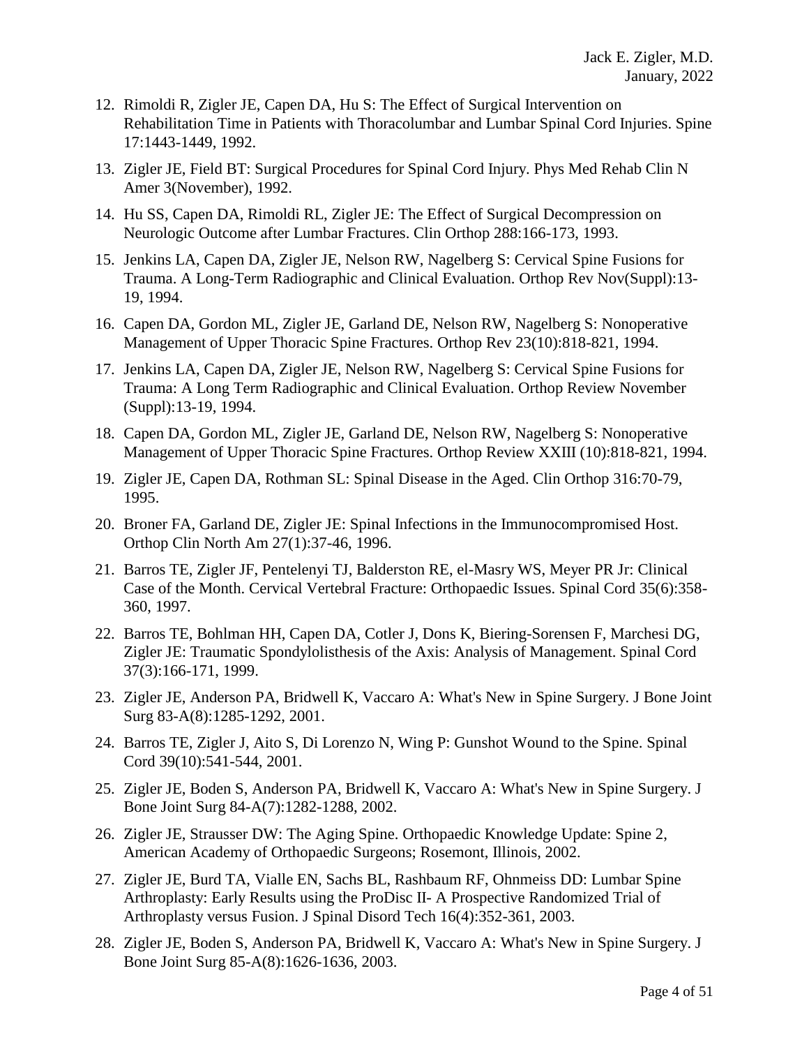12. Rimoldi R, Zigler JE, Capen DA, Hu S: The Effect of Surgical Intervention on Rehabilitation Time in Patients with Thoracolumbar and Lumbar Spinal Cord Injuries. Spine 17:1443-1449, 1992.

13. Zigler JE, Field BT: Surgical Procedures for Spinal Cord Injury. Phys Med Rehab Clin N Amer 3(November), 1992.

14. Hu SS, Capen DA, Rimoldi RL, Zigler JE: The Effect of Surgical Decompression on Neurologic Outcome after Lumbar Fractures. Clin Orthop 288:166-173, 1993.

15. Jenkins LA, Capen DA, Zigler JE, Nelson RW, Nagelberg S: Cervical Spine Fusions for Trauma. A Long-Term Radiographic and Clinical Evaluation. Orthop Rev Nov(Suppl):13-19, 1994.

16. Capen DA, Gordon ML, Zigler JE, Garland DE, Nelson RW, Nagelberg S: Nonoperative Management of Upper Thoracic Spine Fractures. Orthop Rev 23(10):818-821, 1994.

17. Jenkins LA, Capen DA, Zigler JE, Nelson RW, Nagelberg S: Cervical Spine Fusions for Trauma: A Long Term Radiographic and Clinical Evaluation. Orthop Review November (Suppl):13-19, 1994.

18. Capen DA, Gordon ML, Zigler JE, Garland DE, Nelson RW, Nagelberg S: Nonoperative Management of Upper Thoracic Spine Fractures. Orthop Review XXIII (10):818-821, 1994.

19. Zigler JE, Capen DA, Rothman SL: Spinal Disease in the Aged. Clin Orthop 316:70-79, 1995.

20. Broner FA, Garland DE, Zigler JE: Spinal Infections in the Immunocompromised Host. Orthop Clin North Am 27(1):37-46, 1996.

21. Barros TE, Zigler JF, Pentelenyi TJ, Balderston RE, el-Masry WS, Meyer PR Jr: Clinical Case of the Month. Cervical Vertebral Fracture: Orthopaedic Issues. Spinal Cord 35(6):358-360, 1997.

22. Barros TE, Bohlman HH, Capen DA, Cotler J, Dons K, Biering-Sorensen F, Marchesi DG, Zigler JE: Traumatic Spondylolisthesis of the Axis: Analysis of Management. Spinal Cord 37(3):166-171, 1999.

23. Zigler JE, Anderson PA, Bridwell K, Vaccaro A: What's New in Spine Surgery. J Bone Joint Surg 83-A(8):1285-1292, 2001.

24. Barros TE, Zigler J, Aito S, Di Lorenzo N, Wing P: Gunshot Wound to the Spine. Spinal Cord 39(10):541-544, 2001.

25. Zigler JE, Boden S, Anderson PA, Bridwell K, Vaccaro A: What's New in Spine Surgery. J Bone Joint Surg 84-A(7):1282-1288, 2002.

26. Zigler JE, Strausser DW: The Aging Spine. Orthopaedic Knowledge Update: Spine 2, American Academy of Orthopaedic Surgeons; Rosemont, Illinois, 2002.

27. Zigler JE, Burd TA, Vialle EN, Sachs BL, Rashbaum RF, Ohnmeiss DD: Lumbar Spine Arthroplasty: Early Results using the ProDisc II- A Prospective Randomized Trial of Arthroplasty versus Fusion. J Spinal Disord Tech 16(4):352-361, 2003.

28. Zigler JE, Boden S, Anderson PA, Bridwell K, Vaccaro A: What's New in Spine Surgery. J Bone Joint Surg 85-A(8):1626-1636, 2003.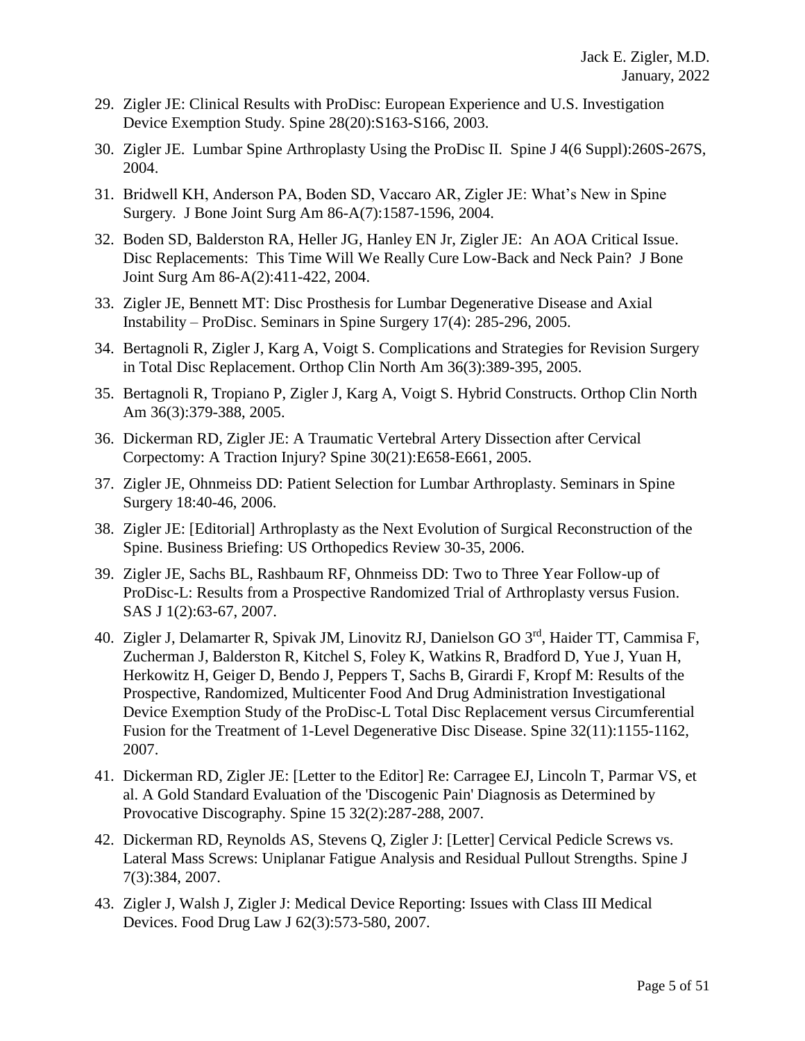29. Zigler JE: Clinical Results with ProDisc: European Experience and U.S. Investigation Device Exemption Study. Spine 28(20):S163-S166, 2003.
30. Zigler JE. Lumbar Spine Arthroplasty Using the ProDisc II. Spine J 4(6 Suppl):260S-267S, 2004.
31. Bridwell KH, Anderson PA, Boden SD, Vaccaro AR, Zigler JE: What's New in Spine Surgery. J Bone Joint Surg Am 86-A(7):1587-1596, 2004.
32. Boden SD, Balderston RA, Heller JG, Hanley EN Jr, Zigler JE: An AOA Critical Issue. Disc Replacements: This Time Will We Really Cure Low-Back and Neck Pain? J Bone Joint Surg Am 86-A(2):411-422, 2004.
33. Zigler JE, Bennett MT: Disc Prosthesis for Lumbar Degenerative Disease and Axial Instability – ProDisc. Seminars in Spine Surgery 17(4): 285-296, 2005.
34. Bertagnoli R, Zigler J, Karg A, Voigt S. Complications and Strategies for Revision Surgery in Total Disc Replacement. Orthop Clin North Am 36(3):389-395, 2005.
35. Bertagnoli R, Tropiano P, Zigler J, Karg A, Voigt S. Hybrid Constructs. Orthop Clin North Am 36(3):379-388, 2005.
36. Dickerman RD, Zigler JE: A Traumatic Vertebral Artery Dissection after Cervical Corpectomy: A Traction Injury? Spine 30(21):E658-E661, 2005.
37. Zigler JE, Ohnmeiss DD: Patient Selection for Lumbar Arthroplasty. Seminars in Spine Surgery 18:40-46, 2006.
38. Zigler JE: [Editorial] Arthroplasty as the Next Evolution of Surgical Reconstruction of the Spine. Business Briefing: US Orthopedics Review 30-35, 2006.
39. Zigler JE, Sachs BL, Rashbaum RF, Ohnmeiss DD: Two to Three Year Follow-up of ProDisc-L: Results from a Prospective Randomized Trial of Arthroplasty versus Fusion. SAS J 1(2):63-67, 2007.
40. Zigler J, Delamarter R, Spivak JM, Linovitz RJ, Danielson GO 3rd, Haider TT, Cammisa F, Zucherman J, Balderston R, Kitchel S, Foley K, Watkins R, Bradford D, Yue J, Yuan H, Herkowitz H, Geiger D, Bendo J, Peppers T, Sachs B, Girardi F, Kropf M: Results of the Prospective, Randomized, Multicenter Food And Drug Administration Investigational Device Exemption Study of the ProDisc-L Total Disc Replacement versus Circumferential Fusion for the Treatment of 1-Level Degenerative Disc Disease. Spine 32(11):1155-1162, 2007.
41. Dickerman RD, Zigler JE: [Letter to the Editor] Re: Carragee EJ, Lincoln T, Parmar VS, et al. A Gold Standard Evaluation of the 'Discogenic Pain' Diagnosis as Determined by Provocative Discography. Spine 15 32(2):287-288, 2007.
42. Dickerman RD, Reynolds AS, Stevens Q, Zigler J: [Letter] Cervical Pedicle Screws vs. Lateral Mass Screws: Uniplanar Fatigue Analysis and Residual Pullout Strengths. Spine J 7(3):384, 2007.
43. Zigler J, Walsh J, Zigler J: Medical Device Reporting: Issues with Class III Medical Devices. Food Drug Law J 62(3):573-580, 2007.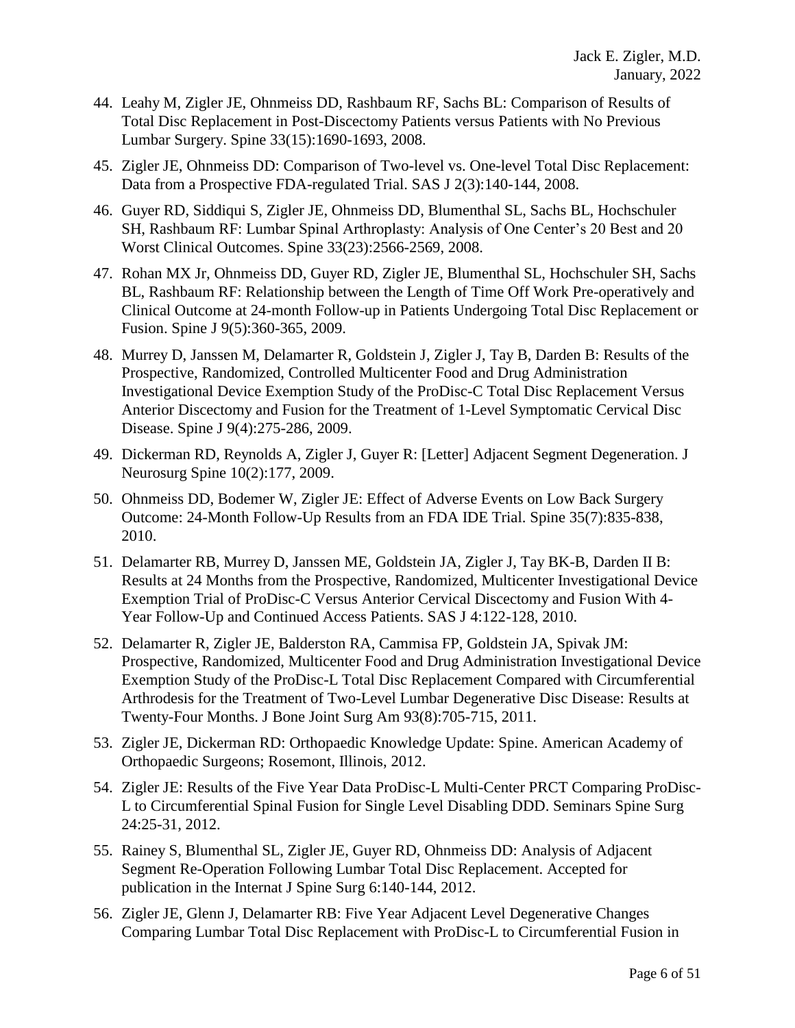44. Leahy M, Zigler JE, Ohnmeiss DD, Rashbaum RF, Sachs BL: Comparison of Results of Total Disc Replacement in Post-Discectomy Patients versus Patients with No Previous Lumbar Surgery. Spine 33(15):1690-1693, 2008.

45. Zigler JE, Ohnmeiss DD: Comparison of Two-level vs. One-level Total Disc Replacement: Data from a Prospective FDA-regulated Trial. SAS J 2(3):140-144, 2008.

46. Guyer RD, Siddiqui S, Zigler JE, Ohnmeiss DD, Blumenthal SL, Sachs BL, Hochschuler SH, Rashbaum RF: Lumbar Spinal Arthroplasty: Analysis of One Center's 20 Best and 20 Worst Clinical Outcomes. Spine 33(23):2566-2569, 2008.

47. Rohan MX Jr, Ohnmeiss DD, Guyer RD, Zigler JE, Blumenthal SL, Hochschuler SH, Sachs BL, Rashbaum RF: Relationship between the Length of Time Off Work Pre-operatively and Clinical Outcome at 24-month Follow-up in Patients Undergoing Total Disc Replacement or Fusion. Spine J 9(5):360-365, 2009.

48. Murrey D, Janssen M, Delamarter R, Goldstein J, Zigler J, Tay B, Darden B: Results of the Prospective, Randomized, Controlled Multicenter Food and Drug Administration Investigational Device Exemption Study of the ProDisc-C Total Disc Replacement Versus Anterior Discectomy and Fusion for the Treatment of 1-Level Symptomatic Cervical Disc Disease. Spine J 9(4):275-286, 2009.

49. Dickerman RD, Reynolds A, Zigler J, Guyer R: [Letter] Adjacent Segment Degeneration. J Neurosurg Spine 10(2):177, 2009.

50. Ohnmeiss DD, Bodemer W, Zigler JE: Effect of Adverse Events on Low Back Surgery Outcome: 24-Month Follow-Up Results from an FDA IDE Trial. Spine 35(7):835-838, 2010.

51. Delamarter RB, Murrey D, Janssen ME, Goldstein JA, Zigler J, Tay BK-B, Darden II B: Results at 24 Months from the Prospective, Randomized, Multicenter Investigational Device Exemption Trial of ProDisc-C Versus Anterior Cervical Discectomy and Fusion With 4-Year Follow-Up and Continued Access Patients. SAS J 4:122-128, 2010.

52. Delamarter R, Zigler JE, Balderston RA, Cammisa FP, Goldstein JA, Spivak JM: Prospective, Randomized, Multicenter Food and Drug Administration Investigational Device Exemption Study of the ProDisc-L Total Disc Replacement Compared with Circumferential Arthrodesis for the Treatment of Two-Level Lumbar Degenerative Disc Disease: Results at Twenty-Four Months. J Bone Joint Surg Am 93(8):705-715, 2011.

53. Zigler JE, Dickerman RD: Orthopaedic Knowledge Update: Spine. American Academy of Orthopaedic Surgeons; Rosemont, Illinois, 2012.

54. Zigler JE: Results of the Five Year Data ProDisc-L Multi-Center PRCT Comparing ProDisc-L to Circumferential Spinal Fusion for Single Level Disabling DDD. Seminars Spine Surg 24:25-31, 2012.

55. Rainey S, Blumenthal SL, Zigler JE, Guyer RD, Ohnmeiss DD: Analysis of Adjacent Segment Re-Operation Following Lumbar Total Disc Replacement. Accepted for publication in the Internat J Spine Surg 6:140-144, 2012.

56. Zigler JE, Glenn J, Delamarter RB: Five Year Adjacent Level Degenerative Changes Comparing Lumbar Total Disc Replacement with ProDisc-L to Circumferential Fusion in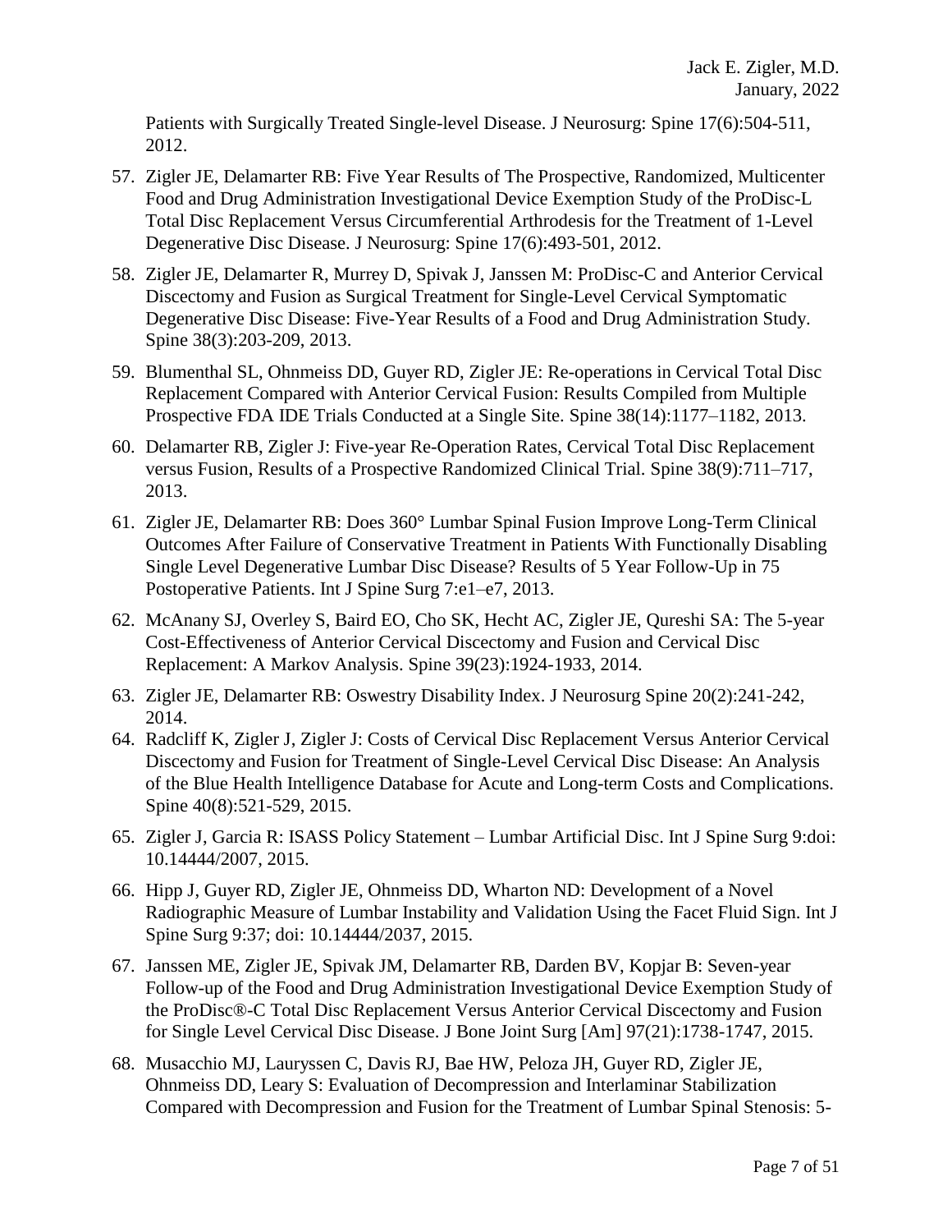Patients with Surgically Treated Single-level Disease. J Neurosurg: Spine 17(6):504-511, 2012.

57. Zigler JE, Delamarter RB: Five Year Results of The Prospective, Randomized, Multicenter Food and Drug Administration Investigational Device Exemption Study of the ProDisc-L Total Disc Replacement Versus Circumferential Arthrodesis for the Treatment of 1-Level Degenerative Disc Disease. J Neurosurg: Spine 17(6):493-501, 2012.

58. Zigler JE, Delamarter R, Murrey D, Spivak J, Janssen M: ProDisc-C and Anterior Cervical Discectomy and Fusion as Surgical Treatment for Single-Level Cervical Symptomatic Degenerative Disc Disease: Five-Year Results of a Food and Drug Administration Study. Spine 38(3):203-209, 2013.

59. Blumenthal SL, Ohnmeiss DD, Guyer RD, Zigler JE: Re-operations in Cervical Total Disc Replacement Compared with Anterior Cervical Fusion: Results Compiled from Multiple Prospective FDA IDE Trials Conducted at a Single Site. Spine 38(14):1177–1182, 2013.

60. Delamarter RB, Zigler J: Five-year Re-Operation Rates, Cervical Total Disc Replacement versus Fusion, Results of a Prospective Randomized Clinical Trial. Spine 38(9):711–717, 2013.

61. Zigler JE, Delamarter RB: Does 360° Lumbar Spinal Fusion Improve Long-Term Clinical Outcomes After Failure of Conservative Treatment in Patients With Functionally Disabling Single Level Degenerative Lumbar Disc Disease? Results of 5 Year Follow-Up in 75 Postoperative Patients. Int J Spine Surg 7:e1–e7, 2013.

62. McAnany SJ, Overley S, Baird EO, Cho SK, Hecht AC, Zigler JE, Qureshi SA: The 5-year Cost-Effectiveness of Anterior Cervical Discectomy and Fusion and Cervical Disc Replacement: A Markov Analysis. Spine 39(23):1924-1933, 2014.

63. Zigler JE, Delamarter RB: Oswestry Disability Index. J Neurosurg Spine 20(2):241-242, 2014.

64. Radcliff K, Zigler J, Zigler J: Costs of Cervical Disc Replacement Versus Anterior Cervical Discectomy and Fusion for Treatment of Single-Level Cervical Disc Disease: An Analysis of the Blue Health Intelligence Database for Acute and Long-term Costs and Complications. Spine 40(8):521-529, 2015.

65. Zigler J, Garcia R: ISASS Policy Statement – Lumbar Artificial Disc. Int J Spine Surg 9:doi: 10.14444/2007, 2015.

66. Hipp J, Guyer RD, Zigler JE, Ohnmeiss DD, Wharton ND: Development of a Novel Radiographic Measure of Lumbar Instability and Validation Using the Facet Fluid Sign. Int J Spine Surg 9:37; doi: 10.14444/2037, 2015.

67. Janssen ME, Zigler JE, Spivak JM, Delamarter RB, Darden BV, Kopjar B: Seven-year Follow-up of the Food and Drug Administration Investigational Device Exemption Study of the ProDisc®-C Total Disc Replacement Versus Anterior Cervical Discectomy and Fusion for Single Level Cervical Disc Disease. J Bone Joint Surg [Am] 97(21):1738-1747, 2015.

68. Musacchio MJ, Lauryssen C, Davis RJ, Bae HW, Peloza JH, Guyer RD, Zigler JE, Ohnmeiss DD, Leary S: Evaluation of Decompression and Interlaminar Stabilization Compared with Decompression and Fusion for the Treatment of Lumbar Spinal Stenosis: 5-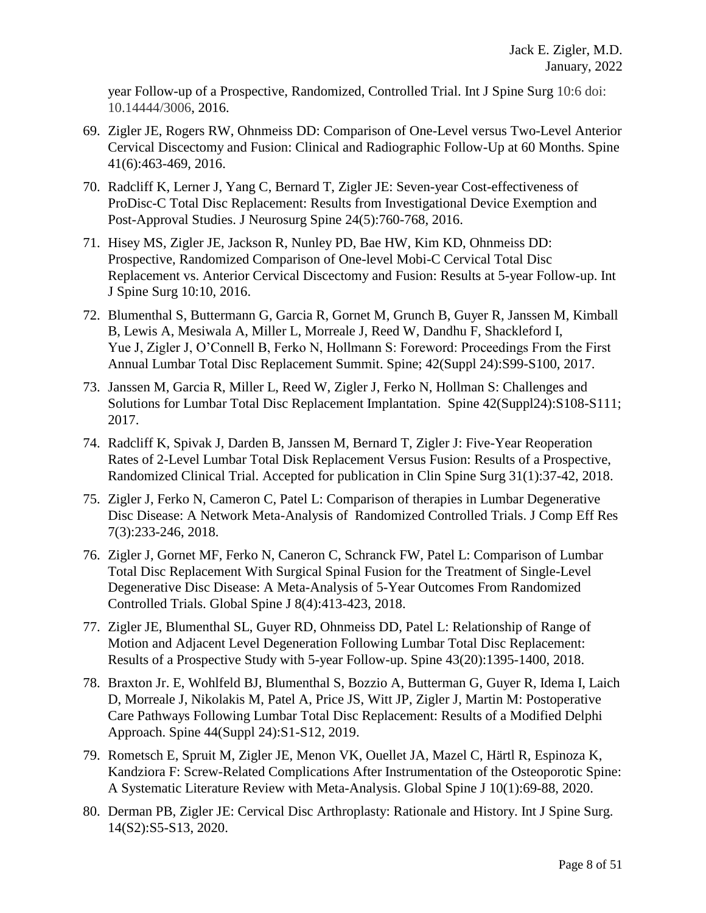year Follow-up of a Prospective, Randomized, Controlled Trial. Int J Spine Surg 10:6 doi: 10.14444/3006, 2016.

69. Zigler JE, Rogers RW, Ohnmeiss DD: Comparison of One-Level versus Two-Level Anterior Cervical Discectomy and Fusion: Clinical and Radiographic Follow-Up at 60 Months. Spine 41(6):463-469, 2016.

70. Radcliff K, Lerner J, Yang C, Bernard T, Zigler JE: Seven-year Cost-effectiveness of ProDisc-C Total Disc Replacement: Results from Investigational Device Exemption and Post-Approval Studies. J Neurosurg Spine 24(5):760-768, 2016.

71. Hisey MS, Zigler JE, Jackson R, Nunley PD, Bae HW, Kim KD, Ohnmeiss DD: Prospective, Randomized Comparison of One-level Mobi-C Cervical Total Disc Replacement vs. Anterior Cervical Discectomy and Fusion: Results at 5-year Follow-up. Int J Spine Surg 10:10, 2016.

72. Blumenthal S, Buttermann G, Garcia R, Gornet M, Grunch B, Guyer R, Janssen M, Kimball B, Lewis A, Mesiwala A, Miller L, Morreale J, Reed W, Dandhu F, Shackleford I, Yue J, Zigler J, O'Connell B, Ferko N, Hollmann S: Foreword: Proceedings From the First Annual Lumbar Total Disc Replacement Summit. Spine; 42(Suppl 24):S99-S100, 2017.

73. Janssen M, Garcia R, Miller L, Reed W, Zigler J, Ferko N, Hollman S: Challenges and Solutions for Lumbar Total Disc Replacement Implantation. Spine 42(Suppl24):S108-S111; 2017.

74. Radcliff K, Spivak J, Darden B, Janssen M, Bernard T, Zigler J: Five-Year Reoperation Rates of 2-Level Lumbar Total Disk Replacement Versus Fusion: Results of a Prospective, Randomized Clinical Trial. Accepted for publication in Clin Spine Surg 31(1):37-42, 2018.

75. Zigler J, Ferko N, Cameron C, Patel L: Comparison of therapies in Lumbar Degenerative Disc Disease: A Network Meta-Analysis of Randomized Controlled Trials. J Comp Eff Res 7(3):233-246, 2018.

76. Zigler J, Gornet MF, Ferko N, Caneron C, Schranck FW, Patel L: Comparison of Lumbar Total Disc Replacement With Surgical Spinal Fusion for the Treatment of Single-Level Degenerative Disc Disease: A Meta-Analysis of 5-Year Outcomes From Randomized Controlled Trials. Global Spine J 8(4):413-423, 2018.

77. Zigler JE, Blumenthal SL, Guyer RD, Ohnmeiss DD, Patel L: Relationship of Range of Motion and Adjacent Level Degeneration Following Lumbar Total Disc Replacement: Results of a Prospective Study with 5-year Follow-up. Spine 43(20):1395-1400, 2018.

78. Braxton Jr. E, Wohlfeld BJ, Blumenthal S, Bozzio A, Butterman G, Guyer R, Idema I, Laich D, Morreale J, Nikolakis M, Patel A, Price JS, Witt JP, Zigler J, Martin M: Postoperative Care Pathways Following Lumbar Total Disc Replacement: Results of a Modified Delphi Approach. Spine 44(Suppl 24):S1-S12, 2019.

79. Rometsch E, Spruit M, Zigler JE, Menon VK, Ouellet JA, Mazel C, Härtl R, Espinoza K, Kandziora F: Screw-Related Complications After Instrumentation of the Osteoporotic Spine: A Systematic Literature Review with Meta-Analysis. Global Spine J 10(1):69-88, 2020.

80. Derman PB, Zigler JE: Cervical Disc Arthroplasty: Rationale and History. Int J Spine Surg. 14(S2):S5-S13, 2020.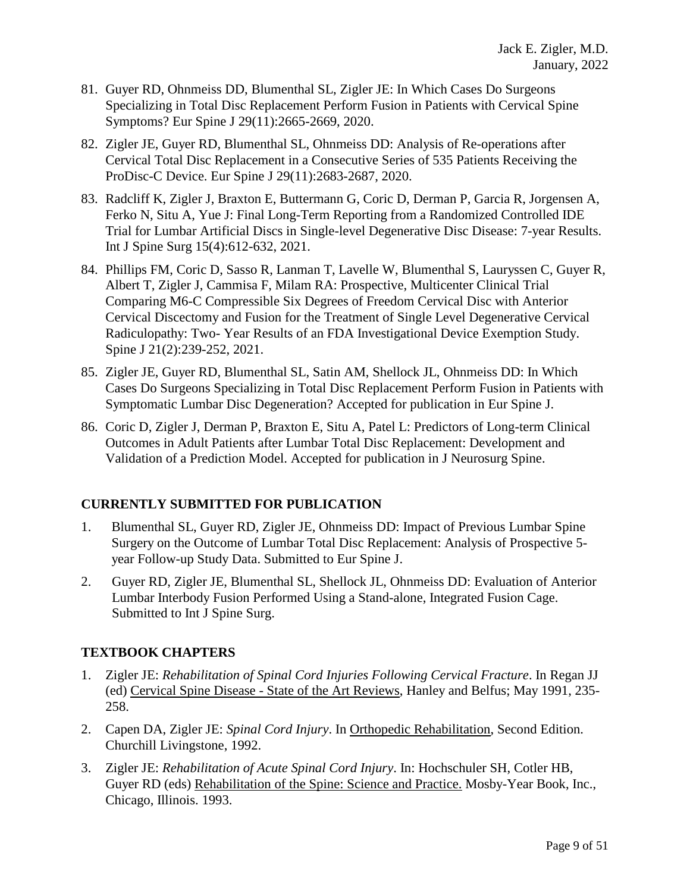81. Guyer RD, Ohnmeiss DD, Blumenthal SL, Zigler JE: In Which Cases Do Surgeons Specializing in Total Disc Replacement Perform Fusion in Patients with Cervical Spine Symptoms? Eur Spine J 29(11):2665-2669, 2020.

82. Zigler JE, Guyer RD, Blumenthal SL, Ohnmeiss DD: Analysis of Re-operations after Cervical Total Disc Replacement in a Consecutive Series of 535 Patients Receiving the ProDisc-C Device. Eur Spine J 29(11):2683-2687, 2020.

83. Radcliff K, Zigler J, Braxton E, Buttermann G, Coric D, Derman P, Garcia R, Jorgensen A, Ferko N, Situ A, Yue J: Final Long-Term Reporting from a Randomized Controlled IDE Trial for Lumbar Artificial Discs in Single-level Degenerative Disc Disease: 7-year Results. Int J Spine Surg 15(4):612-632, 2021.

84. Phillips FM, Coric D, Sasso R, Lanman T, Lavelle W, Blumenthal S, Lauryssen C, Guyer R, Albert T, Zigler J, Cammisa F, Milam RA: Prospective, Multicenter Clinical Trial Comparing M6-C Compressible Six Degrees of Freedom Cervical Disc with Anterior Cervical Discectomy and Fusion for the Treatment of Single Level Degenerative Cervical Radiculopathy: Two- Year Results of an FDA Investigational Device Exemption Study. Spine J 21(2):239-252, 2021.

85. Zigler JE, Guyer RD, Blumenthal SL, Satin AM, Shellock JL, Ohnmeiss DD: In Which Cases Do Surgeons Specializing in Total Disc Replacement Perform Fusion in Patients with Symptomatic Lumbar Disc Degeneration? Accepted for publication in Eur Spine J.

86. Coric D, Zigler J, Derman P, Braxton E, Situ A, Patel L: Predictors of Long-term Clinical Outcomes in Adult Patients after Lumbar Total Disc Replacement: Development and Validation of a Prediction Model. Accepted for publication in J Neurosurg Spine.

## CURRENTLY SUBMITTED FOR PUBLICATION

1. Blumenthal SL, Guyer RD, Zigler JE, Ohnmeiss DD: Impact of Previous Lumbar Spine Surgery on the Outcome of Lumbar Total Disc Replacement: Analysis of Prospective 5-year Follow-up Study Data. Submitted to Eur Spine J.

2. Guyer RD, Zigler JE, Blumenthal SL, Shellock JL, Ohnmeiss DD: Evaluation of Anterior Lumbar Interbody Fusion Performed Using a Stand-alone, Integrated Fusion Cage. Submitted to Int J Spine Surg.

## TEXTBOOK CHAPTERS

1. Zigler JE: *Rehabilitation of Spinal Cord Injuries Following Cervical Fracture*. In Regan JJ (ed) Cervical Spine Disease - State of the Art Reviews, Hanley and Belfus; May 1991, 235-258.

2. Capen DA, Zigler JE: *Spinal Cord Injury*. In Orthopedic Rehabilitation, Second Edition. Churchill Livingstone, 1992.

3. Zigler JE: *Rehabilitation of Acute Spinal Cord Injury*. In: Hochschuler SH, Cotler HB, Guyer RD (eds) Rehabilitation of the Spine: Science and Practice. Mosby-Year Book, Inc., Chicago, Illinois. 1993.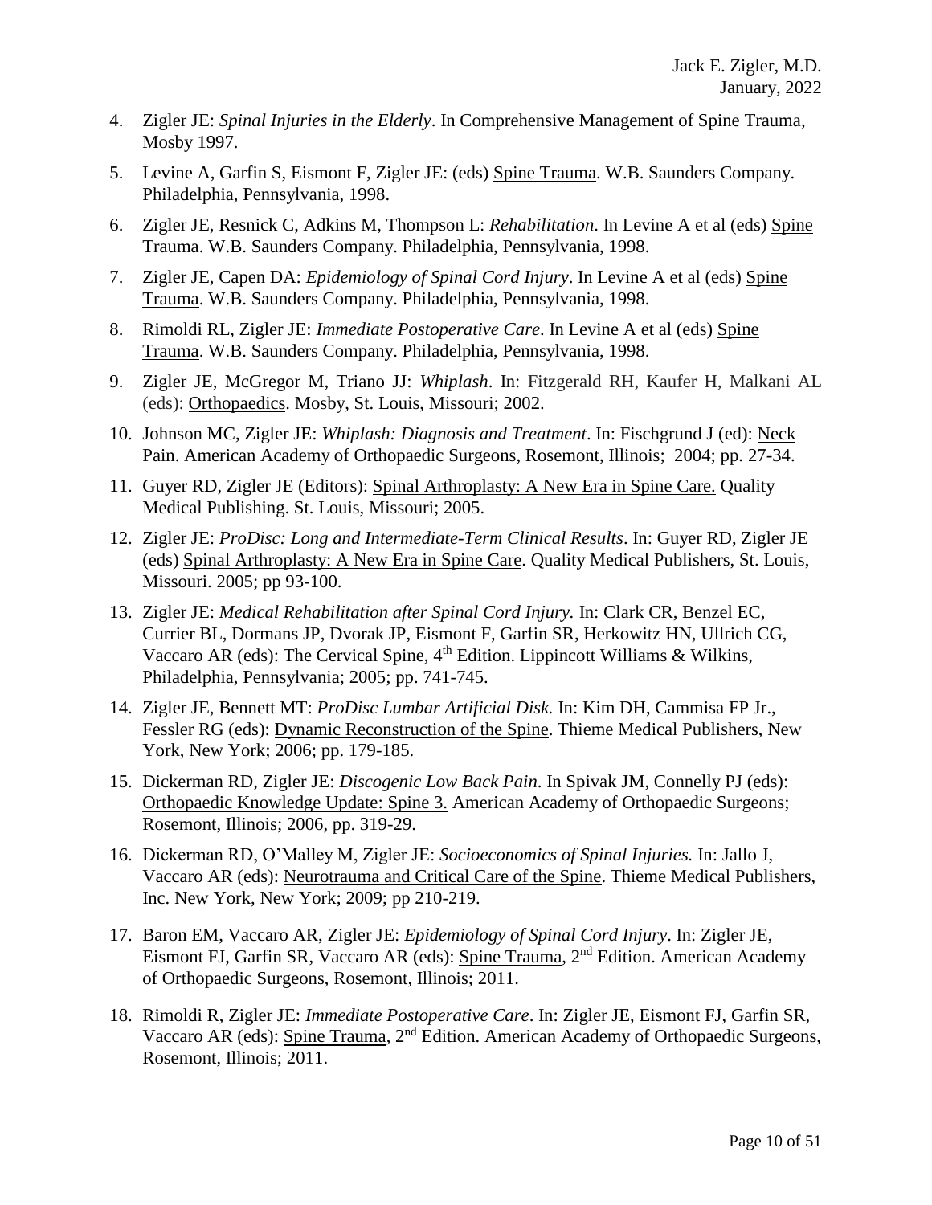4. Zigler JE: *Spinal Injuries in the Elderly*. In Comprehensive Management of Spine Trauma, Mosby 1997.

5. Levine A, Garfin S, Eismont F, Zigler JE: (eds) Spine Trauma. W.B. Saunders Company. Philadelphia, Pennsylvania, 1998.

6. Zigler JE, Resnick C, Adkins M, Thompson L: *Rehabilitation*. In Levine A et al (eds) Spine Trauma. W.B. Saunders Company. Philadelphia, Pennsylvania, 1998.

7. Zigler JE, Capen DA: *Epidemiology of Spinal Cord Injury*. In Levine A et al (eds) Spine Trauma. W.B. Saunders Company. Philadelphia, Pennsylvania, 1998.

8. Rimoldi RL, Zigler JE: *Immediate Postoperative Care*. In Levine A et al (eds) Spine Trauma. W.B. Saunders Company. Philadelphia, Pennsylvania, 1998.

9. Zigler JE, McGregor M, Triano JJ: *Whiplash*. In: Fitzgerald RH, Kaufer H, Malkani AL (eds): Orthopaedics. Mosby, St. Louis, Missouri; 2002.

10. Johnson MC, Zigler JE: *Whiplash: Diagnosis and Treatment*. In: Fischgrund J (ed): Neck Pain. American Academy of Orthopaedic Surgeons, Rosemont, Illinois; 2004; pp. 27-34.

11. Guyer RD, Zigler JE (Editors): Spinal Arthroplasty: A New Era in Spine Care. Quality Medical Publishing. St. Louis, Missouri; 2005.

12. Zigler JE: *ProDisc: Long and Intermediate-Term Clinical Results*. In: Guyer RD, Zigler JE (eds) Spinal Arthroplasty: A New Era in Spine Care. Quality Medical Publishers, St. Louis, Missouri. 2005; pp 93-100.

13. Zigler JE: *Medical Rehabilitation after Spinal Cord Injury.* In: Clark CR, Benzel EC, Currier BL, Dormans JP, Dvorak JP, Eismont F, Garfin SR, Herkowitz HN, Ullrich CG, Vaccaro AR (eds): The Cervical Spine, 4th Edition. Lippincott Williams & Wilkins, Philadelphia, Pennsylvania; 2005; pp. 741-745.

14. Zigler JE, Bennett MT: *ProDisc Lumbar Artificial Disk.* In: Kim DH, Cammisa FP Jr., Fessler RG (eds): Dynamic Reconstruction of the Spine. Thieme Medical Publishers, New York, New York; 2006; pp. 179-185.

15. Dickerman RD, Zigler JE: *Discogenic Low Back Pain*. In Spivak JM, Connelly PJ (eds): Orthopaedic Knowledge Update: Spine 3. American Academy of Orthopaedic Surgeons; Rosemont, Illinois; 2006, pp. 319-29.

16. Dickerman RD, O'Malley M, Zigler JE: *Socioeconomics of Spinal Injuries.* In: Jallo J, Vaccaro AR (eds): Neurotrauma and Critical Care of the Spine. Thieme Medical Publishers, Inc. New York, New York; 2009; pp 210-219.

17. Baron EM, Vaccaro AR, Zigler JE: *Epidemiology of Spinal Cord Injury*. In: Zigler JE, Eismont FJ, Garfin SR, Vaccaro AR (eds): Spine Trauma, 2nd Edition. American Academy of Orthopaedic Surgeons, Rosemont, Illinois; 2011.

18. Rimoldi R, Zigler JE: *Immediate Postoperative Care*. In: Zigler JE, Eismont FJ, Garfin SR, Vaccaro AR (eds): Spine Trauma, 2nd Edition. American Academy of Orthopaedic Surgeons, Rosemont, Illinois; 2011.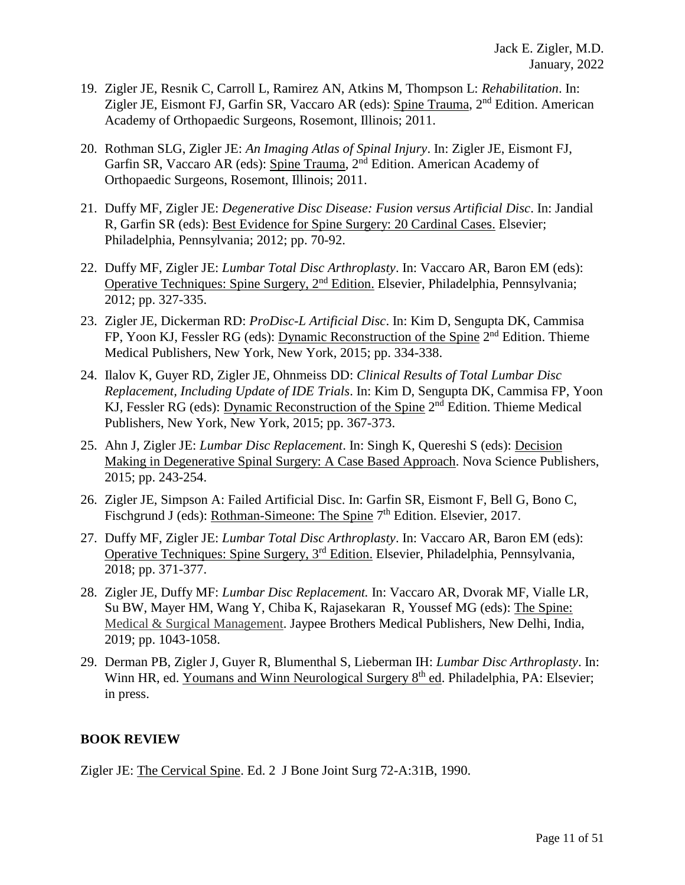19. Zigler JE, Resnik C, Carroll L, Ramirez AN, Atkins M, Thompson L: *Rehabilitation*. In: Zigler JE, Eismont FJ, Garfin SR, Vaccaro AR (eds): Spine Trauma, 2nd Edition. American Academy of Orthopaedic Surgeons, Rosemont, Illinois; 2011.

20. Rothman SLG, Zigler JE: *An Imaging Atlas of Spinal Injury*. In: Zigler JE, Eismont FJ, Garfin SR, Vaccaro AR (eds): Spine Trauma, 2nd Edition. American Academy of Orthopaedic Surgeons, Rosemont, Illinois; 2011.

21. Duffy MF, Zigler JE: *Degenerative Disc Disease: Fusion versus Artificial Disc*. In: Jandial R, Garfin SR (eds): Best Evidence for Spine Surgery: 20 Cardinal Cases. Elsevier; Philadelphia, Pennsylvania; 2012; pp. 70-92.

22. Duffy MF, Zigler JE: *Lumbar Total Disc Arthroplasty*. In: Vaccaro AR, Baron EM (eds): Operative Techniques: Spine Surgery, 2nd Edition. Elsevier, Philadelphia, Pennsylvania; 2012; pp. 327-335.

23. Zigler JE, Dickerman RD: *ProDisc-L Artificial Disc*. In: Kim D, Sengupta DK, Cammisa FP, Yoon KJ, Fessler RG (eds): Dynamic Reconstruction of the Spine 2nd Edition. Thieme Medical Publishers, New York, New York, 2015; pp. 334-338.

24. Ilalov K, Guyer RD, Zigler JE, Ohnmeiss DD: *Clinical Results of Total Lumbar Disc Replacement, Including Update of IDE Trials*. In: Kim D, Sengupta DK, Cammisa FP, Yoon KJ, Fessler RG (eds): Dynamic Reconstruction of the Spine 2nd Edition. Thieme Medical Publishers, New York, New York, 2015; pp. 367-373.

25. Ahn J, Zigler JE: *Lumbar Disc Replacement*. In: Singh K, Quereshi S (eds): Decision Making in Degenerative Spinal Surgery: A Case Based Approach. Nova Science Publishers, 2015; pp. 243-254.

26. Zigler JE, Simpson A: Failed Artificial Disc. In: Garfin SR, Eismont F, Bell G, Bono C, Fischgrund J (eds): Rothman-Simeone: The Spine 7th Edition. Elsevier, 2017.

27. Duffy MF, Zigler JE: *Lumbar Total Disc Arthroplasty*. In: Vaccaro AR, Baron EM (eds): Operative Techniques: Spine Surgery, 3rd Edition. Elsevier, Philadelphia, Pennsylvania, 2018; pp. 371-377.

28. Zigler JE, Duffy MF: *Lumbar Disc Replacement.* In: Vaccaro AR, Dvorak MF, Vialle LR, Su BW, Mayer HM, Wang Y, Chiba K, Rajasekaran R, Youssef MG (eds): The Spine: Medical & Surgical Management. Jaypee Brothers Medical Publishers, New Delhi, India, 2019; pp. 1043-1058.

29. Derman PB, Zigler J, Guyer R, Blumenthal S, Lieberman IH: *Lumbar Disc Arthroplasty*. In: Winn HR, ed. Youmans and Winn Neurological Surgery 8th ed. Philadelphia, PA: Elsevier; in press.

## BOOK REVIEW

Zigler JE: The Cervical Spine. Ed. 2 J Bone Joint Surg 72-A:31B, 1990.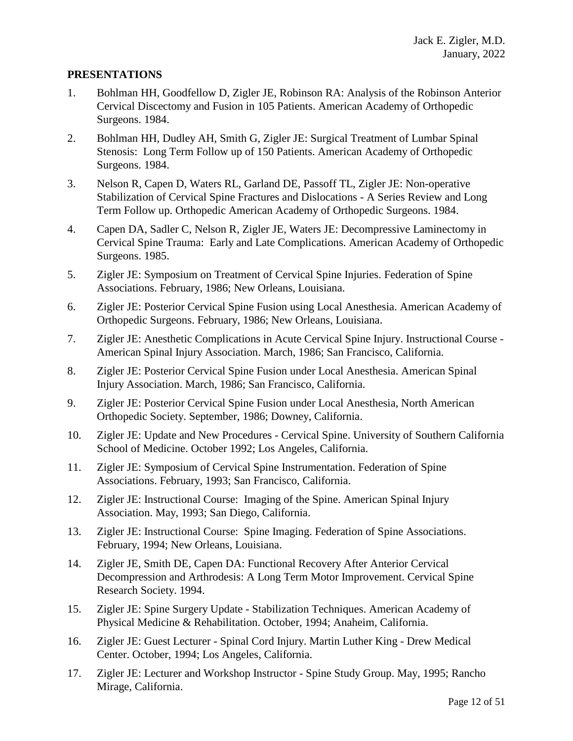## PRESENTATIONS

1. Bohlman HH, Goodfellow D, Zigler JE, Robinson RA: Analysis of the Robinson Anterior Cervical Discectomy and Fusion in 105 Patients. American Academy of Orthopedic Surgeons. 1984.
2. Bohlman HH, Dudley AH, Smith G, Zigler JE: Surgical Treatment of Lumbar Spinal Stenosis: Long Term Follow up of 150 Patients. American Academy of Orthopedic Surgeons. 1984.
3. Nelson R, Capen D, Waters RL, Garland DE, Passoff TL, Zigler JE: Non-operative Stabilization of Cervical Spine Fractures and Dislocations - A Series Review and Long Term Follow up. Orthopedic American Academy of Orthopedic Surgeons. 1984.
4. Capen DA, Sadler C, Nelson R, Zigler JE, Waters JE: Decompressive Laminectomy in Cervical Spine Trauma: Early and Late Complications. American Academy of Orthopedic Surgeons. 1985.
5. Zigler JE: Symposium on Treatment of Cervical Spine Injuries. Federation of Spine Associations. February, 1986; New Orleans, Louisiana.
6. Zigler JE: Posterior Cervical Spine Fusion using Local Anesthesia. American Academy of Orthopedic Surgeons. February, 1986; New Orleans, Louisiana.
7. Zigler JE: Anesthetic Complications in Acute Cervical Spine Injury. Instructional Course - American Spinal Injury Association. March, 1986; San Francisco, California.
8. Zigler JE: Posterior Cervical Spine Fusion under Local Anesthesia. American Spinal Injury Association. March, 1986; San Francisco, California.
9. Zigler JE: Posterior Cervical Spine Fusion under Local Anesthesia, North American Orthopedic Society. September, 1986; Downey, California.
10. Zigler JE: Update and New Procedures - Cervical Spine. University of Southern California School of Medicine. October 1992; Los Angeles, California.
11. Zigler JE: Symposium of Cervical Spine Instrumentation. Federation of Spine Associations. February, 1993; San Francisco, California.
12. Zigler JE: Instructional Course: Imaging of the Spine. American Spinal Injury Association. May, 1993; San Diego, California.
13. Zigler JE: Instructional Course: Spine Imaging. Federation of Spine Associations. February, 1994; New Orleans, Louisiana.
14. Zigler JE, Smith DE, Capen DA: Functional Recovery After Anterior Cervical Decompression and Arthrodesis: A Long Term Motor Improvement. Cervical Spine Research Society. 1994.
15. Zigler JE: Spine Surgery Update - Stabilization Techniques. American Academy of Physical Medicine & Rehabilitation. October, 1994; Anaheim, California.
16. Zigler JE: Guest Lecturer - Spinal Cord Injury. Martin Luther King - Drew Medical Center. October, 1994; Los Angeles, California.
17. Zigler JE: Lecturer and Workshop Instructor - Spine Study Group. May, 1995; Rancho Mirage, California.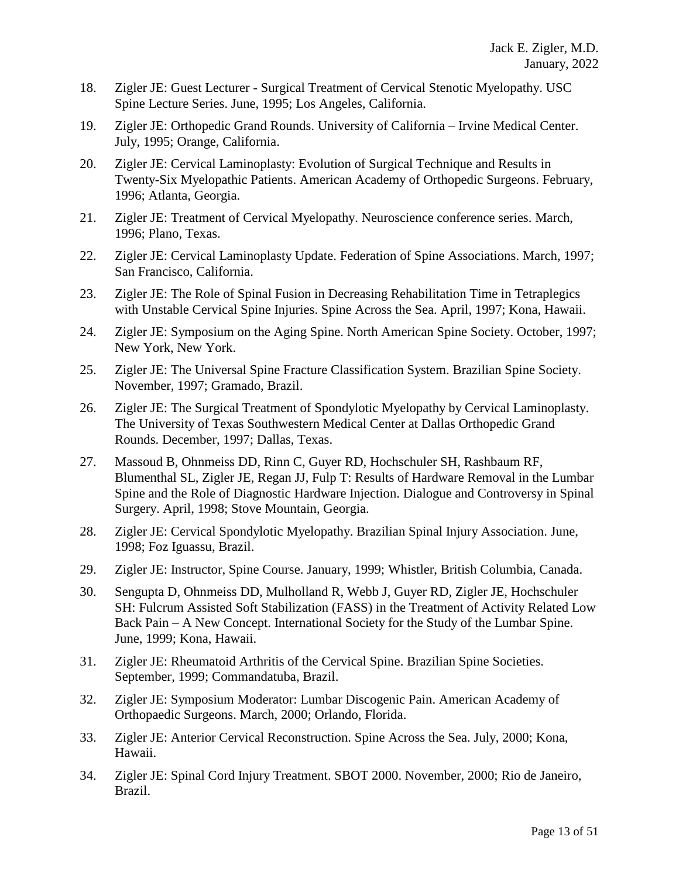18. Zigler JE: Guest Lecturer - Surgical Treatment of Cervical Stenotic Myelopathy. USC Spine Lecture Series. June, 1995; Los Angeles, California.

19. Zigler JE: Orthopedic Grand Rounds. University of California – Irvine Medical Center. July, 1995; Orange, California.

20. Zigler JE: Cervical Laminoplasty: Evolution of Surgical Technique and Results in Twenty-Six Myelopathic Patients. American Academy of Orthopedic Surgeons. February, 1996; Atlanta, Georgia.

21. Zigler JE: Treatment of Cervical Myelopathy. Neuroscience conference series. March, 1996; Plano, Texas.

22. Zigler JE: Cervical Laminoplasty Update. Federation of Spine Associations. March, 1997; San Francisco, California.

23. Zigler JE: The Role of Spinal Fusion in Decreasing Rehabilitation Time in Tetraplegics with Unstable Cervical Spine Injuries. Spine Across the Sea. April, 1997; Kona, Hawaii.

24. Zigler JE: Symposium on the Aging Spine. North American Spine Society. October, 1997; New York, New York.

25. Zigler JE: The Universal Spine Fracture Classification System. Brazilian Spine Society. November, 1997; Gramado, Brazil.

26. Zigler JE: The Surgical Treatment of Spondylotic Myelopathy by Cervical Laminoplasty. The University of Texas Southwestern Medical Center at Dallas Orthopedic Grand Rounds. December, 1997; Dallas, Texas.

27. Massoud B, Ohnmeiss DD, Rinn C, Guyer RD, Hochschuler SH, Rashbaum RF, Blumenthal SL, Zigler JE, Regan JJ, Fulp T: Results of Hardware Removal in the Lumbar Spine and the Role of Diagnostic Hardware Injection. Dialogue and Controversy in Spinal Surgery. April, 1998; Stove Mountain, Georgia.

28. Zigler JE: Cervical Spondylotic Myelopathy. Brazilian Spinal Injury Association. June, 1998; Foz Iguassu, Brazil.

29. Zigler JE: Instructor, Spine Course. January, 1999; Whistler, British Columbia, Canada.

30. Sengupta D, Ohnmeiss DD, Mulholland R, Webb J, Guyer RD, Zigler JE, Hochschuler SH: Fulcrum Assisted Soft Stabilization (FASS) in the Treatment of Activity Related Low Back Pain – A New Concept. International Society for the Study of the Lumbar Spine. June, 1999; Kona, Hawaii.

31. Zigler JE: Rheumatoid Arthritis of the Cervical Spine. Brazilian Spine Societies. September, 1999; Commandatuba, Brazil.

32. Zigler JE: Symposium Moderator: Lumbar Discogenic Pain. American Academy of Orthopaedic Surgeons. March, 2000; Orlando, Florida.

33. Zigler JE: Anterior Cervical Reconstruction. Spine Across the Sea. July, 2000; Kona, Hawaii.

34. Zigler JE: Spinal Cord Injury Treatment. SBOT 2000. November, 2000; Rio de Janeiro, Brazil.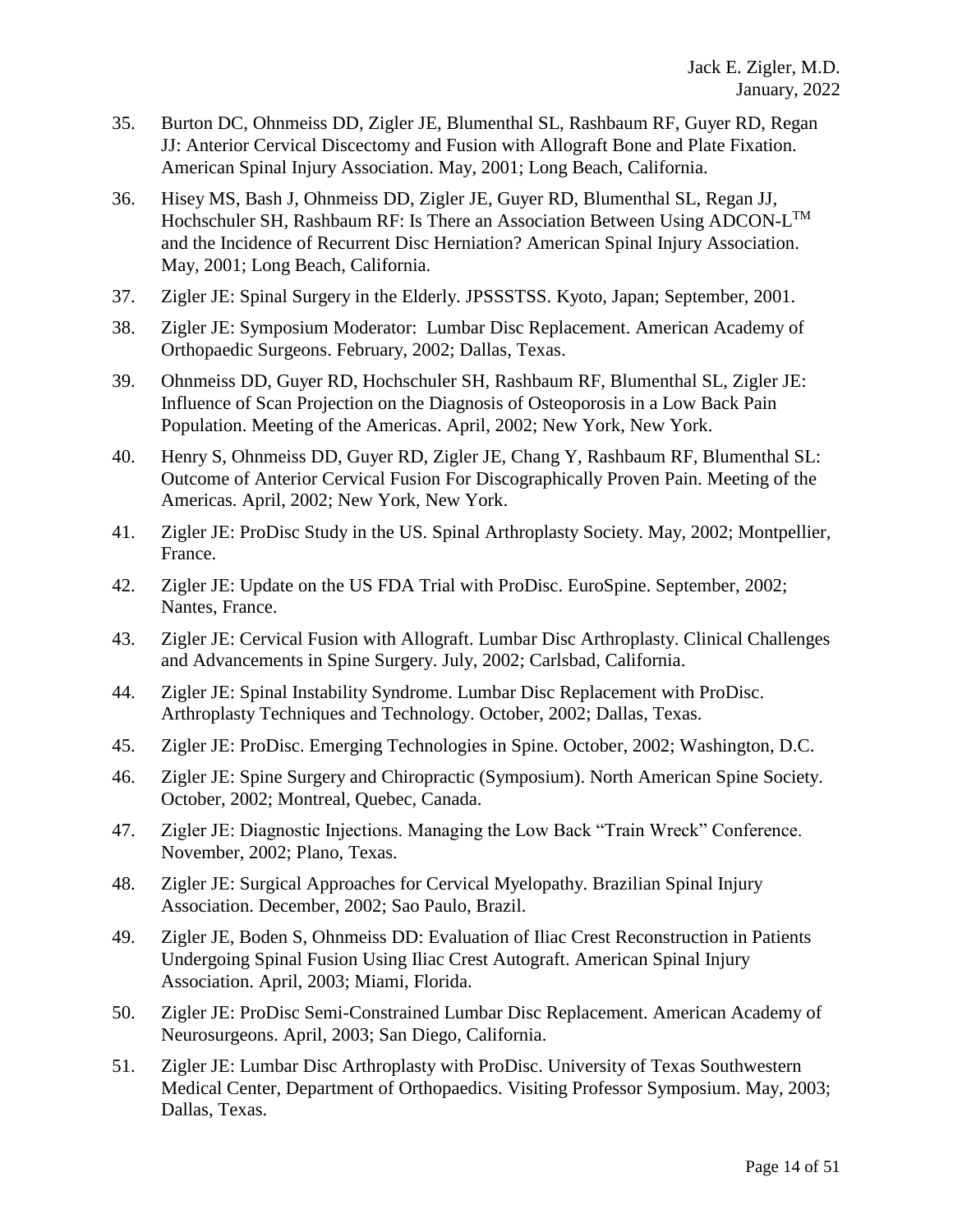35. Burton DC, Ohnmeiss DD, Zigler JE, Blumenthal SL, Rashbaum RF, Guyer RD, Regan JJ: Anterior Cervical Discectomy and Fusion with Allograft Bone and Plate Fixation. American Spinal Injury Association. May, 2001; Long Beach, California.

36. Hisey MS, Bash J, Ohnmeiss DD, Zigler JE, Guyer RD, Blumenthal SL, Regan JJ, Hochschuler SH, Rashbaum RF: Is There an Association Between Using ADCON-L™ and the Incidence of Recurrent Disc Herniation? American Spinal Injury Association. May, 2001; Long Beach, California.

37. Zigler JE: Spinal Surgery in the Elderly. JPSSSTSS. Kyoto, Japan; September, 2001.

38. Zigler JE: Symposium Moderator: Lumbar Disc Replacement. American Academy of Orthopaedic Surgeons. February, 2002; Dallas, Texas.

39. Ohnmeiss DD, Guyer RD, Hochschuler SH, Rashbaum RF, Blumenthal SL, Zigler JE: Influence of Scan Projection on the Diagnosis of Osteoporosis in a Low Back Pain Population. Meeting of the Americas. April, 2002; New York, New York.

40. Henry S, Ohnmeiss DD, Guyer RD, Zigler JE, Chang Y, Rashbaum RF, Blumenthal SL: Outcome of Anterior Cervical Fusion For Discographically Proven Pain. Meeting of the Americas. April, 2002; New York, New York.

41. Zigler JE: ProDisc Study in the US. Spinal Arthroplasty Society. May, 2002; Montpellier, France.

42. Zigler JE: Update on the US FDA Trial with ProDisc. EuroSpine. September, 2002; Nantes, France.

43. Zigler JE: Cervical Fusion with Allograft. Lumbar Disc Arthroplasty. Clinical Challenges and Advancements in Spine Surgery. July, 2002; Carlsbad, California.

44. Zigler JE: Spinal Instability Syndrome. Lumbar Disc Replacement with ProDisc. Arthroplasty Techniques and Technology. October, 2002; Dallas, Texas.

45. Zigler JE: ProDisc. Emerging Technologies in Spine. October, 2002; Washington, D.C.

46. Zigler JE: Spine Surgery and Chiropractic (Symposium). North American Spine Society. October, 2002; Montreal, Quebec, Canada.

47. Zigler JE: Diagnostic Injections. Managing the Low Back "Train Wreck" Conference. November, 2002; Plano, Texas.

48. Zigler JE: Surgical Approaches for Cervical Myelopathy. Brazilian Spinal Injury Association. December, 2002; Sao Paulo, Brazil.

49. Zigler JE, Boden S, Ohnmeiss DD: Evaluation of Iliac Crest Reconstruction in Patients Undergoing Spinal Fusion Using Iliac Crest Autograft. American Spinal Injury Association. April, 2003; Miami, Florida.

50. Zigler JE: ProDisc Semi-Constrained Lumbar Disc Replacement. American Academy of Neurosurgeons. April, 2003; San Diego, California.

51. Zigler JE: Lumbar Disc Arthroplasty with ProDisc. University of Texas Southwestern Medical Center, Department of Orthopaedics. Visiting Professor Symposium. May, 2003; Dallas, Texas.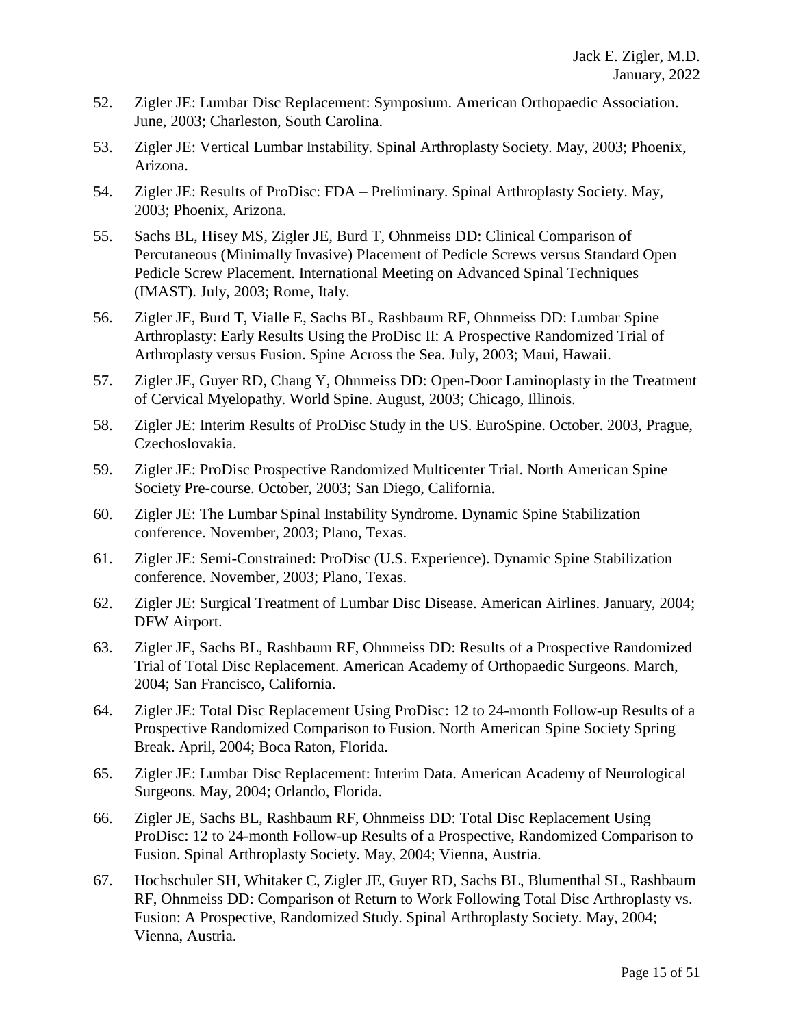52. Zigler JE: Lumbar Disc Replacement: Symposium. American Orthopaedic Association. June, 2003; Charleston, South Carolina.

53. Zigler JE: Vertical Lumbar Instability. Spinal Arthroplasty Society. May, 2003; Phoenix, Arizona.

54. Zigler JE: Results of ProDisc: FDA – Preliminary. Spinal Arthroplasty Society. May, 2003; Phoenix, Arizona.

55. Sachs BL, Hisey MS, Zigler JE, Burd T, Ohnmeiss DD: Clinical Comparison of Percutaneous (Minimally Invasive) Placement of Pedicle Screws versus Standard Open Pedicle Screw Placement. International Meeting on Advanced Spinal Techniques (IMAST). July, 2003; Rome, Italy.

56. Zigler JE, Burd T, Vialle E, Sachs BL, Rashbaum RF, Ohnmeiss DD: Lumbar Spine Arthroplasty: Early Results Using the ProDisc II: A Prospective Randomized Trial of Arthroplasty versus Fusion. Spine Across the Sea. July, 2003; Maui, Hawaii.

57. Zigler JE, Guyer RD, Chang Y, Ohnmeiss DD: Open-Door Laminoplasty in the Treatment of Cervical Myelopathy. World Spine. August, 2003; Chicago, Illinois.

58. Zigler JE: Interim Results of ProDisc Study in the US. EuroSpine. October. 2003, Prague, Czechoslovakia.

59. Zigler JE: ProDisc Prospective Randomized Multicenter Trial. North American Spine Society Pre-course. October, 2003; San Diego, California.

60. Zigler JE: The Lumbar Spinal Instability Syndrome. Dynamic Spine Stabilization conference. November, 2003; Plano, Texas.

61. Zigler JE: Semi-Constrained: ProDisc (U.S. Experience). Dynamic Spine Stabilization conference. November, 2003; Plano, Texas.

62. Zigler JE: Surgical Treatment of Lumbar Disc Disease. American Airlines. January, 2004; DFW Airport.

63. Zigler JE, Sachs BL, Rashbaum RF, Ohnmeiss DD: Results of a Prospective Randomized Trial of Total Disc Replacement. American Academy of Orthopaedic Surgeons. March, 2004; San Francisco, California.

64. Zigler JE: Total Disc Replacement Using ProDisc: 12 to 24-month Follow-up Results of a Prospective Randomized Comparison to Fusion. North American Spine Society Spring Break. April, 2004; Boca Raton, Florida.

65. Zigler JE: Lumbar Disc Replacement: Interim Data. American Academy of Neurological Surgeons. May, 2004; Orlando, Florida.

66. Zigler JE, Sachs BL, Rashbaum RF, Ohnmeiss DD: Total Disc Replacement Using ProDisc: 12 to 24-month Follow-up Results of a Prospective, Randomized Comparison to Fusion. Spinal Arthroplasty Society. May, 2004; Vienna, Austria.

67. Hochschuler SH, Whitaker C, Zigler JE, Guyer RD, Sachs BL, Blumenthal SL, Rashbaum RF, Ohnmeiss DD: Comparison of Return to Work Following Total Disc Arthroplasty vs. Fusion: A Prospective, Randomized Study. Spinal Arthroplasty Society. May, 2004; Vienna, Austria.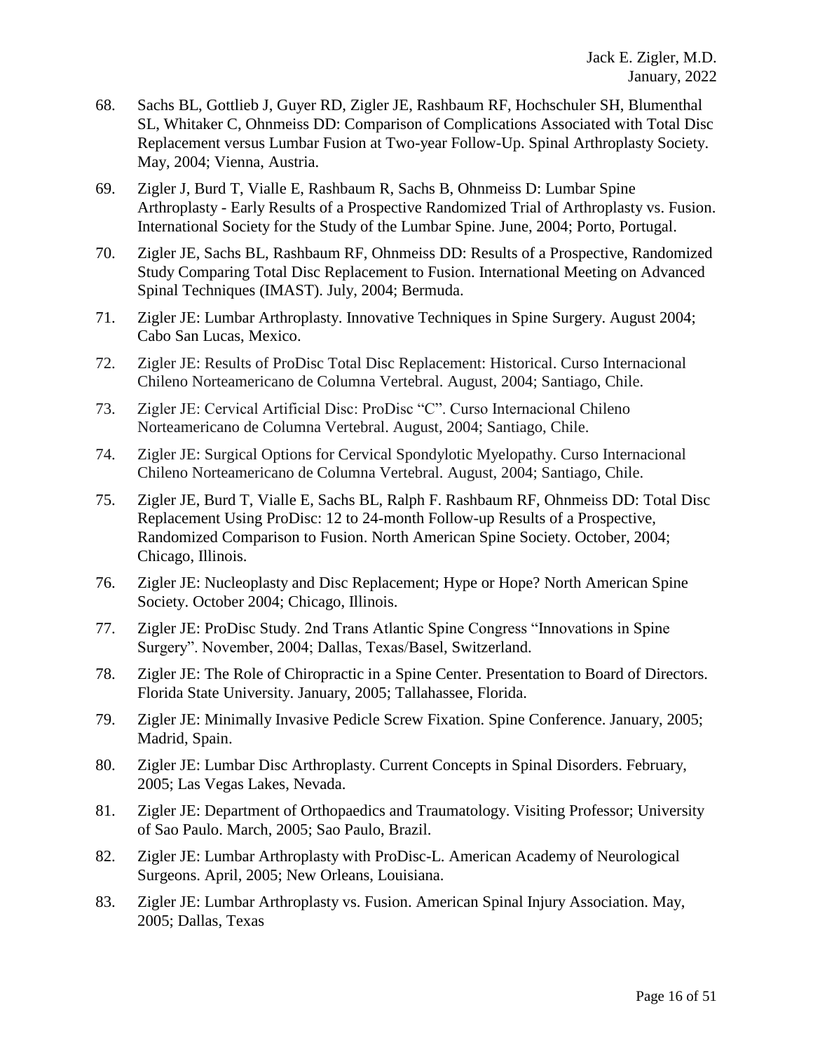68. Sachs BL, Gottlieb J, Guyer RD, Zigler JE, Rashbaum RF, Hochschuler SH, Blumenthal SL, Whitaker C, Ohnmeiss DD: Comparison of Complications Associated with Total Disc Replacement versus Lumbar Fusion at Two-year Follow-Up. Spinal Arthroplasty Society. May, 2004; Vienna, Austria.

69. Zigler J, Burd T, Vialle E, Rashbaum R, Sachs B, Ohnmeiss D: Lumbar Spine Arthroplasty - Early Results of a Prospective Randomized Trial of Arthroplasty vs. Fusion. International Society for the Study of the Lumbar Spine. June, 2004; Porto, Portugal.

70. Zigler JE, Sachs BL, Rashbaum RF, Ohnmeiss DD: Results of a Prospective, Randomized Study Comparing Total Disc Replacement to Fusion. International Meeting on Advanced Spinal Techniques (IMAST). July, 2004; Bermuda.

71. Zigler JE: Lumbar Arthroplasty. Innovative Techniques in Spine Surgery. August 2004; Cabo San Lucas, Mexico.

72. Zigler JE: Results of ProDisc Total Disc Replacement: Historical. Curso Internacional Chileno Norteamericano de Columna Vertebral. August, 2004; Santiago, Chile.

73. Zigler JE: Cervical Artificial Disc: ProDisc "C". Curso Internacional Chileno Norteamericano de Columna Vertebral. August, 2004; Santiago, Chile.

74. Zigler JE: Surgical Options for Cervical Spondylotic Myelopathy. Curso Internacional Chileno Norteamericano de Columna Vertebral. August, 2004; Santiago, Chile.

75. Zigler JE, Burd T, Vialle E, Sachs BL, Ralph F. Rashbaum RF, Ohnmeiss DD: Total Disc Replacement Using ProDisc: 12 to 24-month Follow-up Results of a Prospective, Randomized Comparison to Fusion. North American Spine Society. October, 2004; Chicago, Illinois.

76. Zigler JE: Nucleoplasty and Disc Replacement; Hype or Hope? North American Spine Society. October 2004; Chicago, Illinois.

77. Zigler JE: ProDisc Study. 2nd Trans Atlantic Spine Congress "Innovations in Spine Surgery". November, 2004; Dallas, Texas/Basel, Switzerland.

78. Zigler JE: The Role of Chiropractic in a Spine Center. Presentation to Board of Directors. Florida State University. January, 2005; Tallahassee, Florida.

79. Zigler JE: Minimally Invasive Pedicle Screw Fixation. Spine Conference. January, 2005; Madrid, Spain.

80. Zigler JE: Lumbar Disc Arthroplasty. Current Concepts in Spinal Disorders. February, 2005; Las Vegas Lakes, Nevada.

81. Zigler JE: Department of Orthopaedics and Traumatology. Visiting Professor; University of Sao Paulo. March, 2005; Sao Paulo, Brazil.

82. Zigler JE: Lumbar Arthroplasty with ProDisc-L. American Academy of Neurological Surgeons. April, 2005; New Orleans, Louisiana.

83. Zigler JE: Lumbar Arthroplasty vs. Fusion. American Spinal Injury Association. May, 2005; Dallas, Texas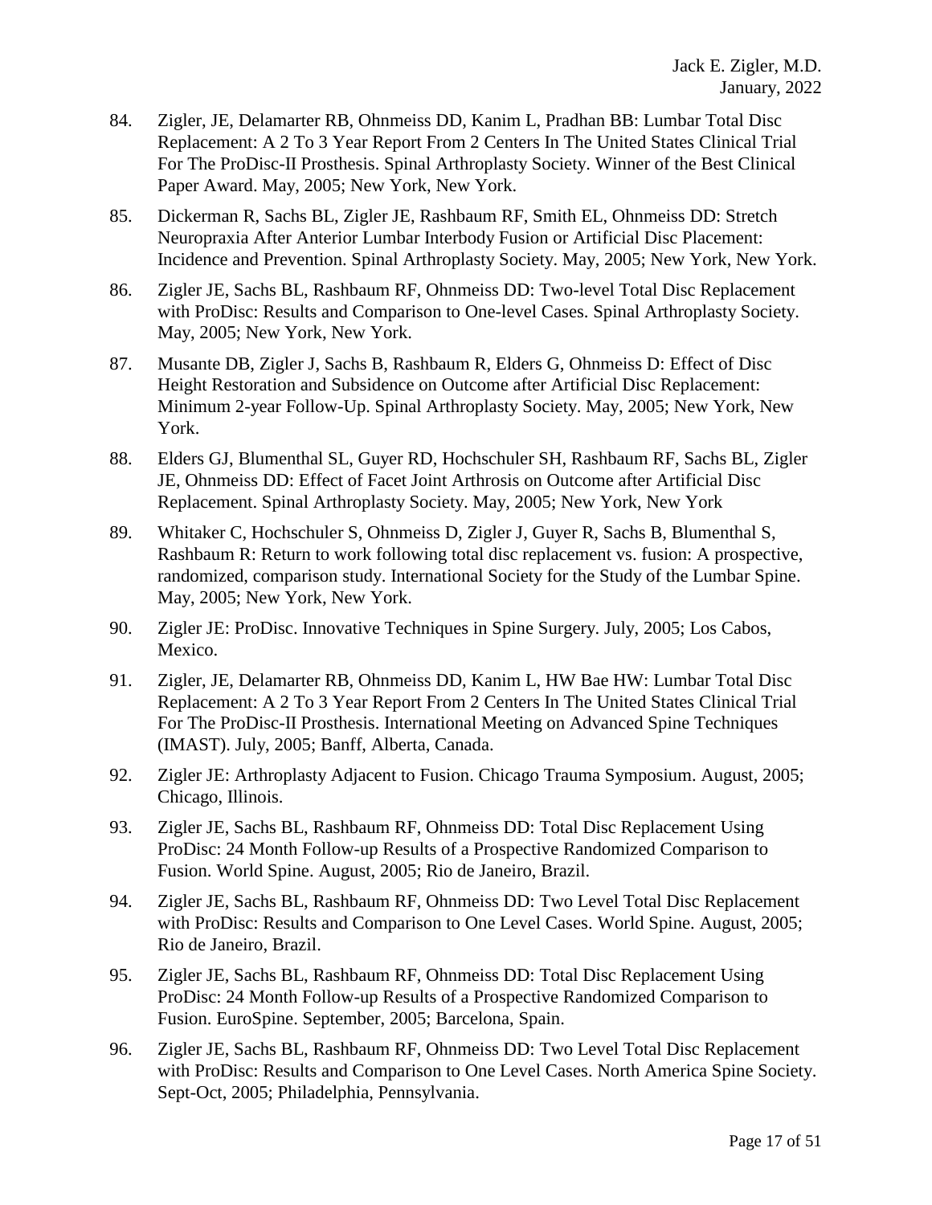84. Zigler, JE, Delamarter RB, Ohnmeiss DD, Kanim L, Pradhan BB: Lumbar Total Disc Replacement: A 2 To 3 Year Report From 2 Centers In The United States Clinical Trial For The ProDisc-II Prosthesis. Spinal Arthroplasty Society. Winner of the Best Clinical Paper Award. May, 2005; New York, New York.

85. Dickerman R, Sachs BL, Zigler JE, Rashbaum RF, Smith EL, Ohnmeiss DD: Stretch Neuropraxia After Anterior Lumbar Interbody Fusion or Artificial Disc Placement: Incidence and Prevention. Spinal Arthroplasty Society. May, 2005; New York, New York.

86. Zigler JE, Sachs BL, Rashbaum RF, Ohnmeiss DD: Two-level Total Disc Replacement with ProDisc: Results and Comparison to One-level Cases. Spinal Arthroplasty Society. May, 2005; New York, New York.

87. Musante DB, Zigler J, Sachs B, Rashbaum R, Elders G, Ohnmeiss D: Effect of Disc Height Restoration and Subsidence on Outcome after Artificial Disc Replacement: Minimum 2-year Follow-Up. Spinal Arthroplasty Society. May, 2005; New York, New York.

88. Elders GJ, Blumenthal SL, Guyer RD, Hochschuler SH, Rashbaum RF, Sachs BL, Zigler JE, Ohnmeiss DD: Effect of Facet Joint Arthrosis on Outcome after Artificial Disc Replacement. Spinal Arthroplasty Society. May, 2005; New York, New York

89. Whitaker C, Hochschuler S, Ohnmeiss D, Zigler J, Guyer R, Sachs B, Blumenthal S, Rashbaum R: Return to work following total disc replacement vs. fusion: A prospective, randomized, comparison study. International Society for the Study of the Lumbar Spine. May, 2005; New York, New York.

90. Zigler JE: ProDisc. Innovative Techniques in Spine Surgery. July, 2005; Los Cabos, Mexico.

91. Zigler, JE, Delamarter RB, Ohnmeiss DD, Kanim L, HW Bae HW: Lumbar Total Disc Replacement: A 2 To 3 Year Report From 2 Centers In The United States Clinical Trial For The ProDisc-II Prosthesis. International Meeting on Advanced Spine Techniques (IMAST). July, 2005; Banff, Alberta, Canada.

92. Zigler JE: Arthroplasty Adjacent to Fusion. Chicago Trauma Symposium. August, 2005; Chicago, Illinois.

93. Zigler JE, Sachs BL, Rashbaum RF, Ohnmeiss DD: Total Disc Replacement Using ProDisc: 24 Month Follow-up Results of a Prospective Randomized Comparison to Fusion. World Spine. August, 2005; Rio de Janeiro, Brazil.

94. Zigler JE, Sachs BL, Rashbaum RF, Ohnmeiss DD: Two Level Total Disc Replacement with ProDisc: Results and Comparison to One Level Cases. World Spine. August, 2005; Rio de Janeiro, Brazil.

95. Zigler JE, Sachs BL, Rashbaum RF, Ohnmeiss DD: Total Disc Replacement Using ProDisc: 24 Month Follow-up Results of a Prospective Randomized Comparison to Fusion. EuroSpine. September, 2005; Barcelona, Spain.

96. Zigler JE, Sachs BL, Rashbaum RF, Ohnmeiss DD: Two Level Total Disc Replacement with ProDisc: Results and Comparison to One Level Cases. North America Spine Society. Sept-Oct, 2005; Philadelphia, Pennsylvania.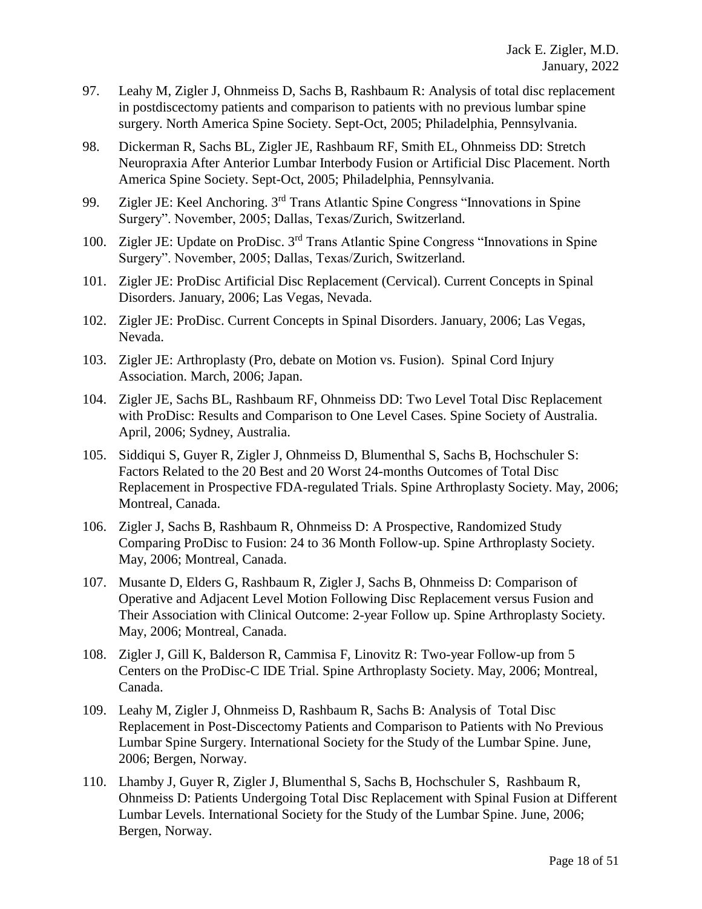97. Leahy M, Zigler J, Ohnmeiss D, Sachs B, Rashbaum R: Analysis of total disc replacement in postdiscectomy patients and comparison to patients with no previous lumbar spine surgery. North America Spine Society. Sept-Oct, 2005; Philadelphia, Pennsylvania.

98. Dickerman R, Sachs BL, Zigler JE, Rashbaum RF, Smith EL, Ohnmeiss DD: Stretch Neuropraxia After Anterior Lumbar Interbody Fusion or Artificial Disc Placement. North America Spine Society. Sept-Oct, 2005; Philadelphia, Pennsylvania.

99. Zigler JE: Keel Anchoring. 3rd Trans Atlantic Spine Congress "Innovations in Spine Surgery". November, 2005; Dallas, Texas/Zurich, Switzerland.

100. Zigler JE: Update on ProDisc. 3rd Trans Atlantic Spine Congress "Innovations in Spine Surgery". November, 2005; Dallas, Texas/Zurich, Switzerland.

101. Zigler JE: ProDisc Artificial Disc Replacement (Cervical). Current Concepts in Spinal Disorders. January, 2006; Las Vegas, Nevada.

102. Zigler JE: ProDisc. Current Concepts in Spinal Disorders. January, 2006; Las Vegas, Nevada.

103. Zigler JE: Arthroplasty (Pro, debate on Motion vs. Fusion). Spinal Cord Injury Association. March, 2006; Japan.

104. Zigler JE, Sachs BL, Rashbaum RF, Ohnmeiss DD: Two Level Total Disc Replacement with ProDisc: Results and Comparison to One Level Cases. Spine Society of Australia. April, 2006; Sydney, Australia.

105. Siddiqui S, Guyer R, Zigler J, Ohnmeiss D, Blumenthal S, Sachs B, Hochschuler S: Factors Related to the 20 Best and 20 Worst 24-months Outcomes of Total Disc Replacement in Prospective FDA-regulated Trials. Spine Arthroplasty Society. May, 2006; Montreal, Canada.

106. Zigler J, Sachs B, Rashbaum R, Ohnmeiss D: A Prospective, Randomized Study Comparing ProDisc to Fusion: 24 to 36 Month Follow-up. Spine Arthroplasty Society. May, 2006; Montreal, Canada.

107. Musante D, Elders G, Rashbaum R, Zigler J, Sachs B, Ohnmeiss D: Comparison of Operative and Adjacent Level Motion Following Disc Replacement versus Fusion and Their Association with Clinical Outcome: 2-year Follow up. Spine Arthroplasty Society. May, 2006; Montreal, Canada.

108. Zigler J, Gill K, Balderson R, Cammisa F, Linovitz R: Two-year Follow-up from 5 Centers on the ProDisc-C IDE Trial. Spine Arthroplasty Society. May, 2006; Montreal, Canada.

109. Leahy M, Zigler J, Ohnmeiss D, Rashbaum R, Sachs B: Analysis of Total Disc Replacement in Post-Discectomy Patients and Comparison to Patients with No Previous Lumbar Spine Surgery. International Society for the Study of the Lumbar Spine. June, 2006; Bergen, Norway.

110. Lhamby J, Guyer R, Zigler J, Blumenthal S, Sachs B, Hochschuler S, Rashbaum R, Ohnmeiss D: Patients Undergoing Total Disc Replacement with Spinal Fusion at Different Lumbar Levels. International Society for the Study of the Lumbar Spine. June, 2006; Bergen, Norway.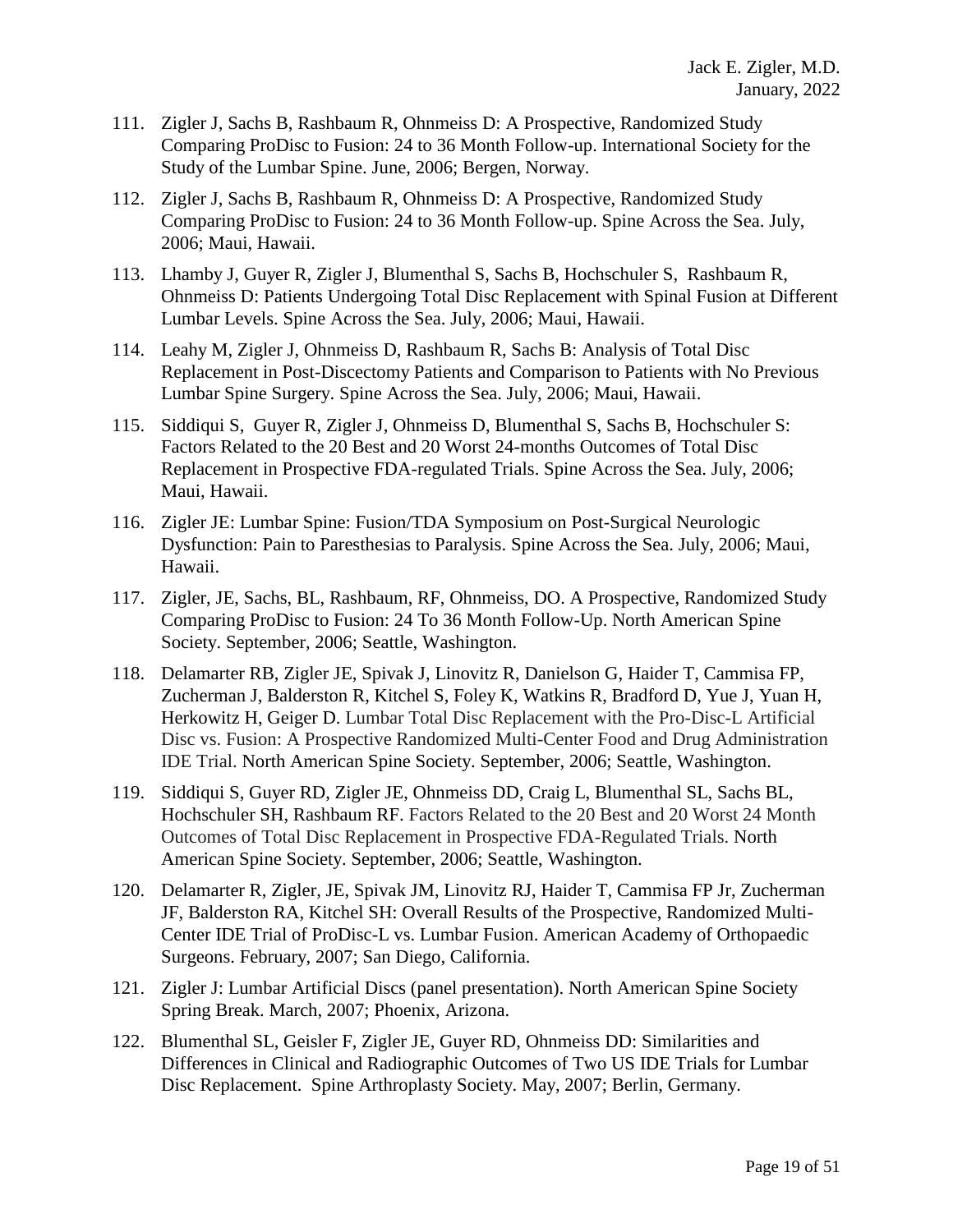111. Zigler J, Sachs B, Rashbaum R, Ohnmeiss D: A Prospective, Randomized Study Comparing ProDisc to Fusion: 24 to 36 Month Follow-up. International Society for the Study of the Lumbar Spine. June, 2006; Bergen, Norway.

112. Zigler J, Sachs B, Rashbaum R, Ohnmeiss D: A Prospective, Randomized Study Comparing ProDisc to Fusion: 24 to 36 Month Follow-up. Spine Across the Sea. July, 2006; Maui, Hawaii.

113. Lhamby J, Guyer R, Zigler J, Blumenthal S, Sachs B, Hochschuler S, Rashbaum R, Ohnmeiss D: Patients Undergoing Total Disc Replacement with Spinal Fusion at Different Lumbar Levels. Spine Across the Sea. July, 2006; Maui, Hawaii.

114. Leahy M, Zigler J, Ohnmeiss D, Rashbaum R, Sachs B: Analysis of Total Disc Replacement in Post-Discectomy Patients and Comparison to Patients with No Previous Lumbar Spine Surgery. Spine Across the Sea. July, 2006; Maui, Hawaii.

115. Siddiqui S, Guyer R, Zigler J, Ohnmeiss D, Blumenthal S, Sachs B, Hochschuler S: Factors Related to the 20 Best and 20 Worst 24-months Outcomes of Total Disc Replacement in Prospective FDA-regulated Trials. Spine Across the Sea. July, 2006; Maui, Hawaii.

116. Zigler JE: Lumbar Spine: Fusion/TDA Symposium on Post-Surgical Neurologic Dysfunction: Pain to Paresthesias to Paralysis. Spine Across the Sea. July, 2006; Maui, Hawaii.

117. Zigler, JE, Sachs, BL, Rashbaum, RF, Ohnmeiss, DO. A Prospective, Randomized Study Comparing ProDisc to Fusion: 24 To 36 Month Follow-Up. North American Spine Society. September, 2006; Seattle, Washington.

118. Delamarter RB, Zigler JE, Spivak J, Linovitz R, Danielson G, Haider T, Cammisa FP, Zucherman J, Balderston R, Kitchel S, Foley K, Watkins R, Bradford D, Yue J, Yuan H, Herkowitz H, Geiger D. Lumbar Total Disc Replacement with the Pro-Disc-L Artificial Disc vs. Fusion: A Prospective Randomized Multi-Center Food and Drug Administration IDE Trial. North American Spine Society. September, 2006; Seattle, Washington.

119. Siddiqui S, Guyer RD, Zigler JE, Ohnmeiss DD, Craig L, Blumenthal SL, Sachs BL, Hochschuler SH, Rashbaum RF. Factors Related to the 20 Best and 20 Worst 24 Month Outcomes of Total Disc Replacement in Prospective FDA-Regulated Trials. North American Spine Society. September, 2006; Seattle, Washington.

120. Delamarter R, Zigler, JE, Spivak JM, Linovitz RJ, Haider T, Cammisa FP Jr, Zucherman JF, Balderston RA, Kitchel SH: Overall Results of the Prospective, Randomized Multi-Center IDE Trial of ProDisc-L vs. Lumbar Fusion. American Academy of Orthopaedic Surgeons. February, 2007; San Diego, California.

121. Zigler J: Lumbar Artificial Discs (panel presentation). North American Spine Society Spring Break. March, 2007; Phoenix, Arizona.

122. Blumenthal SL, Geisler F, Zigler JE, Guyer RD, Ohnmeiss DD: Similarities and Differences in Clinical and Radiographic Outcomes of Two US IDE Trials for Lumbar Disc Replacement. Spine Arthroplasty Society. May, 2007; Berlin, Germany.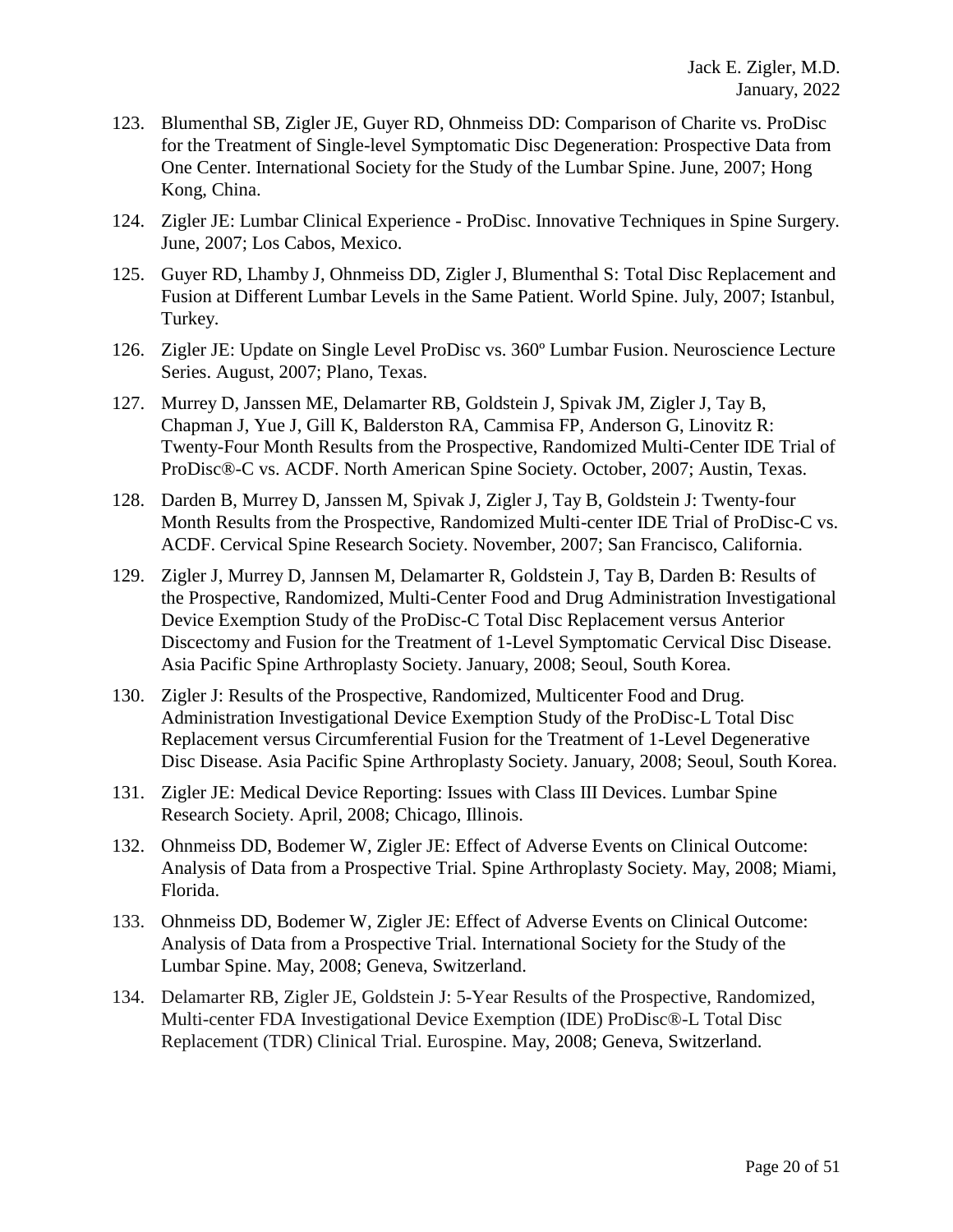123. Blumenthal SB, Zigler JE, Guyer RD, Ohnmeiss DD: Comparison of Charite vs. ProDisc for the Treatment of Single-level Symptomatic Disc Degeneration: Prospective Data from One Center. International Society for the Study of the Lumbar Spine. June, 2007; Hong Kong, China.

124. Zigler JE: Lumbar Clinical Experience - ProDisc. Innovative Techniques in Spine Surgery. June, 2007; Los Cabos, Mexico.

125. Guyer RD, Lhamby J, Ohnmeiss DD, Zigler J, Blumenthal S: Total Disc Replacement and Fusion at Different Lumbar Levels in the Same Patient. World Spine. July, 2007; Istanbul, Turkey.

126. Zigler JE: Update on Single Level ProDisc vs. 360º Lumbar Fusion. Neuroscience Lecture Series. August, 2007; Plano, Texas.

127. Murrey D, Janssen ME, Delamarter RB, Goldstein J, Spivak JM, Zigler J, Tay B, Chapman J, Yue J, Gill K, Balderston RA, Cammisa FP, Anderson G, Linovitz R: Twenty-Four Month Results from the Prospective, Randomized Multi-Center IDE Trial of ProDisc®-C vs. ACDF. North American Spine Society. October, 2007; Austin, Texas.

128. Darden B, Murrey D, Janssen M, Spivak J, Zigler J, Tay B, Goldstein J: Twenty-four Month Results from the Prospective, Randomized Multi-center IDE Trial of ProDisc-C vs. ACDF. Cervical Spine Research Society. November, 2007; San Francisco, California.

129. Zigler J, Murrey D, Jannsen M, Delamarter R, Goldstein J, Tay B, Darden B: Results of the Prospective, Randomized, Multi-Center Food and Drug Administration Investigational Device Exemption Study of the ProDisc-C Total Disc Replacement versus Anterior Discectomy and Fusion for the Treatment of 1-Level Symptomatic Cervical Disc Disease. Asia Pacific Spine Arthroplasty Society. January, 2008; Seoul, South Korea.

130. Zigler J: Results of the Prospective, Randomized, Multicenter Food and Drug. Administration Investigational Device Exemption Study of the ProDisc-L Total Disc Replacement versus Circumferential Fusion for the Treatment of 1-Level Degenerative Disc Disease. Asia Pacific Spine Arthroplasty Society. January, 2008; Seoul, South Korea.

131. Zigler JE: Medical Device Reporting: Issues with Class III Devices. Lumbar Spine Research Society. April, 2008; Chicago, Illinois.

132. Ohnmeiss DD, Bodemer W, Zigler JE: Effect of Adverse Events on Clinical Outcome: Analysis of Data from a Prospective Trial. Spine Arthroplasty Society. May, 2008; Miami, Florida.

133. Ohnmeiss DD, Bodemer W, Zigler JE: Effect of Adverse Events on Clinical Outcome: Analysis of Data from a Prospective Trial. International Society for the Study of the Lumbar Spine. May, 2008; Geneva, Switzerland.

134. Delamarter RB, Zigler JE, Goldstein J: 5-Year Results of the Prospective, Randomized, Multi-center FDA Investigational Device Exemption (IDE) ProDisc®-L Total Disc Replacement (TDR) Clinical Trial. Eurospine. May, 2008; Geneva, Switzerland.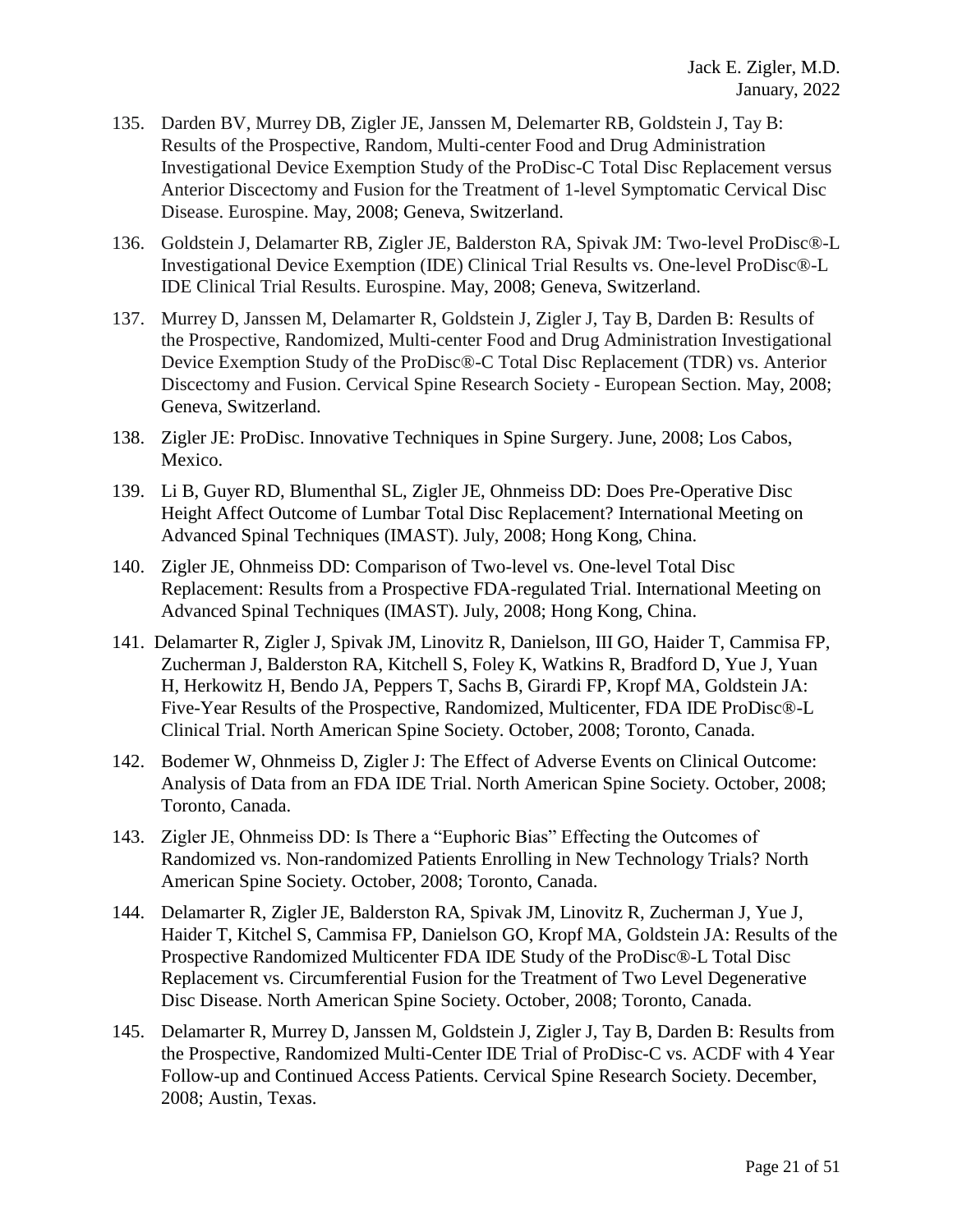135. Darden BV, Murrey DB, Zigler JE, Janssen M, Delemarter RB, Goldstein J, Tay B: Results of the Prospective, Random, Multi-center Food and Drug Administration Investigational Device Exemption Study of the ProDisc-C Total Disc Replacement versus Anterior Discectomy and Fusion for the Treatment of 1-level Symptomatic Cervical Disc Disease. Eurospine. May, 2008; Geneva, Switzerland.

136. Goldstein J, Delamarter RB, Zigler JE, Balderston RA, Spivak JM: Two-level ProDisc®-L Investigational Device Exemption (IDE) Clinical Trial Results vs. One-level ProDisc®-L IDE Clinical Trial Results. Eurospine. May, 2008; Geneva, Switzerland.

137. Murrey D, Janssen M, Delamarter R, Goldstein J, Zigler J, Tay B, Darden B: Results of the Prospective, Randomized, Multi-center Food and Drug Administration Investigational Device Exemption Study of the ProDisc®-C Total Disc Replacement (TDR) vs. Anterior Discectomy and Fusion. Cervical Spine Research Society - European Section. May, 2008; Geneva, Switzerland.

138. Zigler JE: ProDisc. Innovative Techniques in Spine Surgery. June, 2008; Los Cabos, Mexico.

139. Li B, Guyer RD, Blumenthal SL, Zigler JE, Ohnmeiss DD: Does Pre-Operative Disc Height Affect Outcome of Lumbar Total Disc Replacement? International Meeting on Advanced Spinal Techniques (IMAST). July, 2008; Hong Kong, China.

140. Zigler JE, Ohnmeiss DD: Comparison of Two-level vs. One-level Total Disc Replacement: Results from a Prospective FDA-regulated Trial. International Meeting on Advanced Spinal Techniques (IMAST). July, 2008; Hong Kong, China.

141. Delamarter R, Zigler J, Spivak JM, Linovitz R, Danielson, III GO, Haider T, Cammisa FP, Zucherman J, Balderston RA, Kitchell S, Foley K, Watkins R, Bradford D, Yue J, Yuan H, Herkowitz H, Bendo JA, Peppers T, Sachs B, Girardi FP, Kropf MA, Goldstein JA: Five-Year Results of the Prospective, Randomized, Multicenter, FDA IDE ProDisc®-L Clinical Trial. North American Spine Society. October, 2008; Toronto, Canada.

142. Bodemer W, Ohnmeiss D, Zigler J: The Effect of Adverse Events on Clinical Outcome: Analysis of Data from an FDA IDE Trial. North American Spine Society. October, 2008; Toronto, Canada.

143. Zigler JE, Ohnmeiss DD: Is There a "Euphoric Bias" Effecting the Outcomes of Randomized vs. Non-randomized Patients Enrolling in New Technology Trials? North American Spine Society. October, 2008; Toronto, Canada.

144. Delamarter R, Zigler JE, Balderston RA, Spivak JM, Linovitz R, Zucherman J, Yue J, Haider T, Kitchel S, Cammisa FP, Danielson GO, Kropf MA, Goldstein JA: Results of the Prospective Randomized Multicenter FDA IDE Study of the ProDisc®-L Total Disc Replacement vs. Circumferential Fusion for the Treatment of Two Level Degenerative Disc Disease. North American Spine Society. October, 2008; Toronto, Canada.

145. Delamarter R, Murrey D, Janssen M, Goldstein J, Zigler J, Tay B, Darden B: Results from the Prospective, Randomized Multi-Center IDE Trial of ProDisc-C vs. ACDF with 4 Year Follow-up and Continued Access Patients. Cervical Spine Research Society. December, 2008; Austin, Texas.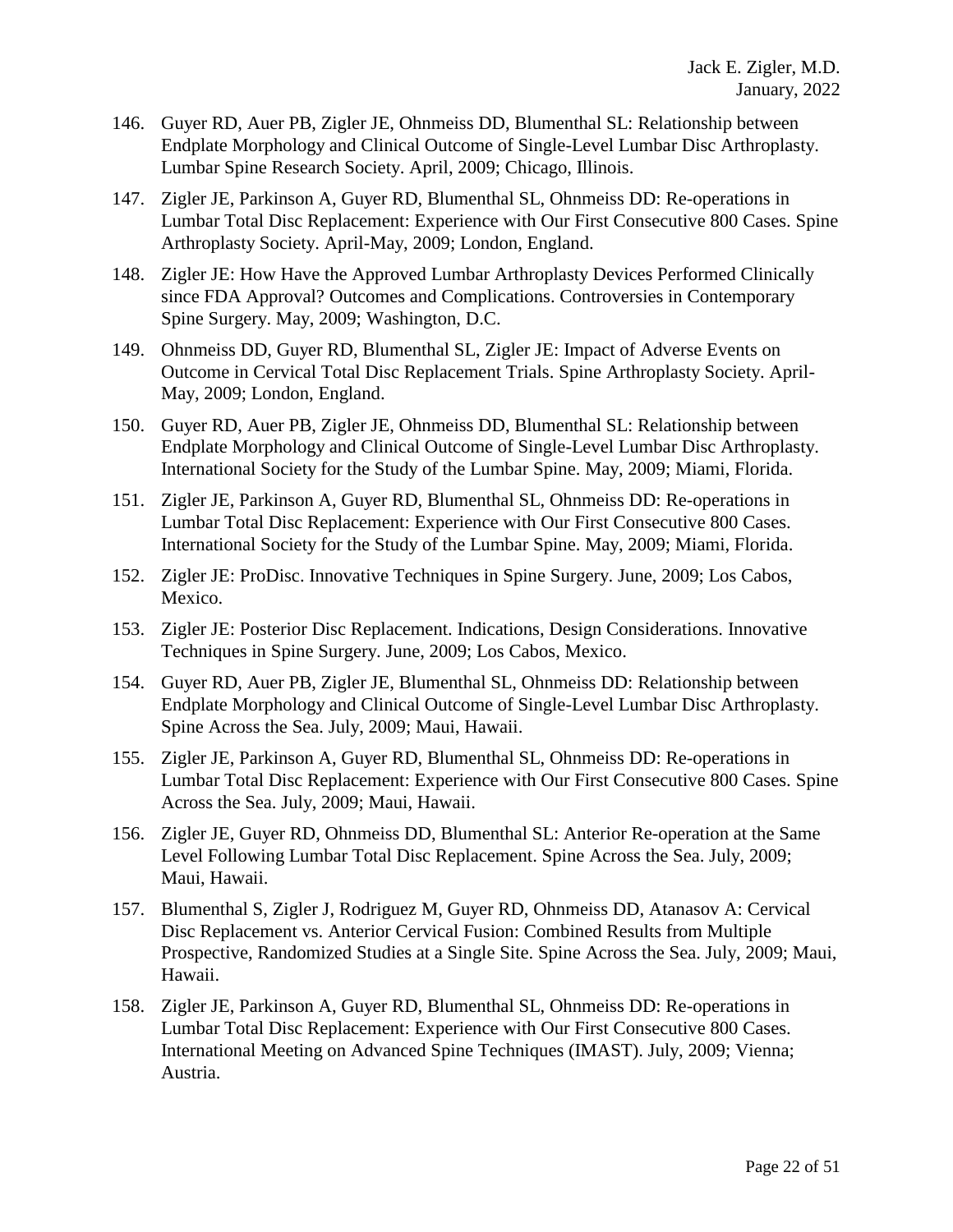146. Guyer RD, Auer PB, Zigler JE, Ohnmeiss DD, Blumenthal SL: Relationship between Endplate Morphology and Clinical Outcome of Single-Level Lumbar Disc Arthroplasty. Lumbar Spine Research Society. April, 2009; Chicago, Illinois.

147. Zigler JE, Parkinson A, Guyer RD, Blumenthal SL, Ohnmeiss DD: Re-operations in Lumbar Total Disc Replacement: Experience with Our First Consecutive 800 Cases. Spine Arthroplasty Society. April-May, 2009; London, England.

148. Zigler JE: How Have the Approved Lumbar Arthroplasty Devices Performed Clinically since FDA Approval? Outcomes and Complications. Controversies in Contemporary Spine Surgery. May, 2009; Washington, D.C.

149. Ohnmeiss DD, Guyer RD, Blumenthal SL, Zigler JE: Impact of Adverse Events on Outcome in Cervical Total Disc Replacement Trials. Spine Arthroplasty Society. April-May, 2009; London, England.

150. Guyer RD, Auer PB, Zigler JE, Ohnmeiss DD, Blumenthal SL: Relationship between Endplate Morphology and Clinical Outcome of Single-Level Lumbar Disc Arthroplasty. International Society for the Study of the Lumbar Spine. May, 2009; Miami, Florida.

151. Zigler JE, Parkinson A, Guyer RD, Blumenthal SL, Ohnmeiss DD: Re-operations in Lumbar Total Disc Replacement: Experience with Our First Consecutive 800 Cases. International Society for the Study of the Lumbar Spine. May, 2009; Miami, Florida.

152. Zigler JE: ProDisc. Innovative Techniques in Spine Surgery. June, 2009; Los Cabos, Mexico.

153. Zigler JE: Posterior Disc Replacement. Indications, Design Considerations. Innovative Techniques in Spine Surgery. June, 2009; Los Cabos, Mexico.

154. Guyer RD, Auer PB, Zigler JE, Blumenthal SL, Ohnmeiss DD: Relationship between Endplate Morphology and Clinical Outcome of Single-Level Lumbar Disc Arthroplasty. Spine Across the Sea. July, 2009; Maui, Hawaii.

155. Zigler JE, Parkinson A, Guyer RD, Blumenthal SL, Ohnmeiss DD: Re-operations in Lumbar Total Disc Replacement: Experience with Our First Consecutive 800 Cases. Spine Across the Sea. July, 2009; Maui, Hawaii.

156. Zigler JE, Guyer RD, Ohnmeiss DD, Blumenthal SL: Anterior Re-operation at the Same Level Following Lumbar Total Disc Replacement. Spine Across the Sea. July, 2009; Maui, Hawaii.

157. Blumenthal S, Zigler J, Rodriguez M, Guyer RD, Ohnmeiss DD, Atanasov A: Cervical Disc Replacement vs. Anterior Cervical Fusion: Combined Results from Multiple Prospective, Randomized Studies at a Single Site. Spine Across the Sea. July, 2009; Maui, Hawaii.

158. Zigler JE, Parkinson A, Guyer RD, Blumenthal SL, Ohnmeiss DD: Re-operations in Lumbar Total Disc Replacement: Experience with Our First Consecutive 800 Cases. International Meeting on Advanced Spine Techniques (IMAST). July, 2009; Vienna; Austria.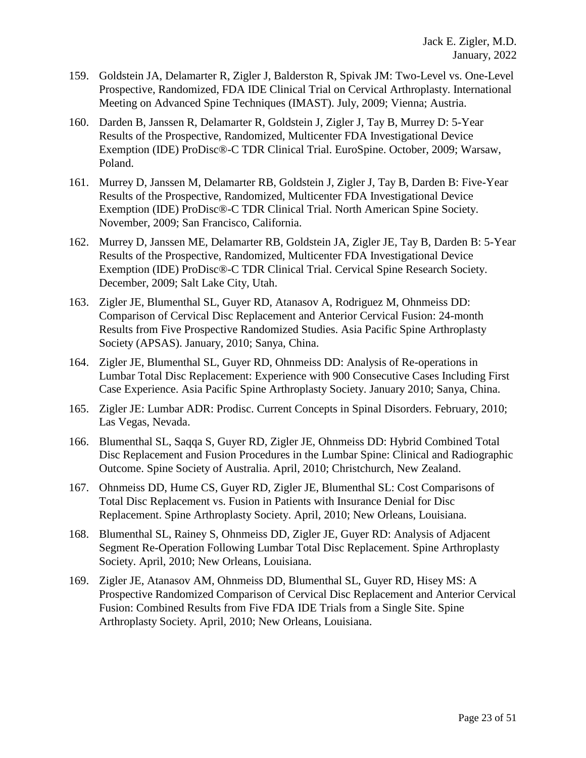159. Goldstein JA, Delamarter R, Zigler J, Balderston R, Spivak JM: Two-Level vs. One-Level Prospective, Randomized, FDA IDE Clinical Trial on Cervical Arthroplasty. International Meeting on Advanced Spine Techniques (IMAST). July, 2009; Vienna; Austria.

160. Darden B, Janssen R, Delamarter R, Goldstein J, Zigler J, Tay B, Murrey D: 5-Year Results of the Prospective, Randomized, Multicenter FDA Investigational Device Exemption (IDE) ProDisc®-C TDR Clinical Trial. EuroSpine. October, 2009; Warsaw, Poland.

161. Murrey D, Janssen M, Delamarter RB, Goldstein J, Zigler J, Tay B, Darden B: Five-Year Results of the Prospective, Randomized, Multicenter FDA Investigational Device Exemption (IDE) ProDisc®-C TDR Clinical Trial. North American Spine Society. November, 2009; San Francisco, California.

162. Murrey D, Janssen ME, Delamarter RB, Goldstein JA, Zigler JE, Tay B, Darden B: 5-Year Results of the Prospective, Randomized, Multicenter FDA Investigational Device Exemption (IDE) ProDisc®-C TDR Clinical Trial. Cervical Spine Research Society. December, 2009; Salt Lake City, Utah.

163. Zigler JE, Blumenthal SL, Guyer RD, Atanasov A, Rodriguez M, Ohnmeiss DD: Comparison of Cervical Disc Replacement and Anterior Cervical Fusion: 24-month Results from Five Prospective Randomized Studies. Asia Pacific Spine Arthroplasty Society (APSAS). January, 2010; Sanya, China.

164. Zigler JE, Blumenthal SL, Guyer RD, Ohnmeiss DD: Analysis of Re-operations in Lumbar Total Disc Replacement: Experience with 900 Consecutive Cases Including First Case Experience. Asia Pacific Spine Arthroplasty Society. January 2010; Sanya, China.

165. Zigler JE: Lumbar ADR: Prodisc. Current Concepts in Spinal Disorders. February, 2010; Las Vegas, Nevada.

166. Blumenthal SL, Saqqa S, Guyer RD, Zigler JE, Ohnmeiss DD: Hybrid Combined Total Disc Replacement and Fusion Procedures in the Lumbar Spine: Clinical and Radiographic Outcome. Spine Society of Australia. April, 2010; Christchurch, New Zealand.

167. Ohnmeiss DD, Hume CS, Guyer RD, Zigler JE, Blumenthal SL: Cost Comparisons of Total Disc Replacement vs. Fusion in Patients with Insurance Denial for Disc Replacement. Spine Arthroplasty Society. April, 2010; New Orleans, Louisiana.

168. Blumenthal SL, Rainey S, Ohnmeiss DD, Zigler JE, Guyer RD: Analysis of Adjacent Segment Re-Operation Following Lumbar Total Disc Replacement. Spine Arthroplasty Society. April, 2010; New Orleans, Louisiana.

169. Zigler JE, Atanasov AM, Ohnmeiss DD, Blumenthal SL, Guyer RD, Hisey MS: A Prospective Randomized Comparison of Cervical Disc Replacement and Anterior Cervical Fusion: Combined Results from Five FDA IDE Trials from a Single Site. Spine Arthroplasty Society. April, 2010; New Orleans, Louisiana.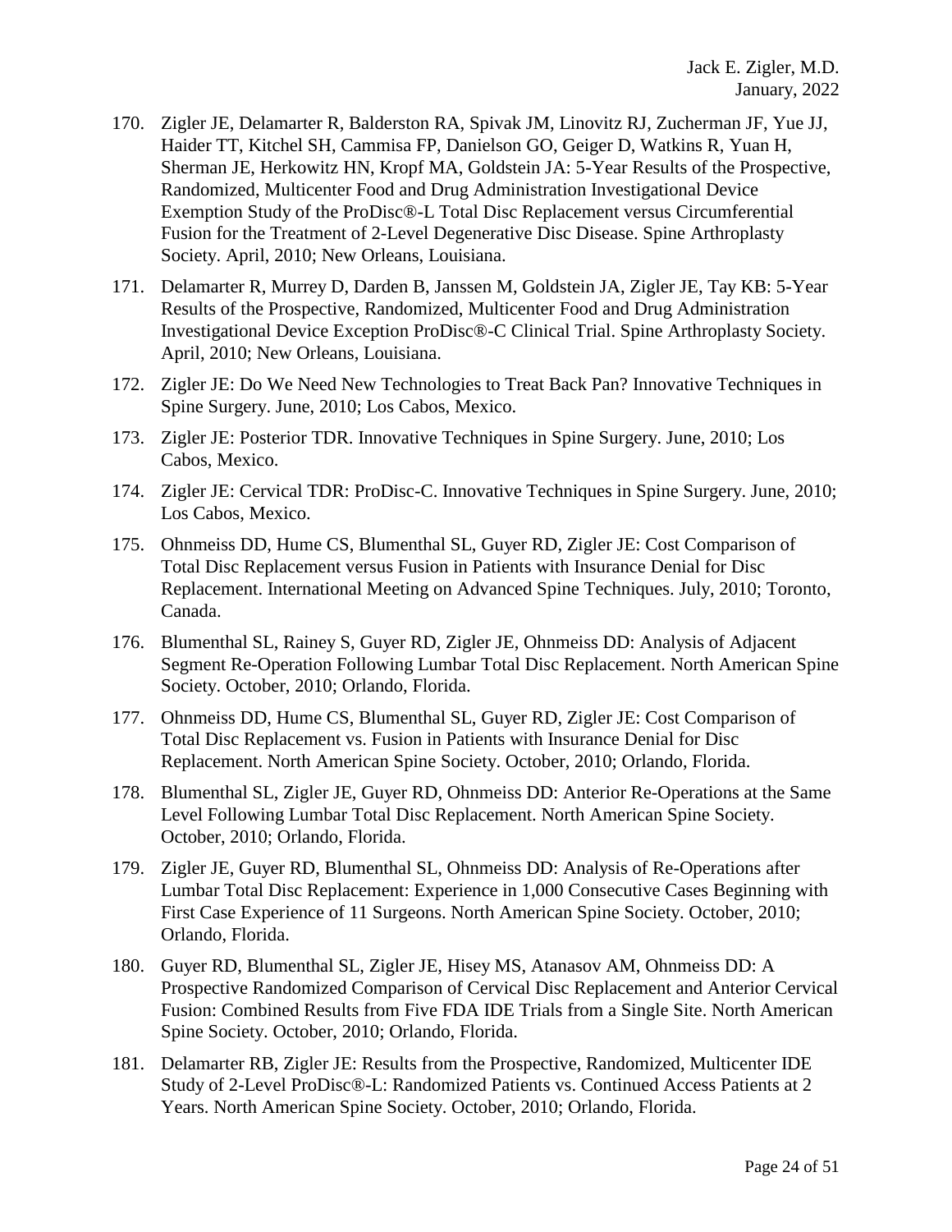170. Zigler JE, Delamarter R, Balderston RA, Spivak JM, Linovitz RJ, Zucherman JF, Yue JJ, Haider TT, Kitchel SH, Cammisa FP, Danielson GO, Geiger D, Watkins R, Yuan H, Sherman JE, Herkowitz HN, Kropf MA, Goldstein JA: 5-Year Results of the Prospective, Randomized, Multicenter Food and Drug Administration Investigational Device Exemption Study of the ProDisc®-L Total Disc Replacement versus Circumferential Fusion for the Treatment of 2-Level Degenerative Disc Disease. Spine Arthroplasty Society. April, 2010; New Orleans, Louisiana.

171. Delamarter R, Murrey D, Darden B, Janssen M, Goldstein JA, Zigler JE, Tay KB: 5-Year Results of the Prospective, Randomized, Multicenter Food and Drug Administration Investigational Device Exception ProDisc®-C Clinical Trial. Spine Arthroplasty Society. April, 2010; New Orleans, Louisiana.

172. Zigler JE: Do We Need New Technologies to Treat Back Pan? Innovative Techniques in Spine Surgery. June, 2010; Los Cabos, Mexico.

173. Zigler JE: Posterior TDR. Innovative Techniques in Spine Surgery. June, 2010; Los Cabos, Mexico.

174. Zigler JE: Cervical TDR: ProDisc-C. Innovative Techniques in Spine Surgery. June, 2010; Los Cabos, Mexico.

175. Ohnmeiss DD, Hume CS, Blumenthal SL, Guyer RD, Zigler JE: Cost Comparison of Total Disc Replacement versus Fusion in Patients with Insurance Denial for Disc Replacement. International Meeting on Advanced Spine Techniques. July, 2010; Toronto, Canada.

176. Blumenthal SL, Rainey S, Guyer RD, Zigler JE, Ohnmeiss DD: Analysis of Adjacent Segment Re-Operation Following Lumbar Total Disc Replacement. North American Spine Society. October, 2010; Orlando, Florida.

177. Ohnmeiss DD, Hume CS, Blumenthal SL, Guyer RD, Zigler JE: Cost Comparison of Total Disc Replacement vs. Fusion in Patients with Insurance Denial for Disc Replacement. North American Spine Society. October, 2010; Orlando, Florida.

178. Blumenthal SL, Zigler JE, Guyer RD, Ohnmeiss DD: Anterior Re-Operations at the Same Level Following Lumbar Total Disc Replacement. North American Spine Society. October, 2010; Orlando, Florida.

179. Zigler JE, Guyer RD, Blumenthal SL, Ohnmeiss DD: Analysis of Re-Operations after Lumbar Total Disc Replacement: Experience in 1,000 Consecutive Cases Beginning with First Case Experience of 11 Surgeons. North American Spine Society. October, 2010; Orlando, Florida.

180. Guyer RD, Blumenthal SL, Zigler JE, Hisey MS, Atanasov AM, Ohnmeiss DD: A Prospective Randomized Comparison of Cervical Disc Replacement and Anterior Cervical Fusion: Combined Results from Five FDA IDE Trials from a Single Site. North American Spine Society. October, 2010; Orlando, Florida.

181. Delamarter RB, Zigler JE: Results from the Prospective, Randomized, Multicenter IDE Study of 2-Level ProDisc®-L: Randomized Patients vs. Continued Access Patients at 2 Years. North American Spine Society. October, 2010; Orlando, Florida.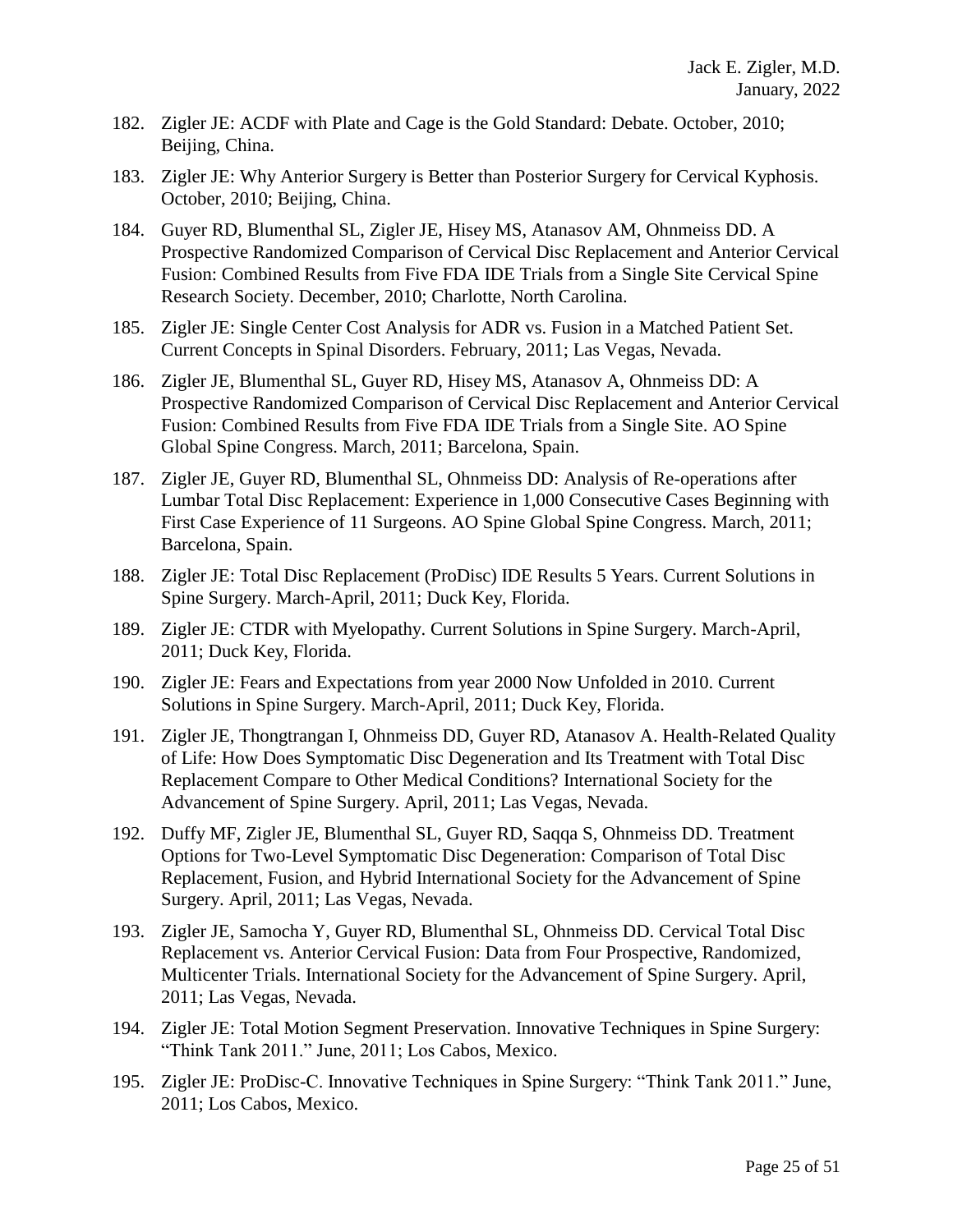182. Zigler JE: ACDF with Plate and Cage is the Gold Standard: Debate. October, 2010; Beijing, China.

183. Zigler JE: Why Anterior Surgery is Better than Posterior Surgery for Cervical Kyphosis. October, 2010; Beijing, China.

184. Guyer RD, Blumenthal SL, Zigler JE, Hisey MS, Atanasov AM, Ohnmeiss DD. A Prospective Randomized Comparison of Cervical Disc Replacement and Anterior Cervical Fusion: Combined Results from Five FDA IDE Trials from a Single Site Cervical Spine Research Society. December, 2010; Charlotte, North Carolina.

185. Zigler JE: Single Center Cost Analysis for ADR vs. Fusion in a Matched Patient Set. Current Concepts in Spinal Disorders. February, 2011; Las Vegas, Nevada.

186. Zigler JE, Blumenthal SL, Guyer RD, Hisey MS, Atanasov A, Ohnmeiss DD: A Prospective Randomized Comparison of Cervical Disc Replacement and Anterior Cervical Fusion: Combined Results from Five FDA IDE Trials from a Single Site. AO Spine Global Spine Congress. March, 2011; Barcelona, Spain.

187. Zigler JE, Guyer RD, Blumenthal SL, Ohnmeiss DD: Analysis of Re-operations after Lumbar Total Disc Replacement: Experience in 1,000 Consecutive Cases Beginning with First Case Experience of 11 Surgeons. AO Spine Global Spine Congress. March, 2011; Barcelona, Spain.

188. Zigler JE: Total Disc Replacement (ProDisc) IDE Results 5 Years. Current Solutions in Spine Surgery. March-April, 2011; Duck Key, Florida.

189. Zigler JE: CTDR with Myelopathy. Current Solutions in Spine Surgery. March-April, 2011; Duck Key, Florida.

190. Zigler JE: Fears and Expectations from year 2000 Now Unfolded in 2010. Current Solutions in Spine Surgery. March-April, 2011; Duck Key, Florida.

191. Zigler JE, Thongtrangan I, Ohnmeiss DD, Guyer RD, Atanasov A. Health-Related Quality of Life: How Does Symptomatic Disc Degeneration and Its Treatment with Total Disc Replacement Compare to Other Medical Conditions? International Society for the Advancement of Spine Surgery. April, 2011; Las Vegas, Nevada.

192. Duffy MF, Zigler JE, Blumenthal SL, Guyer RD, Saqqa S, Ohnmeiss DD. Treatment Options for Two-Level Symptomatic Disc Degeneration: Comparison of Total Disc Replacement, Fusion, and Hybrid International Society for the Advancement of Spine Surgery. April, 2011; Las Vegas, Nevada.

193. Zigler JE, Samocha Y, Guyer RD, Blumenthal SL, Ohnmeiss DD. Cervical Total Disc Replacement vs. Anterior Cervical Fusion: Data from Four Prospective, Randomized, Multicenter Trials. International Society for the Advancement of Spine Surgery. April, 2011; Las Vegas, Nevada.

194. Zigler JE: Total Motion Segment Preservation. Innovative Techniques in Spine Surgery: "Think Tank 2011." June, 2011; Los Cabos, Mexico.

195. Zigler JE: ProDisc-C. Innovative Techniques in Spine Surgery: "Think Tank 2011." June, 2011; Los Cabos, Mexico.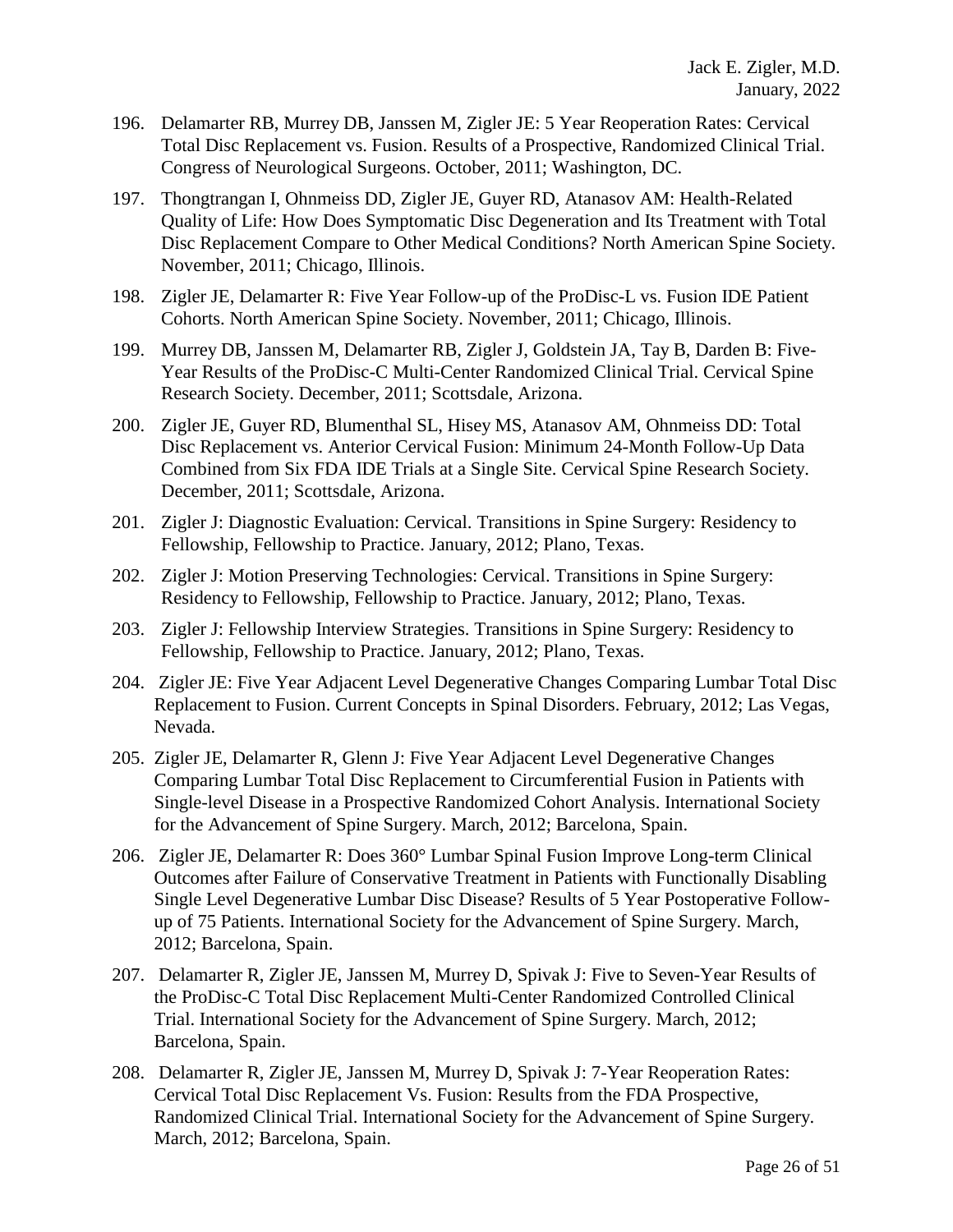196. Delamarter RB, Murrey DB, Janssen M, Zigler JE: 5 Year Reoperation Rates: Cervical Total Disc Replacement vs. Fusion. Results of a Prospective, Randomized Clinical Trial. Congress of Neurological Surgeons. October, 2011; Washington, DC.

197. Thongtrangan I, Ohnmeiss DD, Zigler JE, Guyer RD, Atanasov AM: Health-Related Quality of Life: How Does Symptomatic Disc Degeneration and Its Treatment with Total Disc Replacement Compare to Other Medical Conditions? North American Spine Society. November, 2011; Chicago, Illinois.

198. Zigler JE, Delamarter R: Five Year Follow-up of the ProDisc-L vs. Fusion IDE Patient Cohorts. North American Spine Society. November, 2011; Chicago, Illinois.

199. Murrey DB, Janssen M, Delamarter RB, Zigler J, Goldstein JA, Tay B, Darden B: Five-Year Results of the ProDisc-C Multi-Center Randomized Clinical Trial. Cervical Spine Research Society. December, 2011; Scottsdale, Arizona.

200. Zigler JE, Guyer RD, Blumenthal SL, Hisey MS, Atanasov AM, Ohnmeiss DD: Total Disc Replacement vs. Anterior Cervical Fusion: Minimum 24-Month Follow-Up Data Combined from Six FDA IDE Trials at a Single Site. Cervical Spine Research Society. December, 2011; Scottsdale, Arizona.

201. Zigler J: Diagnostic Evaluation: Cervical. Transitions in Spine Surgery: Residency to Fellowship, Fellowship to Practice. January, 2012; Plano, Texas.

202. Zigler J: Motion Preserving Technologies: Cervical. Transitions in Spine Surgery: Residency to Fellowship, Fellowship to Practice. January, 2012; Plano, Texas.

203. Zigler J: Fellowship Interview Strategies. Transitions in Spine Surgery: Residency to Fellowship, Fellowship to Practice. January, 2012; Plano, Texas.

204. Zigler JE: Five Year Adjacent Level Degenerative Changes Comparing Lumbar Total Disc Replacement to Fusion. Current Concepts in Spinal Disorders. February, 2012; Las Vegas, Nevada.

205. Zigler JE, Delamarter R, Glenn J: Five Year Adjacent Level Degenerative Changes Comparing Lumbar Total Disc Replacement to Circumferential Fusion in Patients with Single-level Disease in a Prospective Randomized Cohort Analysis. International Society for the Advancement of Spine Surgery. March, 2012; Barcelona, Spain.

206. Zigler JE, Delamarter R: Does 360° Lumbar Spinal Fusion Improve Long-term Clinical Outcomes after Failure of Conservative Treatment in Patients with Functionally Disabling Single Level Degenerative Lumbar Disc Disease? Results of 5 Year Postoperative Follow-up of 75 Patients. International Society for the Advancement of Spine Surgery. March, 2012; Barcelona, Spain.

207. Delamarter R, Zigler JE, Janssen M, Murrey D, Spivak J: Five to Seven-Year Results of the ProDisc-C Total Disc Replacement Multi-Center Randomized Controlled Clinical Trial. International Society for the Advancement of Spine Surgery. March, 2012; Barcelona, Spain.

208. Delamarter R, Zigler JE, Janssen M, Murrey D, Spivak J: 7-Year Reoperation Rates: Cervical Total Disc Replacement Vs. Fusion: Results from the FDA Prospective, Randomized Clinical Trial. International Society for the Advancement of Spine Surgery. March, 2012; Barcelona, Spain.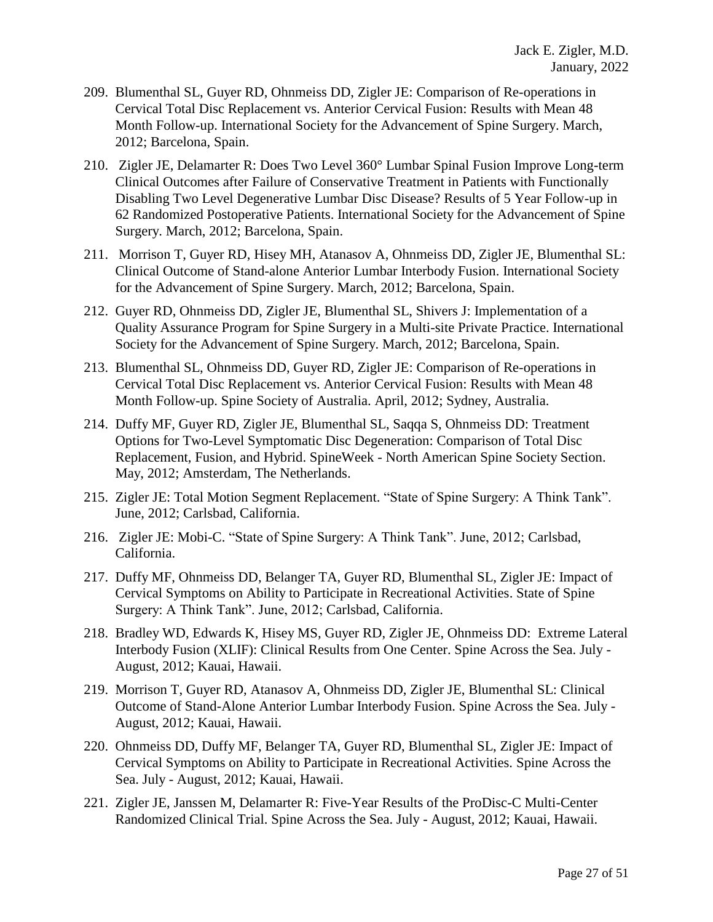209. Blumenthal SL, Guyer RD, Ohnmeiss DD, Zigler JE: Comparison of Re-operations in Cervical Total Disc Replacement vs. Anterior Cervical Fusion: Results with Mean 48 Month Follow-up. International Society for the Advancement of Spine Surgery. March, 2012; Barcelona, Spain.

210. Zigler JE, Delamarter R: Does Two Level 360° Lumbar Spinal Fusion Improve Long-term Clinical Outcomes after Failure of Conservative Treatment in Patients with Functionally Disabling Two Level Degenerative Lumbar Disc Disease? Results of 5 Year Follow-up in 62 Randomized Postoperative Patients. International Society for the Advancement of Spine Surgery. March, 2012; Barcelona, Spain.

211. Morrison T, Guyer RD, Hisey MH, Atanasov A, Ohnmeiss DD, Zigler JE, Blumenthal SL: Clinical Outcome of Stand-alone Anterior Lumbar Interbody Fusion. International Society for the Advancement of Spine Surgery. March, 2012; Barcelona, Spain.

212. Guyer RD, Ohnmeiss DD, Zigler JE, Blumenthal SL, Shivers J: Implementation of a Quality Assurance Program for Spine Surgery in a Multi-site Private Practice. International Society for the Advancement of Spine Surgery. March, 2012; Barcelona, Spain.

213. Blumenthal SL, Ohnmeiss DD, Guyer RD, Zigler JE: Comparison of Re-operations in Cervical Total Disc Replacement vs. Anterior Cervical Fusion: Results with Mean 48 Month Follow-up. Spine Society of Australia. April, 2012; Sydney, Australia.

214. Duffy MF, Guyer RD, Zigler JE, Blumenthal SL, Saqqa S, Ohnmeiss DD: Treatment Options for Two-Level Symptomatic Disc Degeneration: Comparison of Total Disc Replacement, Fusion, and Hybrid. SpineWeek - North American Spine Society Section. May, 2012; Amsterdam, The Netherlands.

215. Zigler JE: Total Motion Segment Replacement. "State of Spine Surgery: A Think Tank". June, 2012; Carlsbad, California.

216. Zigler JE: Mobi-C. "State of Spine Surgery: A Think Tank". June, 2012; Carlsbad, California.

217. Duffy MF, Ohnmeiss DD, Belanger TA, Guyer RD, Blumenthal SL, Zigler JE: Impact of Cervical Symptoms on Ability to Participate in Recreational Activities. State of Spine Surgery: A Think Tank". June, 2012; Carlsbad, California.

218. Bradley WD, Edwards K, Hisey MS, Guyer RD, Zigler JE, Ohnmeiss DD: Extreme Lateral Interbody Fusion (XLIF): Clinical Results from One Center. Spine Across the Sea. July - August, 2012; Kauai, Hawaii.

219. Morrison T, Guyer RD, Atanasov A, Ohnmeiss DD, Zigler JE, Blumenthal SL: Clinical Outcome of Stand-Alone Anterior Lumbar Interbody Fusion. Spine Across the Sea. July - August, 2012; Kauai, Hawaii.

220. Ohnmeiss DD, Duffy MF, Belanger TA, Guyer RD, Blumenthal SL, Zigler JE: Impact of Cervical Symptoms on Ability to Participate in Recreational Activities. Spine Across the Sea. July - August, 2012; Kauai, Hawaii.

221. Zigler JE, Janssen M, Delamarter R: Five-Year Results of the ProDisc-C Multi-Center Randomized Clinical Trial. Spine Across the Sea. July - August, 2012; Kauai, Hawaii.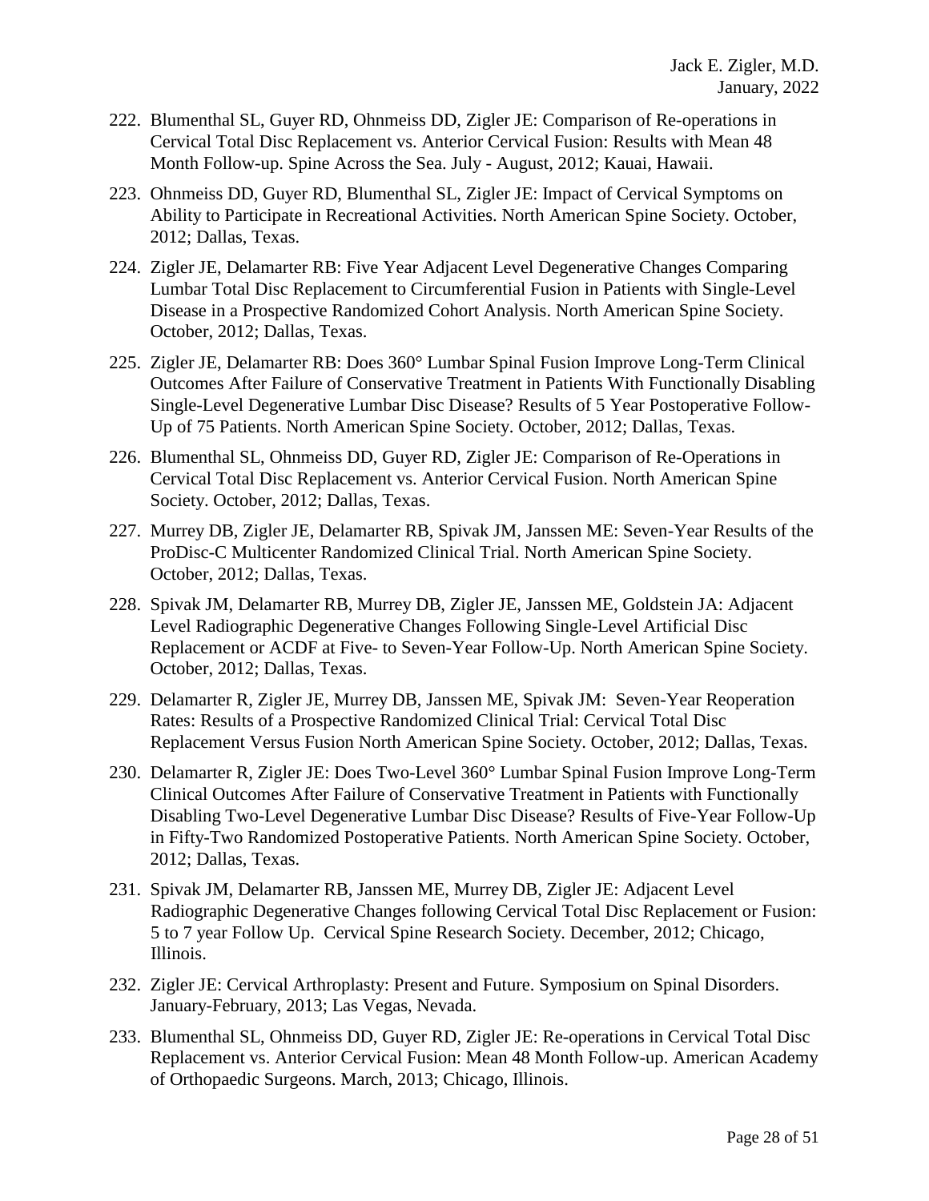222. Blumenthal SL, Guyer RD, Ohnmeiss DD, Zigler JE: Comparison of Re-operations in Cervical Total Disc Replacement vs. Anterior Cervical Fusion: Results with Mean 48 Month Follow-up. Spine Across the Sea. July - August, 2012; Kauai, Hawaii.

223. Ohnmeiss DD, Guyer RD, Blumenthal SL, Zigler JE: Impact of Cervical Symptoms on Ability to Participate in Recreational Activities. North American Spine Society. October, 2012; Dallas, Texas.

224. Zigler JE, Delamarter RB: Five Year Adjacent Level Degenerative Changes Comparing Lumbar Total Disc Replacement to Circumferential Fusion in Patients with Single-Level Disease in a Prospective Randomized Cohort Analysis. North American Spine Society. October, 2012; Dallas, Texas.

225. Zigler JE, Delamarter RB: Does 360° Lumbar Spinal Fusion Improve Long-Term Clinical Outcomes After Failure of Conservative Treatment in Patients With Functionally Disabling Single-Level Degenerative Lumbar Disc Disease? Results of 5 Year Postoperative Follow-Up of 75 Patients. North American Spine Society. October, 2012; Dallas, Texas.

226. Blumenthal SL, Ohnmeiss DD, Guyer RD, Zigler JE: Comparison of Re-Operations in Cervical Total Disc Replacement vs. Anterior Cervical Fusion. North American Spine Society. October, 2012; Dallas, Texas.

227. Murrey DB, Zigler JE, Delamarter RB, Spivak JM, Janssen ME: Seven-Year Results of the ProDisc-C Multicenter Randomized Clinical Trial. North American Spine Society. October, 2012; Dallas, Texas.

228. Spivak JM, Delamarter RB, Murrey DB, Zigler JE, Janssen ME, Goldstein JA: Adjacent Level Radiographic Degenerative Changes Following Single-Level Artificial Disc Replacement or ACDF at Five- to Seven-Year Follow-Up. North American Spine Society. October, 2012; Dallas, Texas.

229. Delamarter R, Zigler JE, Murrey DB, Janssen ME, Spivak JM: Seven-Year Reoperation Rates: Results of a Prospective Randomized Clinical Trial: Cervical Total Disc Replacement Versus Fusion North American Spine Society. October, 2012; Dallas, Texas.

230. Delamarter R, Zigler JE: Does Two-Level 360° Lumbar Spinal Fusion Improve Long-Term Clinical Outcomes After Failure of Conservative Treatment in Patients with Functionally Disabling Two-Level Degenerative Lumbar Disc Disease? Results of Five-Year Follow-Up in Fifty-Two Randomized Postoperative Patients. North American Spine Society. October, 2012; Dallas, Texas.

231. Spivak JM, Delamarter RB, Janssen ME, Murrey DB, Zigler JE: Adjacent Level Radiographic Degenerative Changes following Cervical Total Disc Replacement or Fusion: 5 to 7 year Follow Up. Cervical Spine Research Society. December, 2012; Chicago, Illinois.

232. Zigler JE: Cervical Arthroplasty: Present and Future. Symposium on Spinal Disorders. January-February, 2013; Las Vegas, Nevada.

233. Blumenthal SL, Ohnmeiss DD, Guyer RD, Zigler JE: Re-operations in Cervical Total Disc Replacement vs. Anterior Cervical Fusion: Mean 48 Month Follow-up. American Academy of Orthopaedic Surgeons. March, 2013; Chicago, Illinois.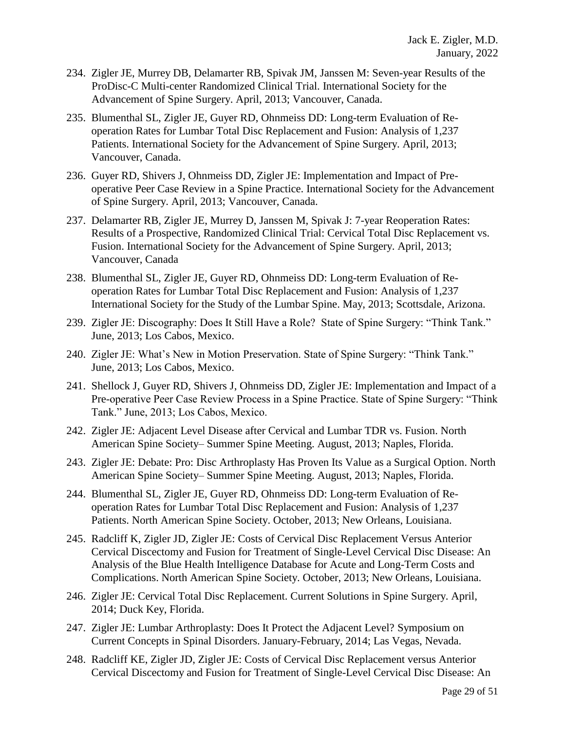234. Zigler JE, Murrey DB, Delamarter RB, Spivak JM, Janssen M: Seven-year Results of the ProDisc-C Multi-center Randomized Clinical Trial. International Society for the Advancement of Spine Surgery. April, 2013; Vancouver, Canada.

235. Blumenthal SL, Zigler JE, Guyer RD, Ohnmeiss DD: Long-term Evaluation of Re-operation Rates for Lumbar Total Disc Replacement and Fusion: Analysis of 1,237 Patients. International Society for the Advancement of Spine Surgery. April, 2013; Vancouver, Canada.

236. Guyer RD, Shivers J, Ohnmeiss DD, Zigler JE: Implementation and Impact of Pre-operative Peer Case Review in a Spine Practice. International Society for the Advancement of Spine Surgery. April, 2013; Vancouver, Canada.

237. Delamarter RB, Zigler JE, Murrey D, Janssen M, Spivak J: 7-year Reoperation Rates: Results of a Prospective, Randomized Clinical Trial: Cervical Total Disc Replacement vs. Fusion. International Society for the Advancement of Spine Surgery. April, 2013; Vancouver, Canada

238. Blumenthal SL, Zigler JE, Guyer RD, Ohnmeiss DD: Long-term Evaluation of Re-operation Rates for Lumbar Total Disc Replacement and Fusion: Analysis of 1,237 International Society for the Study of the Lumbar Spine. May, 2013; Scottsdale, Arizona.

239. Zigler JE: Discography: Does It Still Have a Role? State of Spine Surgery: "Think Tank." June, 2013; Los Cabos, Mexico.

240. Zigler JE: What's New in Motion Preservation. State of Spine Surgery: "Think Tank." June, 2013; Los Cabos, Mexico.

241. Shellock J, Guyer RD, Shivers J, Ohnmeiss DD, Zigler JE: Implementation and Impact of a Pre-operative Peer Case Review Process in a Spine Practice. State of Spine Surgery: "Think Tank." June, 2013; Los Cabos, Mexico.

242. Zigler JE: Adjacent Level Disease after Cervical and Lumbar TDR vs. Fusion. North American Spine Society– Summer Spine Meeting. August, 2013; Naples, Florida.

243. Zigler JE: Debate: Pro: Disc Arthroplasty Has Proven Its Value as a Surgical Option. North American Spine Society– Summer Spine Meeting. August, 2013; Naples, Florida.

244. Blumenthal SL, Zigler JE, Guyer RD, Ohnmeiss DD: Long-term Evaluation of Re-operation Rates for Lumbar Total Disc Replacement and Fusion: Analysis of 1,237 Patients. North American Spine Society. October, 2013; New Orleans, Louisiana.

245. Radcliff K, Zigler JD, Zigler JE: Costs of Cervical Disc Replacement Versus Anterior Cervical Discectomy and Fusion for Treatment of Single-Level Cervical Disc Disease: An Analysis of the Blue Health Intelligence Database for Acute and Long-Term Costs and Complications. North American Spine Society. October, 2013; New Orleans, Louisiana.

246. Zigler JE: Cervical Total Disc Replacement. Current Solutions in Spine Surgery. April, 2014; Duck Key, Florida.

247. Zigler JE: Lumbar Arthroplasty: Does It Protect the Adjacent Level? Symposium on Current Concepts in Spinal Disorders. January-February, 2014; Las Vegas, Nevada.

248. Radcliff KE, Zigler JD, Zigler JE: Costs of Cervical Disc Replacement versus Anterior Cervical Discectomy and Fusion for Treatment of Single-Level Cervical Disc Disease: An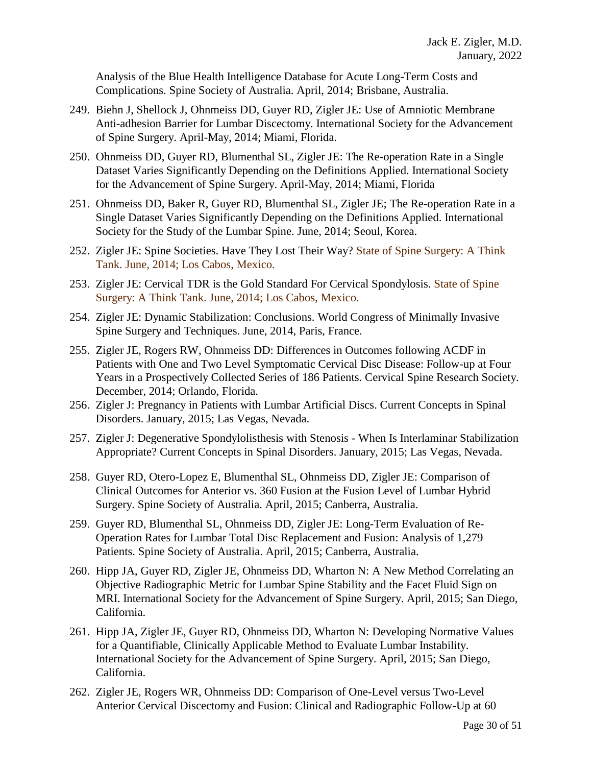Analysis of the Blue Health Intelligence Database for Acute Long-Term Costs and Complications. Spine Society of Australia. April, 2014; Brisbane, Australia.

249. Biehn J, Shellock J, Ohnmeiss DD, Guyer RD, Zigler JE: Use of Amniotic Membrane Anti-adhesion Barrier for Lumbar Discectomy. International Society for the Advancement of Spine Surgery. April-May, 2014; Miami, Florida.

250. Ohnmeiss DD, Guyer RD, Blumenthal SL, Zigler JE: The Re-operation Rate in a Single Dataset Varies Significantly Depending on the Definitions Applied. International Society for the Advancement of Spine Surgery. April-May, 2014; Miami, Florida

251. Ohnmeiss DD, Baker R, Guyer RD, Blumenthal SL, Zigler JE; The Re-operation Rate in a Single Dataset Varies Significantly Depending on the Definitions Applied. International Society for the Study of the Lumbar Spine. June, 2014; Seoul, Korea.

252. Zigler JE: Spine Societies. Have They Lost Their Way? State of Spine Surgery: A Think Tank. June, 2014; Los Cabos, Mexico.

253. Zigler JE: Cervical TDR is the Gold Standard For Cervical Spondylosis. State of Spine Surgery: A Think Tank. June, 2014; Los Cabos, Mexico.

254. Zigler JE: Dynamic Stabilization: Conclusions. World Congress of Minimally Invasive Spine Surgery and Techniques. June, 2014, Paris, France.

255. Zigler JE, Rogers RW, Ohnmeiss DD: Differences in Outcomes following ACDF in Patients with One and Two Level Symptomatic Cervical Disc Disease: Follow-up at Four Years in a Prospectively Collected Series of 186 Patients. Cervical Spine Research Society. December, 2014; Orlando, Florida.

256. Zigler J: Pregnancy in Patients with Lumbar Artificial Discs. Current Concepts in Spinal Disorders. January, 2015; Las Vegas, Nevada.

257. Zigler J: Degenerative Spondylolisthesis with Stenosis - When Is Interlaminar Stabilization Appropriate? Current Concepts in Spinal Disorders. January, 2015; Las Vegas, Nevada.

258. Guyer RD, Otero-Lopez E, Blumenthal SL, Ohnmeiss DD, Zigler JE: Comparison of Clinical Outcomes for Anterior vs. 360 Fusion at the Fusion Level of Lumbar Hybrid Surgery. Spine Society of Australia. April, 2015; Canberra, Australia.

259. Guyer RD, Blumenthal SL, Ohnmeiss DD, Zigler JE: Long-Term Evaluation of Re-Operation Rates for Lumbar Total Disc Replacement and Fusion: Analysis of 1,279 Patients. Spine Society of Australia. April, 2015; Canberra, Australia.

260. Hipp JA, Guyer RD, Zigler JE, Ohnmeiss DD, Wharton N: A New Method Correlating an Objective Radiographic Metric for Lumbar Spine Stability and the Facet Fluid Sign on MRI. International Society for the Advancement of Spine Surgery. April, 2015; San Diego, California.

261. Hipp JA, Zigler JE, Guyer RD, Ohnmeiss DD, Wharton N: Developing Normative Values for a Quantifiable, Clinically Applicable Method to Evaluate Lumbar Instability. International Society for the Advancement of Spine Surgery. April, 2015; San Diego, California.

262. Zigler JE, Rogers WR, Ohnmeiss DD: Comparison of One-Level versus Two-Level Anterior Cervical Discectomy and Fusion: Clinical and Radiographic Follow-Up at 60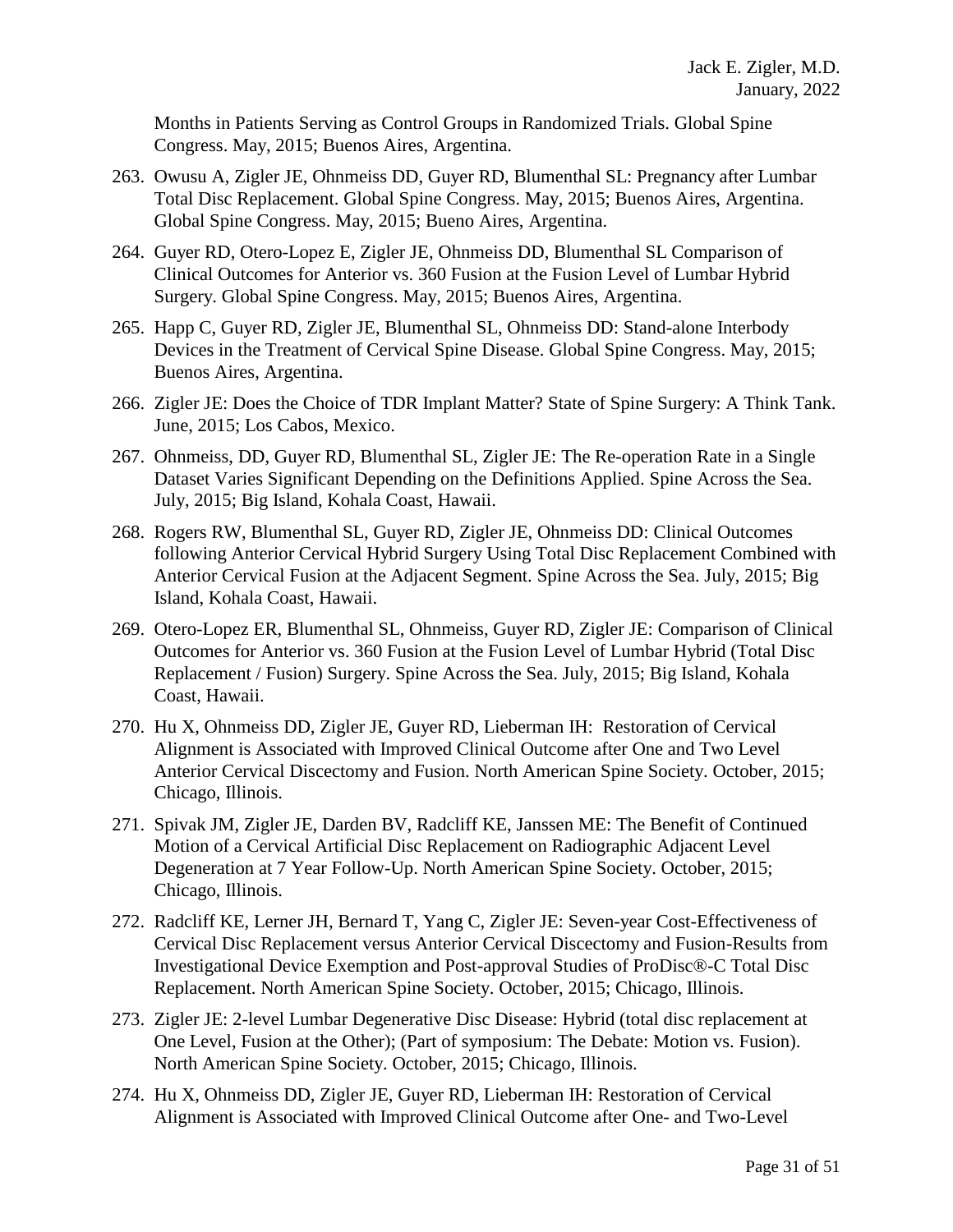Months in Patients Serving as Control Groups in Randomized Trials. Global Spine Congress. May, 2015; Buenos Aires, Argentina.

263. Owusu A, Zigler JE, Ohnmeiss DD, Guyer RD, Blumenthal SL: Pregnancy after Lumbar Total Disc Replacement. Global Spine Congress. May, 2015; Buenos Aires, Argentina. Global Spine Congress. May, 2015; Bueno Aires, Argentina.
264. Guyer RD, Otero-Lopez E, Zigler JE, Ohnmeiss DD, Blumenthal SL Comparison of Clinical Outcomes for Anterior vs. 360 Fusion at the Fusion Level of Lumbar Hybrid Surgery. Global Spine Congress. May, 2015; Buenos Aires, Argentina.
265. Happ C, Guyer RD, Zigler JE, Blumenthal SL, Ohnmeiss DD: Stand-alone Interbody Devices in the Treatment of Cervical Spine Disease. Global Spine Congress. May, 2015; Buenos Aires, Argentina.
266. Zigler JE: Does the Choice of TDR Implant Matter? State of Spine Surgery: A Think Tank. June, 2015; Los Cabos, Mexico.
267. Ohnmeiss, DD, Guyer RD, Blumenthal SL, Zigler JE: The Re-operation Rate in a Single Dataset Varies Significant Depending on the Definitions Applied. Spine Across the Sea. July, 2015; Big Island, Kohala Coast, Hawaii.
268. Rogers RW, Blumenthal SL, Guyer RD, Zigler JE, Ohnmeiss DD: Clinical Outcomes following Anterior Cervical Hybrid Surgery Using Total Disc Replacement Combined with Anterior Cervical Fusion at the Adjacent Segment. Spine Across the Sea. July, 2015; Big Island, Kohala Coast, Hawaii.
269. Otero-Lopez ER, Blumenthal SL, Ohnmeiss, Guyer RD, Zigler JE: Comparison of Clinical Outcomes for Anterior vs. 360 Fusion at the Fusion Level of Lumbar Hybrid (Total Disc Replacement / Fusion) Surgery. Spine Across the Sea. July, 2015; Big Island, Kohala Coast, Hawaii.
270. Hu X, Ohnmeiss DD, Zigler JE, Guyer RD, Lieberman IH: Restoration of Cervical Alignment is Associated with Improved Clinical Outcome after One and Two Level Anterior Cervical Discectomy and Fusion. North American Spine Society. October, 2015; Chicago, Illinois.
271. Spivak JM, Zigler JE, Darden BV, Radcliff KE, Janssen ME: The Benefit of Continued Motion of a Cervical Artificial Disc Replacement on Radiographic Adjacent Level Degeneration at 7 Year Follow-Up. North American Spine Society. October, 2015; Chicago, Illinois.
272. Radcliff KE, Lerner JH, Bernard T, Yang C, Zigler JE: Seven-year Cost-Effectiveness of Cervical Disc Replacement versus Anterior Cervical Discectomy and Fusion-Results from Investigational Device Exemption and Post-approval Studies of ProDisc®-C Total Disc Replacement. North American Spine Society. October, 2015; Chicago, Illinois.
273. Zigler JE: 2-level Lumbar Degenerative Disc Disease: Hybrid (total disc replacement at One Level, Fusion at the Other); (Part of symposium: The Debate: Motion vs. Fusion). North American Spine Society. October, 2015; Chicago, Illinois.
274. Hu X, Ohnmeiss DD, Zigler JE, Guyer RD, Lieberman IH: Restoration of Cervical Alignment is Associated with Improved Clinical Outcome after One- and Two-Level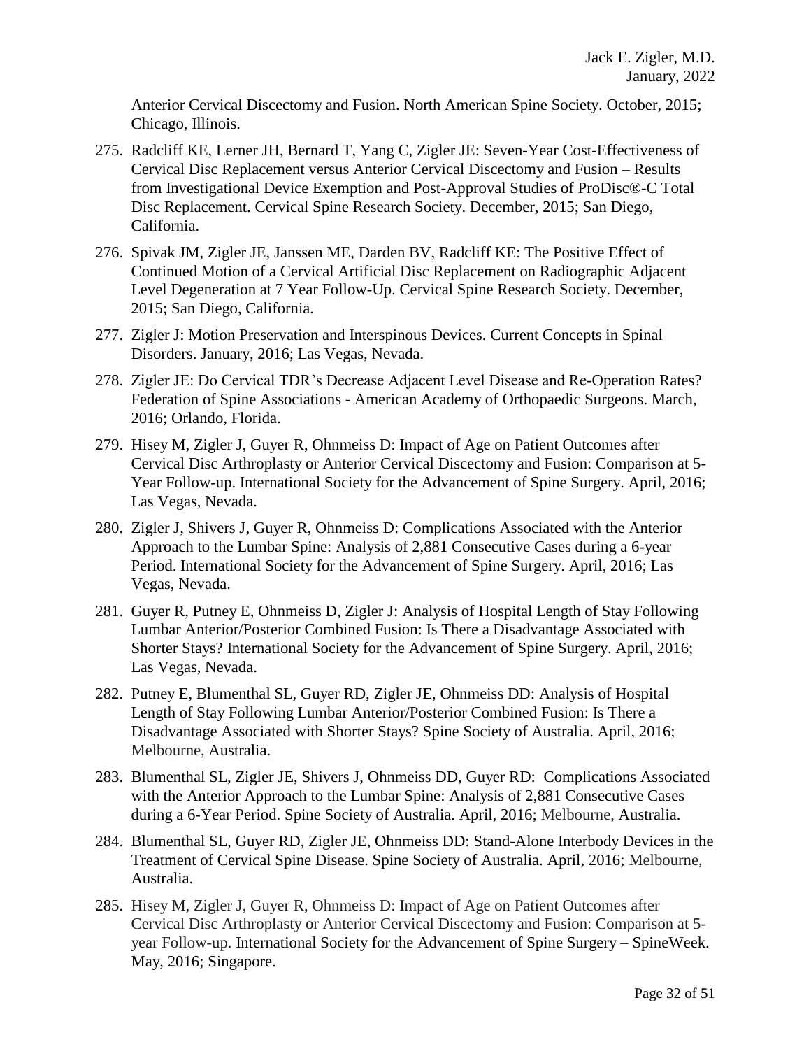Anterior Cervical Discectomy and Fusion. North American Spine Society. October, 2015; Chicago, Illinois.

275. Radcliff KE, Lerner JH, Bernard T, Yang C, Zigler JE: Seven-Year Cost-Effectiveness of Cervical Disc Replacement versus Anterior Cervical Discectomy and Fusion – Results from Investigational Device Exemption and Post-Approval Studies of ProDisc®-C Total Disc Replacement. Cervical Spine Research Society. December, 2015; San Diego, California.

276. Spivak JM, Zigler JE, Janssen ME, Darden BV, Radcliff KE: The Positive Effect of Continued Motion of a Cervical Artificial Disc Replacement on Radiographic Adjacent Level Degeneration at 7 Year Follow-Up. Cervical Spine Research Society. December, 2015; San Diego, California.

277. Zigler J: Motion Preservation and Interspinous Devices. Current Concepts in Spinal Disorders. January, 2016; Las Vegas, Nevada.

278. Zigler JE: Do Cervical TDR's Decrease Adjacent Level Disease and Re-Operation Rates? Federation of Spine Associations - American Academy of Orthopaedic Surgeons. March, 2016; Orlando, Florida.

279. Hisey M, Zigler J, Guyer R, Ohnmeiss D: Impact of Age on Patient Outcomes after Cervical Disc Arthroplasty or Anterior Cervical Discectomy and Fusion: Comparison at 5-Year Follow-up. International Society for the Advancement of Spine Surgery. April, 2016; Las Vegas, Nevada.

280. Zigler J, Shivers J, Guyer R, Ohnmeiss D: Complications Associated with the Anterior Approach to the Lumbar Spine: Analysis of 2,881 Consecutive Cases during a 6-year Period. International Society for the Advancement of Spine Surgery. April, 2016; Las Vegas, Nevada.

281. Guyer R, Putney E, Ohnmeiss D, Zigler J: Analysis of Hospital Length of Stay Following Lumbar Anterior/Posterior Combined Fusion: Is There a Disadvantage Associated with Shorter Stays? International Society for the Advancement of Spine Surgery. April, 2016; Las Vegas, Nevada.

282. Putney E, Blumenthal SL, Guyer RD, Zigler JE, Ohnmeiss DD: Analysis of Hospital Length of Stay Following Lumbar Anterior/Posterior Combined Fusion: Is There a Disadvantage Associated with Shorter Stays? Spine Society of Australia. April, 2016; Melbourne, Australia.

283. Blumenthal SL, Zigler JE, Shivers J, Ohnmeiss DD, Guyer RD: Complications Associated with the Anterior Approach to the Lumbar Spine: Analysis of 2,881 Consecutive Cases during a 6-Year Period. Spine Society of Australia. April, 2016; Melbourne, Australia.

284. Blumenthal SL, Guyer RD, Zigler JE, Ohnmeiss DD: Stand-Alone Interbody Devices in the Treatment of Cervical Spine Disease. Spine Society of Australia. April, 2016; Melbourne, Australia.

285. Hisey M, Zigler J, Guyer R, Ohnmeiss D: Impact of Age on Patient Outcomes after Cervical Disc Arthroplasty or Anterior Cervical Discectomy and Fusion: Comparison at 5-year Follow-up. International Society for the Advancement of Spine Surgery – SpineWeek. May, 2016; Singapore.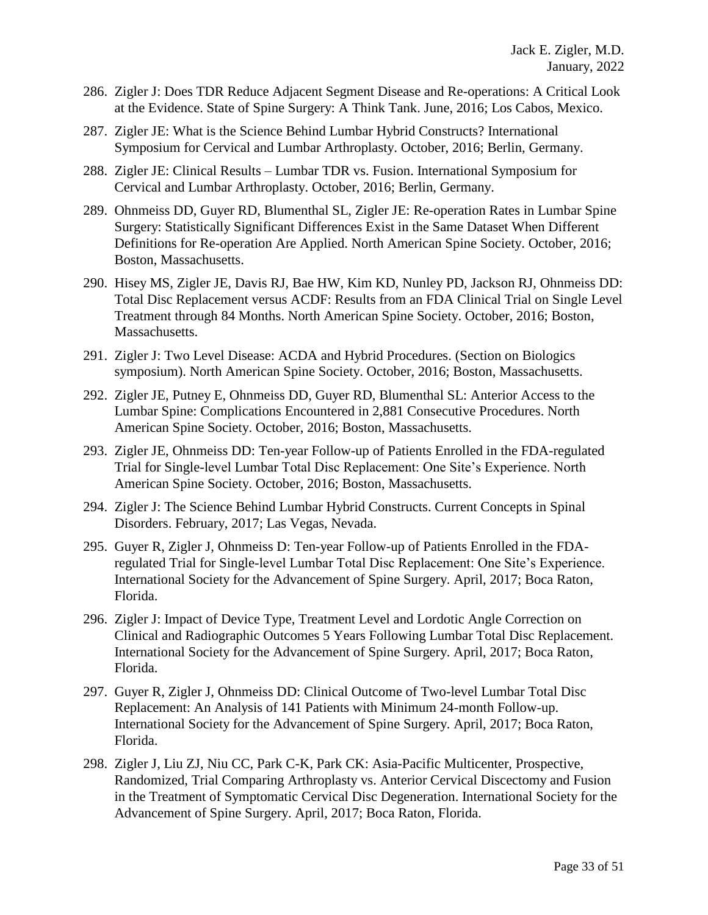286. Zigler J: Does TDR Reduce Adjacent Segment Disease and Re-operations: A Critical Look at the Evidence. State of Spine Surgery: A Think Tank. June, 2016; Los Cabos, Mexico.

287. Zigler JE: What is the Science Behind Lumbar Hybrid Constructs? International Symposium for Cervical and Lumbar Arthroplasty. October, 2016; Berlin, Germany.

288. Zigler JE: Clinical Results – Lumbar TDR vs. Fusion. International Symposium for Cervical and Lumbar Arthroplasty. October, 2016; Berlin, Germany.

289. Ohnmeiss DD, Guyer RD, Blumenthal SL, Zigler JE: Re-operation Rates in Lumbar Spine Surgery: Statistically Significant Differences Exist in the Same Dataset When Different Definitions for Re-operation Are Applied. North American Spine Society. October, 2016; Boston, Massachusetts.

290. Hisey MS, Zigler JE, Davis RJ, Bae HW, Kim KD, Nunley PD, Jackson RJ, Ohnmeiss DD: Total Disc Replacement versus ACDF: Results from an FDA Clinical Trial on Single Level Treatment through 84 Months. North American Spine Society. October, 2016; Boston, Massachusetts.

291. Zigler J: Two Level Disease: ACDA and Hybrid Procedures. (Section on Biologics symposium). North American Spine Society. October, 2016; Boston, Massachusetts.

292. Zigler JE, Putney E, Ohnmeiss DD, Guyer RD, Blumenthal SL: Anterior Access to the Lumbar Spine: Complications Encountered in 2,881 Consecutive Procedures. North American Spine Society. October, 2016; Boston, Massachusetts.

293. Zigler JE, Ohnmeiss DD: Ten-year Follow-up of Patients Enrolled in the FDA-regulated Trial for Single-level Lumbar Total Disc Replacement: One Site's Experience. North American Spine Society. October, 2016; Boston, Massachusetts.

294. Zigler J: The Science Behind Lumbar Hybrid Constructs. Current Concepts in Spinal Disorders. February, 2017; Las Vegas, Nevada.

295. Guyer R, Zigler J, Ohnmeiss D: Ten-year Follow-up of Patients Enrolled in the FDA-regulated Trial for Single-level Lumbar Total Disc Replacement: One Site's Experience. International Society for the Advancement of Spine Surgery. April, 2017; Boca Raton, Florida.

296. Zigler J: Impact of Device Type, Treatment Level and Lordotic Angle Correction on Clinical and Radiographic Outcomes 5 Years Following Lumbar Total Disc Replacement. International Society for the Advancement of Spine Surgery. April, 2017; Boca Raton, Florida.

297. Guyer R, Zigler J, Ohnmeiss DD: Clinical Outcome of Two-level Lumbar Total Disc Replacement: An Analysis of 141 Patients with Minimum 24-month Follow-up. International Society for the Advancement of Spine Surgery. April, 2017; Boca Raton, Florida.

298. Zigler J, Liu ZJ, Niu CC, Park C-K, Park CK: Asia-Pacific Multicenter, Prospective, Randomized, Trial Comparing Arthroplasty vs. Anterior Cervical Discectomy and Fusion in the Treatment of Symptomatic Cervical Disc Degeneration. International Society for the Advancement of Spine Surgery. April, 2017; Boca Raton, Florida.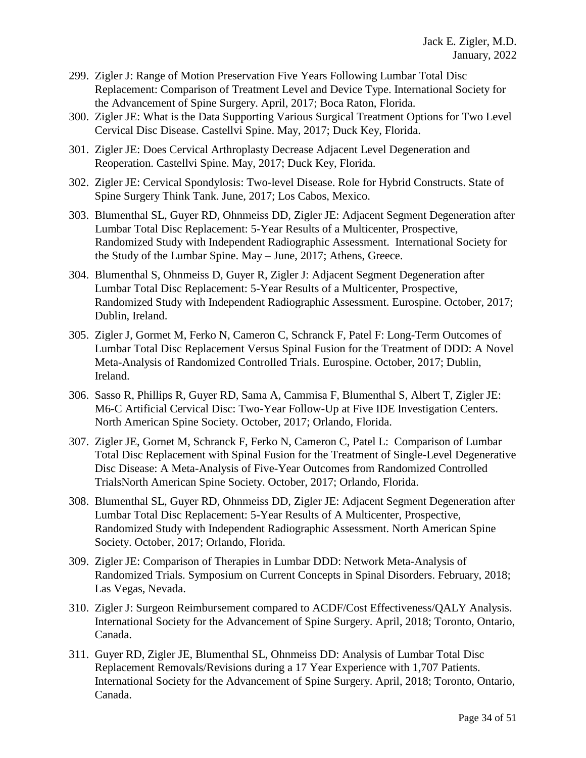299. Zigler J: Range of Motion Preservation Five Years Following Lumbar Total Disc Replacement: Comparison of Treatment Level and Device Type. International Society for the Advancement of Spine Surgery. April, 2017; Boca Raton, Florida.
300. Zigler JE: What is the Data Supporting Various Surgical Treatment Options for Two Level Cervical Disc Disease. Castellvi Spine. May, 2017; Duck Key, Florida.
301. Zigler JE: Does Cervical Arthroplasty Decrease Adjacent Level Degeneration and Reoperation. Castellvi Spine. May, 2017; Duck Key, Florida.
302. Zigler JE: Cervical Spondylosis: Two-level Disease. Role for Hybrid Constructs. State of Spine Surgery Think Tank. June, 2017; Los Cabos, Mexico.
303. Blumenthal SL, Guyer RD, Ohnmeiss DD, Zigler JE: Adjacent Segment Degeneration after Lumbar Total Disc Replacement: 5-Year Results of a Multicenter, Prospective, Randomized Study with Independent Radiographic Assessment. International Society for the Study of the Lumbar Spine. May – June, 2017; Athens, Greece.
304. Blumenthal S, Ohnmeiss D, Guyer R, Zigler J: Adjacent Segment Degeneration after Lumbar Total Disc Replacement: 5-Year Results of a Multicenter, Prospective, Randomized Study with Independent Radiographic Assessment. Eurospine. October, 2017; Dublin, Ireland.
305. Zigler J, Gormet M, Ferko N, Cameron C, Schranck F, Patel F: Long-Term Outcomes of Lumbar Total Disc Replacement Versus Spinal Fusion for the Treatment of DDD: A Novel Meta-Analysis of Randomized Controlled Trials. Eurospine. October, 2017; Dublin, Ireland.
306. Sasso R, Phillips R, Guyer RD, Sama A, Cammisa F, Blumenthal S, Albert T, Zigler JE: M6-C Artificial Cervical Disc: Two-Year Follow-Up at Five IDE Investigation Centers. North American Spine Society. October, 2017; Orlando, Florida.
307. Zigler JE, Gornet M, Schranck F, Ferko N, Cameron C, Patel L: Comparison of Lumbar Total Disc Replacement with Spinal Fusion for the Treatment of Single-Level Degenerative Disc Disease: A Meta-Analysis of Five-Year Outcomes from Randomized Controlled TrialsNorth American Spine Society. October, 2017; Orlando, Florida.
308. Blumenthal SL, Guyer RD, Ohnmeiss DD, Zigler JE: Adjacent Segment Degeneration after Lumbar Total Disc Replacement: 5-Year Results of A Multicenter, Prospective, Randomized Study with Independent Radiographic Assessment. North American Spine Society. October, 2017; Orlando, Florida.
309. Zigler JE: Comparison of Therapies in Lumbar DDD: Network Meta-Analysis of Randomized Trials. Symposium on Current Concepts in Spinal Disorders. February, 2018; Las Vegas, Nevada.
310. Zigler J: Surgeon Reimbursement compared to ACDF/Cost Effectiveness/QALY Analysis. International Society for the Advancement of Spine Surgery. April, 2018; Toronto, Ontario, Canada.
311. Guyer RD, Zigler JE, Blumenthal SL, Ohnmeiss DD: Analysis of Lumbar Total Disc Replacement Removals/Revisions during a 17 Year Experience with 1,707 Patients. International Society for the Advancement of Spine Surgery. April, 2018; Toronto, Ontario, Canada.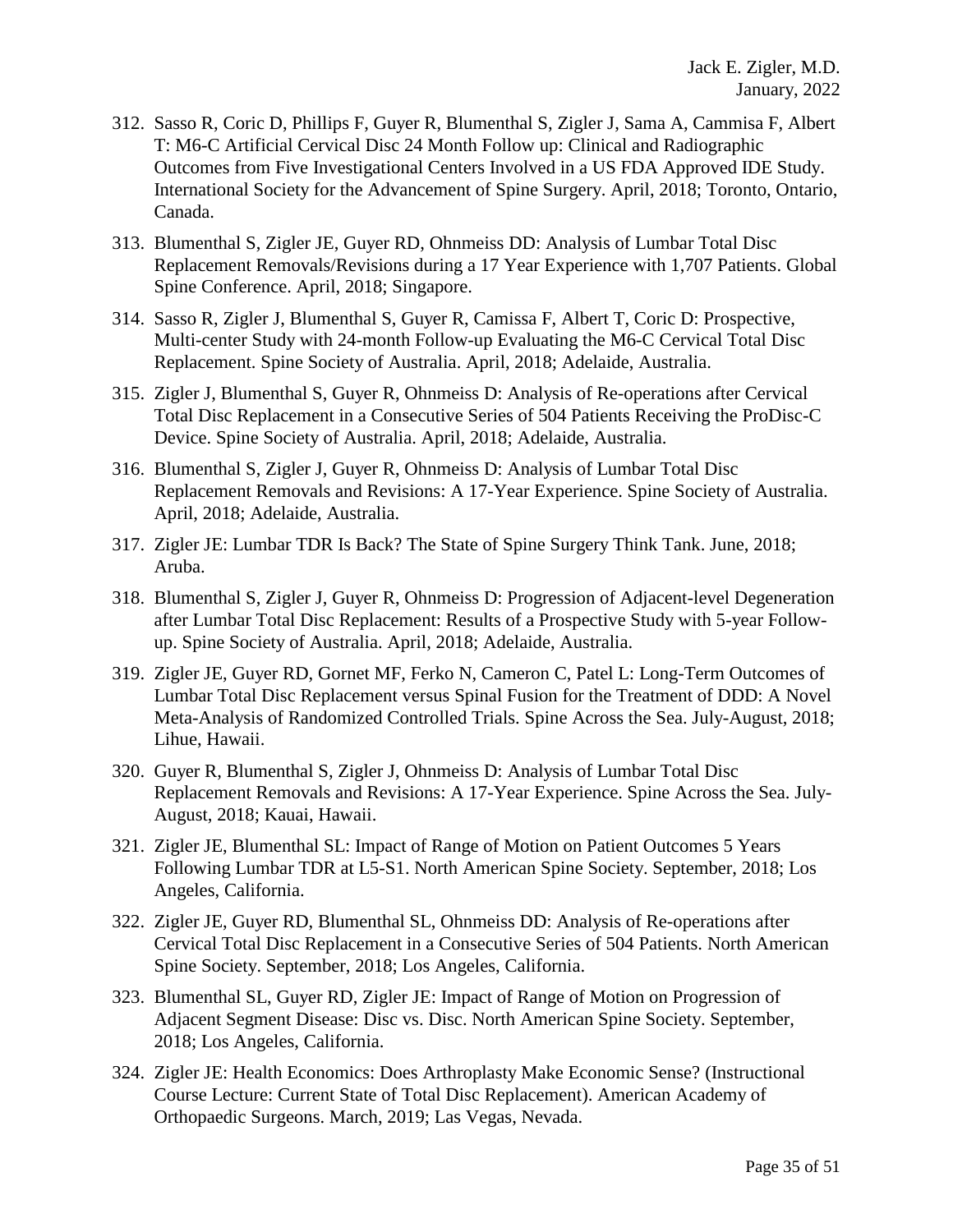312. Sasso R, Coric D, Phillips F, Guyer R, Blumenthal S, Zigler J, Sama A, Cammisa F, Albert T: M6-C Artificial Cervical Disc 24 Month Follow up: Clinical and Radiographic Outcomes from Five Investigational Centers Involved in a US FDA Approved IDE Study. International Society for the Advancement of Spine Surgery. April, 2018; Toronto, Ontario, Canada.

313. Blumenthal S, Zigler JE, Guyer RD, Ohnmeiss DD: Analysis of Lumbar Total Disc Replacement Removals/Revisions during a 17 Year Experience with 1,707 Patients. Global Spine Conference. April, 2018; Singapore.

314. Sasso R, Zigler J, Blumenthal S, Guyer R, Camissa F, Albert T, Coric D: Prospective, Multi-center Study with 24-month Follow-up Evaluating the M6-C Cervical Total Disc Replacement. Spine Society of Australia. April, 2018; Adelaide, Australia.

315. Zigler J, Blumenthal S, Guyer R, Ohnmeiss D: Analysis of Re-operations after Cervical Total Disc Replacement in a Consecutive Series of 504 Patients Receiving the ProDisc-C Device. Spine Society of Australia. April, 2018; Adelaide, Australia.

316. Blumenthal S, Zigler J, Guyer R, Ohnmeiss D: Analysis of Lumbar Total Disc Replacement Removals and Revisions: A 17-Year Experience. Spine Society of Australia. April, 2018; Adelaide, Australia.

317. Zigler JE: Lumbar TDR Is Back? The State of Spine Surgery Think Tank. June, 2018; Aruba.

318. Blumenthal S, Zigler J, Guyer R, Ohnmeiss D: Progression of Adjacent-level Degeneration after Lumbar Total Disc Replacement: Results of a Prospective Study with 5-year Follow-up. Spine Society of Australia. April, 2018; Adelaide, Australia.

319. Zigler JE, Guyer RD, Gornet MF, Ferko N, Cameron C, Patel L: Long-Term Outcomes of Lumbar Total Disc Replacement versus Spinal Fusion for the Treatment of DDD: A Novel Meta-Analysis of Randomized Controlled Trials. Spine Across the Sea. July-August, 2018; Lihue, Hawaii.

320. Guyer R, Blumenthal S, Zigler J, Ohnmeiss D: Analysis of Lumbar Total Disc Replacement Removals and Revisions: A 17-Year Experience. Spine Across the Sea. July-August, 2018; Kauai, Hawaii.

321. Zigler JE, Blumenthal SL: Impact of Range of Motion on Patient Outcomes 5 Years Following Lumbar TDR at L5-S1. North American Spine Society. September, 2018; Los Angeles, California.

322. Zigler JE, Guyer RD, Blumenthal SL, Ohnmeiss DD: Analysis of Re-operations after Cervical Total Disc Replacement in a Consecutive Series of 504 Patients. North American Spine Society. September, 2018; Los Angeles, California.

323. Blumenthal SL, Guyer RD, Zigler JE: Impact of Range of Motion on Progression of Adjacent Segment Disease: Disc vs. Disc. North American Spine Society. September, 2018; Los Angeles, California.

324. Zigler JE: Health Economics: Does Arthroplasty Make Economic Sense? (Instructional Course Lecture: Current State of Total Disc Replacement). American Academy of Orthopaedic Surgeons. March, 2019; Las Vegas, Nevada.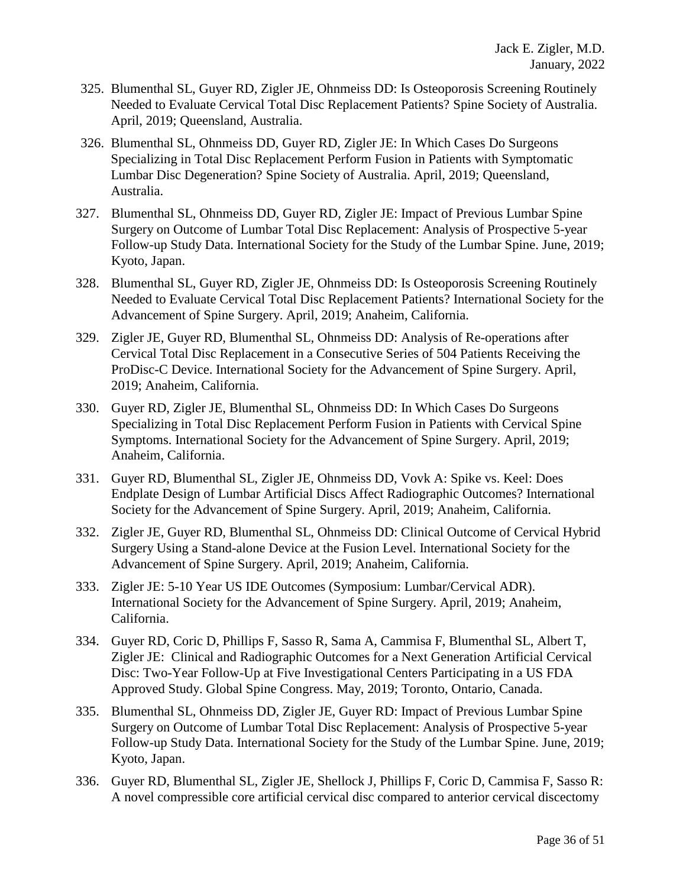325. Blumenthal SL, Guyer RD, Zigler JE, Ohnmeiss DD: Is Osteoporosis Screening Routinely Needed to Evaluate Cervical Total Disc Replacement Patients? Spine Society of Australia. April, 2019; Queensland, Australia.

326. Blumenthal SL, Ohnmeiss DD, Guyer RD, Zigler JE: In Which Cases Do Surgeons Specializing in Total Disc Replacement Perform Fusion in Patients with Symptomatic Lumbar Disc Degeneration? Spine Society of Australia. April, 2019; Queensland, Australia.

327. Blumenthal SL, Ohnmeiss DD, Guyer RD, Zigler JE: Impact of Previous Lumbar Spine Surgery on Outcome of Lumbar Total Disc Replacement: Analysis of Prospective 5-year Follow-up Study Data. International Society for the Study of the Lumbar Spine. June, 2019; Kyoto, Japan.

328. Blumenthal SL, Guyer RD, Zigler JE, Ohnmeiss DD: Is Osteoporosis Screening Routinely Needed to Evaluate Cervical Total Disc Replacement Patients? International Society for the Advancement of Spine Surgery. April, 2019; Anaheim, California.

329. Zigler JE, Guyer RD, Blumenthal SL, Ohnmeiss DD: Analysis of Re-operations after Cervical Total Disc Replacement in a Consecutive Series of 504 Patients Receiving the ProDisc-C Device. International Society for the Advancement of Spine Surgery. April, 2019; Anaheim, California.

330. Guyer RD, Zigler JE, Blumenthal SL, Ohnmeiss DD: In Which Cases Do Surgeons Specializing in Total Disc Replacement Perform Fusion in Patients with Cervical Spine Symptoms. International Society for the Advancement of Spine Surgery. April, 2019; Anaheim, California.

331. Guyer RD, Blumenthal SL, Zigler JE, Ohnmeiss DD, Vovk A: Spike vs. Keel: Does Endplate Design of Lumbar Artificial Discs Affect Radiographic Outcomes? International Society for the Advancement of Spine Surgery. April, 2019; Anaheim, California.

332. Zigler JE, Guyer RD, Blumenthal SL, Ohnmeiss DD: Clinical Outcome of Cervical Hybrid Surgery Using a Stand-alone Device at the Fusion Level. International Society for the Advancement of Spine Surgery. April, 2019; Anaheim, California.

333. Zigler JE: 5-10 Year US IDE Outcomes (Symposium: Lumbar/Cervical ADR). International Society for the Advancement of Spine Surgery. April, 2019; Anaheim, California.

334. Guyer RD, Coric D, Phillips F, Sasso R, Sama A, Cammisa F, Blumenthal SL, Albert T, Zigler JE: Clinical and Radiographic Outcomes for a Next Generation Artificial Cervical Disc: Two-Year Follow-Up at Five Investigational Centers Participating in a US FDA Approved Study. Global Spine Congress. May, 2019; Toronto, Ontario, Canada.

335. Blumenthal SL, Ohnmeiss DD, Zigler JE, Guyer RD: Impact of Previous Lumbar Spine Surgery on Outcome of Lumbar Total Disc Replacement: Analysis of Prospective 5-year Follow-up Study Data. International Society for the Study of the Lumbar Spine. June, 2019; Kyoto, Japan.

336. Guyer RD, Blumenthal SL, Zigler JE, Shellock J, Phillips F, Coric D, Cammisa F, Sasso R: A novel compressible core artificial cervical disc compared to anterior cervical discectomy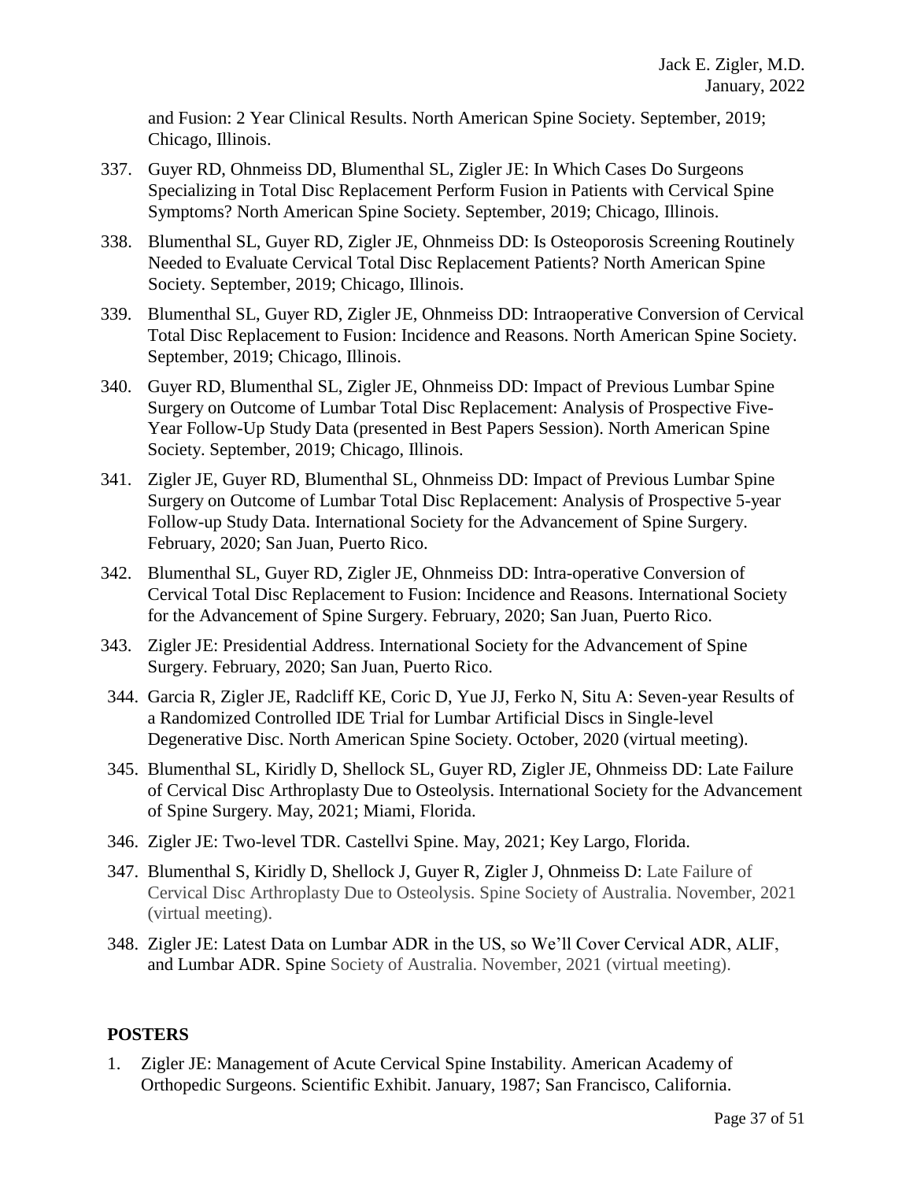and Fusion: 2 Year Clinical Results. North American Spine Society. September, 2019; Chicago, Illinois.

337. Guyer RD, Ohnmeiss DD, Blumenthal SL, Zigler JE: In Which Cases Do Surgeons Specializing in Total Disc Replacement Perform Fusion in Patients with Cervical Spine Symptoms? North American Spine Society. September, 2019; Chicago, Illinois.

338. Blumenthal SL, Guyer RD, Zigler JE, Ohnmeiss DD: Is Osteoporosis Screening Routinely Needed to Evaluate Cervical Total Disc Replacement Patients? North American Spine Society. September, 2019; Chicago, Illinois.

339. Blumenthal SL, Guyer RD, Zigler JE, Ohnmeiss DD: Intraoperative Conversion of Cervical Total Disc Replacement to Fusion: Incidence and Reasons. North American Spine Society. September, 2019; Chicago, Illinois.

340. Guyer RD, Blumenthal SL, Zigler JE, Ohnmeiss DD: Impact of Previous Lumbar Spine Surgery on Outcome of Lumbar Total Disc Replacement: Analysis of Prospective Five-Year Follow-Up Study Data (presented in Best Papers Session). North American Spine Society. September, 2019; Chicago, Illinois.

341. Zigler JE, Guyer RD, Blumenthal SL, Ohnmeiss DD: Impact of Previous Lumbar Spine Surgery on Outcome of Lumbar Total Disc Replacement: Analysis of Prospective 5-year Follow-up Study Data. International Society for the Advancement of Spine Surgery. February, 2020; San Juan, Puerto Rico.

342. Blumenthal SL, Guyer RD, Zigler JE, Ohnmeiss DD: Intra-operative Conversion of Cervical Total Disc Replacement to Fusion: Incidence and Reasons. International Society for the Advancement of Spine Surgery. February, 2020; San Juan, Puerto Rico.

343. Zigler JE: Presidential Address. International Society for the Advancement of Spine Surgery. February, 2020; San Juan, Puerto Rico.

344. Garcia R, Zigler JE, Radcliff KE, Coric D, Yue JJ, Ferko N, Situ A: Seven-year Results of a Randomized Controlled IDE Trial for Lumbar Artificial Discs in Single-level Degenerative Disc. North American Spine Society. October, 2020 (virtual meeting).

345. Blumenthal SL, Kiridly D, Shellock SL, Guyer RD, Zigler JE, Ohnmeiss DD: Late Failure of Cervical Disc Arthroplasty Due to Osteolysis. International Society for the Advancement of Spine Surgery. May, 2021; Miami, Florida.

346. Zigler JE: Two-level TDR. Castellvi Spine. May, 2021; Key Largo, Florida.

347. Blumenthal S, Kiridly D, Shellock J, Guyer R, Zigler J, Ohnmeiss D: Late Failure of Cervical Disc Arthroplasty Due to Osteolysis. Spine Society of Australia. November, 2021 (virtual meeting).

348. Zigler JE: Latest Data on Lumbar ADR in the US, so We'll Cover Cervical ADR, ALIF, and Lumbar ADR. Spine Society of Australia. November, 2021 (virtual meeting).

## POSTERS

1. Zigler JE: Management of Acute Cervical Spine Instability. American Academy of Orthopedic Surgeons. Scientific Exhibit. January, 1987; San Francisco, California.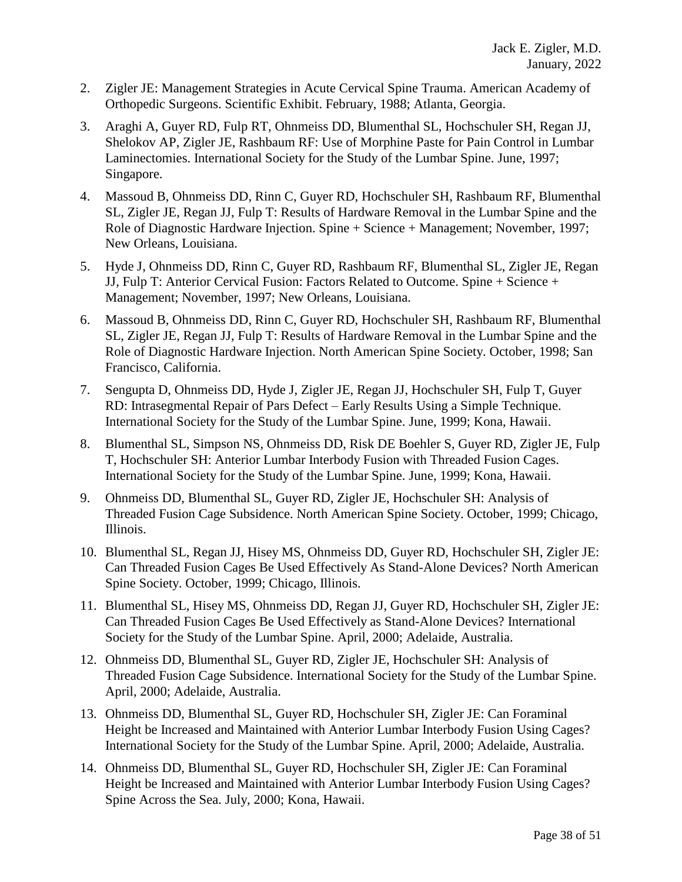2. Zigler JE: Management Strategies in Acute Cervical Spine Trauma. American Academy of Orthopedic Surgeons. Scientific Exhibit. February, 1988; Atlanta, Georgia.
3. Araghi A, Guyer RD, Fulp RT, Ohnmeiss DD, Blumenthal SL, Hochschuler SH, Regan JJ, Shelokov AP, Zigler JE, Rashbaum RF: Use of Morphine Paste for Pain Control in Lumbar Laminectomies. International Society for the Study of the Lumbar Spine. June, 1997; Singapore.
4. Massoud B, Ohnmeiss DD, Rinn C, Guyer RD, Hochschuler SH, Rashbaum RF, Blumenthal SL, Zigler JE, Regan JJ, Fulp T: Results of Hardware Removal in the Lumbar Spine and the Role of Diagnostic Hardware Injection. Spine + Science + Management; November, 1997; New Orleans, Louisiana.
5. Hyde J, Ohnmeiss DD, Rinn C, Guyer RD, Rashbaum RF, Blumenthal SL, Zigler JE, Regan JJ, Fulp T: Anterior Cervical Fusion: Factors Related to Outcome. Spine + Science + Management; November, 1997; New Orleans, Louisiana.
6. Massoud B, Ohnmeiss DD, Rinn C, Guyer RD, Hochschuler SH, Rashbaum RF, Blumenthal SL, Zigler JE, Regan JJ, Fulp T: Results of Hardware Removal in the Lumbar Spine and the Role of Diagnostic Hardware Injection. North American Spine Society. October, 1998; San Francisco, California.
7. Sengupta D, Ohnmeiss DD, Hyde J, Zigler JE, Regan JJ, Hochschuler SH, Fulp T, Guyer RD: Intrasegmental Repair of Pars Defect – Early Results Using a Simple Technique. International Society for the Study of the Lumbar Spine. June, 1999; Kona, Hawaii.
8. Blumenthal SL, Simpson NS, Ohnmeiss DD, Risk DE Boehler S, Guyer RD, Zigler JE, Fulp T, Hochschuler SH: Anterior Lumbar Interbody Fusion with Threaded Fusion Cages. International Society for the Study of the Lumbar Spine. June, 1999; Kona, Hawaii.
9. Ohnmeiss DD, Blumenthal SL, Guyer RD, Zigler JE, Hochschuler SH: Analysis of Threaded Fusion Cage Subsidence. North American Spine Society. October, 1999; Chicago, Illinois.
10. Blumenthal SL, Regan JJ, Hisey MS, Ohnmeiss DD, Guyer RD, Hochschuler SH, Zigler JE: Can Threaded Fusion Cages Be Used Effectively As Stand-Alone Devices? North American Spine Society. October, 1999; Chicago, Illinois.
11. Blumenthal SL, Hisey MS, Ohnmeiss DD, Regan JJ, Guyer RD, Hochschuler SH, Zigler JE: Can Threaded Fusion Cages Be Used Effectively as Stand-Alone Devices? International Society for the Study of the Lumbar Spine. April, 2000; Adelaide, Australia.
12. Ohnmeiss DD, Blumenthal SL, Guyer RD, Zigler JE, Hochschuler SH: Analysis of Threaded Fusion Cage Subsidence. International Society for the Study of the Lumbar Spine. April, 2000; Adelaide, Australia.
13. Ohnmeiss DD, Blumenthal SL, Guyer RD, Hochschuler SH, Zigler JE: Can Foraminal Height be Increased and Maintained with Anterior Lumbar Interbody Fusion Using Cages? International Society for the Study of the Lumbar Spine. April, 2000; Adelaide, Australia.
14. Ohnmeiss DD, Blumenthal SL, Guyer RD, Hochschuler SH, Zigler JE: Can Foraminal Height be Increased and Maintained with Anterior Lumbar Interbody Fusion Using Cages? Spine Across the Sea. July, 2000; Kona, Hawaii.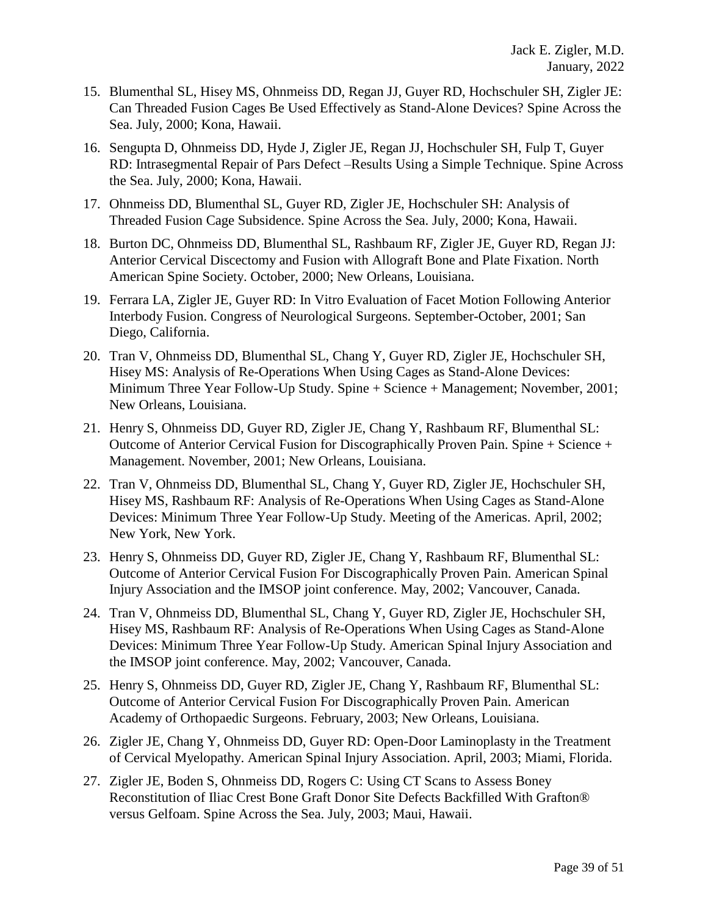15. Blumenthal SL, Hisey MS, Ohnmeiss DD, Regan JJ, Guyer RD, Hochschuler SH, Zigler JE: Can Threaded Fusion Cages Be Used Effectively as Stand-Alone Devices? Spine Across the Sea. July, 2000; Kona, Hawaii.
16. Sengupta D, Ohnmeiss DD, Hyde J, Zigler JE, Regan JJ, Hochschuler SH, Fulp T, Guyer RD: Intrasegmental Repair of Pars Defect –Results Using a Simple Technique. Spine Across the Sea. July, 2000; Kona, Hawaii.
17. Ohnmeiss DD, Blumenthal SL, Guyer RD, Zigler JE, Hochschuler SH: Analysis of Threaded Fusion Cage Subsidence. Spine Across the Sea. July, 2000; Kona, Hawaii.
18. Burton DC, Ohnmeiss DD, Blumenthal SL, Rashbaum RF, Zigler JE, Guyer RD, Regan JJ: Anterior Cervical Discectomy and Fusion with Allograft Bone and Plate Fixation. North American Spine Society. October, 2000; New Orleans, Louisiana.
19. Ferrara LA, Zigler JE, Guyer RD: In Vitro Evaluation of Facet Motion Following Anterior Interbody Fusion. Congress of Neurological Surgeons. September-October, 2001; San Diego, California.
20. Tran V, Ohnmeiss DD, Blumenthal SL, Chang Y, Guyer RD, Zigler JE, Hochschuler SH, Hisey MS: Analysis of Re-Operations When Using Cages as Stand-Alone Devices: Minimum Three Year Follow-Up Study. Spine + Science + Management; November, 2001; New Orleans, Louisiana.
21. Henry S, Ohnmeiss DD, Guyer RD, Zigler JE, Chang Y, Rashbaum RF, Blumenthal SL: Outcome of Anterior Cervical Fusion for Discographically Proven Pain. Spine + Science + Management. November, 2001; New Orleans, Louisiana.
22. Tran V, Ohnmeiss DD, Blumenthal SL, Chang Y, Guyer RD, Zigler JE, Hochschuler SH, Hisey MS, Rashbaum RF: Analysis of Re-Operations When Using Cages as Stand-Alone Devices: Minimum Three Year Follow-Up Study. Meeting of the Americas. April, 2002; New York, New York.
23. Henry S, Ohnmeiss DD, Guyer RD, Zigler JE, Chang Y, Rashbaum RF, Blumenthal SL: Outcome of Anterior Cervical Fusion For Discographically Proven Pain. American Spinal Injury Association and the IMSOP joint conference. May, 2002; Vancouver, Canada.
24. Tran V, Ohnmeiss DD, Blumenthal SL, Chang Y, Guyer RD, Zigler JE, Hochschuler SH, Hisey MS, Rashbaum RF: Analysis of Re-Operations When Using Cages as Stand-Alone Devices: Minimum Three Year Follow-Up Study. American Spinal Injury Association and the IMSOP joint conference. May, 2002; Vancouver, Canada.
25. Henry S, Ohnmeiss DD, Guyer RD, Zigler JE, Chang Y, Rashbaum RF, Blumenthal SL: Outcome of Anterior Cervical Fusion For Discographically Proven Pain. American Academy of Orthopaedic Surgeons. February, 2003; New Orleans, Louisiana.
26. Zigler JE, Chang Y, Ohnmeiss DD, Guyer RD: Open-Door Laminoplasty in the Treatment of Cervical Myelopathy. American Spinal Injury Association. April, 2003; Miami, Florida.
27. Zigler JE, Boden S, Ohnmeiss DD, Rogers C: Using CT Scans to Assess Boney Reconstitution of Iliac Crest Bone Graft Donor Site Defects Backfilled With Grafton® versus Gelfoam. Spine Across the Sea. July, 2003; Maui, Hawaii.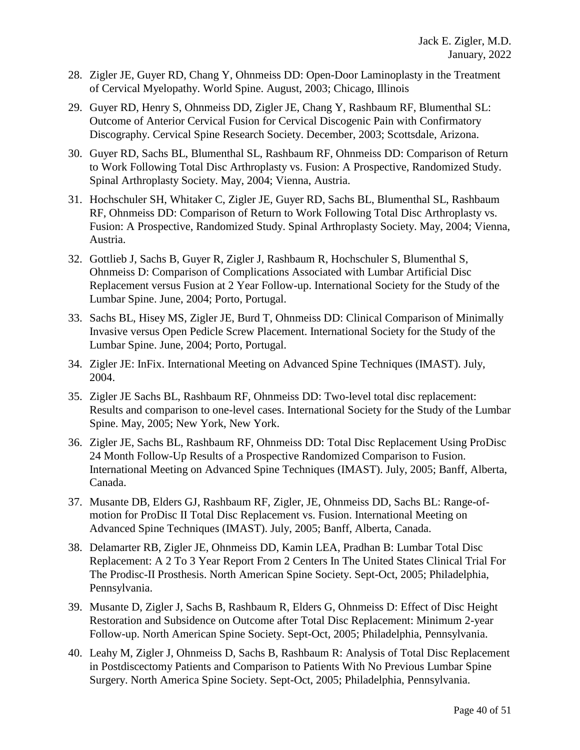28. Zigler JE, Guyer RD, Chang Y, Ohnmeiss DD: Open-Door Laminoplasty in the Treatment of Cervical Myelopathy. World Spine. August, 2003; Chicago, Illinois

29. Guyer RD, Henry S, Ohnmeiss DD, Zigler JE, Chang Y, Rashbaum RF, Blumenthal SL: Outcome of Anterior Cervical Fusion for Cervical Discogenic Pain with Confirmatory Discography. Cervical Spine Research Society. December, 2003; Scottsdale, Arizona.

30. Guyer RD, Sachs BL, Blumenthal SL, Rashbaum RF, Ohnmeiss DD: Comparison of Return to Work Following Total Disc Arthroplasty vs. Fusion: A Prospective, Randomized Study. Spinal Arthroplasty Society. May, 2004; Vienna, Austria.

31. Hochschuler SH, Whitaker C, Zigler JE, Guyer RD, Sachs BL, Blumenthal SL, Rashbaum RF, Ohnmeiss DD: Comparison of Return to Work Following Total Disc Arthroplasty vs. Fusion: A Prospective, Randomized Study. Spinal Arthroplasty Society. May, 2004; Vienna, Austria.

32. Gottlieb J, Sachs B, Guyer R, Zigler J, Rashbaum R, Hochschuler S, Blumenthal S, Ohnmeiss D: Comparison of Complications Associated with Lumbar Artificial Disc Replacement versus Fusion at 2 Year Follow-up. International Society for the Study of the Lumbar Spine. June, 2004; Porto, Portugal.

33. Sachs BL, Hisey MS, Zigler JE, Burd T, Ohnmeiss DD: Clinical Comparison of Minimally Invasive versus Open Pedicle Screw Placement. International Society for the Study of the Lumbar Spine. June, 2004; Porto, Portugal.

34. Zigler JE: InFix. International Meeting on Advanced Spine Techniques (IMAST). July, 2004.

35. Zigler JE Sachs BL, Rashbaum RF, Ohnmeiss DD: Two-level total disc replacement: Results and comparison to one-level cases. International Society for the Study of the Lumbar Spine. May, 2005; New York, New York.

36. Zigler JE, Sachs BL, Rashbaum RF, Ohnmeiss DD: Total Disc Replacement Using ProDisc 24 Month Follow-Up Results of a Prospective Randomized Comparison to Fusion. International Meeting on Advanced Spine Techniques (IMAST). July, 2005; Banff, Alberta, Canada.

37. Musante DB, Elders GJ, Rashbaum RF, Zigler, JE, Ohnmeiss DD, Sachs BL: Range-of-motion for ProDisc II Total Disc Replacement vs. Fusion. International Meeting on Advanced Spine Techniques (IMAST). July, 2005; Banff, Alberta, Canada.

38. Delamarter RB, Zigler JE, Ohnmeiss DD, Kamin LEA, Pradhan B: Lumbar Total Disc Replacement: A 2 To 3 Year Report From 2 Centers In The United States Clinical Trial For The Prodisc-II Prosthesis. North American Spine Society. Sept-Oct, 2005; Philadelphia, Pennsylvania.

39. Musante D, Zigler J, Sachs B, Rashbaum R, Elders G, Ohnmeiss D: Effect of Disc Height Restoration and Subsidence on Outcome after Total Disc Replacement: Minimum 2-year Follow-up. North American Spine Society. Sept-Oct, 2005; Philadelphia, Pennsylvania.

40. Leahy M, Zigler J, Ohnmeiss D, Sachs B, Rashbaum R: Analysis of Total Disc Replacement in Postdiscectomy Patients and Comparison to Patients With No Previous Lumbar Spine Surgery. North America Spine Society. Sept-Oct, 2005; Philadelphia, Pennsylvania.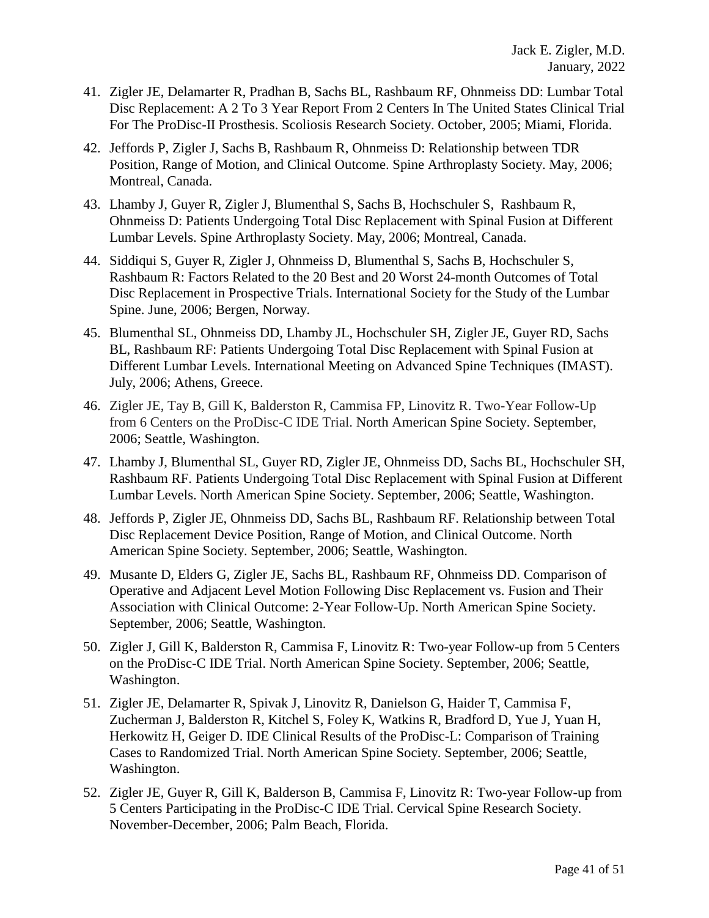41. Zigler JE, Delamarter R, Pradhan B, Sachs BL, Rashbaum RF, Ohnmeiss DD: Lumbar Total Disc Replacement: A 2 To 3 Year Report From 2 Centers In The United States Clinical Trial For The ProDisc-II Prosthesis. Scoliosis Research Society. October, 2005; Miami, Florida.

42. Jeffords P, Zigler J, Sachs B, Rashbaum R, Ohnmeiss D: Relationship between TDR Position, Range of Motion, and Clinical Outcome. Spine Arthroplasty Society. May, 2006; Montreal, Canada.

43. Lhamby J, Guyer R, Zigler J, Blumenthal S, Sachs B, Hochschuler S, Rashbaum R, Ohnmeiss D: Patients Undergoing Total Disc Replacement with Spinal Fusion at Different Lumbar Levels. Spine Arthroplasty Society. May, 2006; Montreal, Canada.

44. Siddiqui S, Guyer R, Zigler J, Ohnmeiss D, Blumenthal S, Sachs B, Hochschuler S, Rashbaum R: Factors Related to the 20 Best and 20 Worst 24-month Outcomes of Total Disc Replacement in Prospective Trials. International Society for the Study of the Lumbar Spine. June, 2006; Bergen, Norway.

45. Blumenthal SL, Ohnmeiss DD, Lhamby JL, Hochschuler SH, Zigler JE, Guyer RD, Sachs BL, Rashbaum RF: Patients Undergoing Total Disc Replacement with Spinal Fusion at Different Lumbar Levels. International Meeting on Advanced Spine Techniques (IMAST). July, 2006; Athens, Greece.

46. Zigler JE, Tay B, Gill K, Balderston R, Cammisa FP, Linovitz R. Two-Year Follow-Up from 6 Centers on the ProDisc-C IDE Trial. North American Spine Society. September, 2006; Seattle, Washington.

47. Lhamby J, Blumenthal SL, Guyer RD, Zigler JE, Ohnmeiss DD, Sachs BL, Hochschuler SH, Rashbaum RF. Patients Undergoing Total Disc Replacement with Spinal Fusion at Different Lumbar Levels. North American Spine Society. September, 2006; Seattle, Washington.

48. Jeffords P, Zigler JE, Ohnmeiss DD, Sachs BL, Rashbaum RF. Relationship between Total Disc Replacement Device Position, Range of Motion, and Clinical Outcome. North American Spine Society. September, 2006; Seattle, Washington.

49. Musante D, Elders G, Zigler JE, Sachs BL, Rashbaum RF, Ohnmeiss DD. Comparison of Operative and Adjacent Level Motion Following Disc Replacement vs. Fusion and Their Association with Clinical Outcome: 2-Year Follow-Up. North American Spine Society. September, 2006; Seattle, Washington.

50. Zigler J, Gill K, Balderston R, Cammisa F, Linovitz R: Two-year Follow-up from 5 Centers on the ProDisc-C IDE Trial. North American Spine Society. September, 2006; Seattle, Washington.

51. Zigler JE, Delamarter R, Spivak J, Linovitz R, Danielson G, Haider T, Cammisa F, Zucherman J, Balderston R, Kitchel S, Foley K, Watkins R, Bradford D, Yue J, Yuan H, Herkowitz H, Geiger D. IDE Clinical Results of the ProDisc-L: Comparison of Training Cases to Randomized Trial. North American Spine Society. September, 2006; Seattle, Washington.

52. Zigler JE, Guyer R, Gill K, Balderson B, Cammisa F, Linovitz R: Two-year Follow-up from 5 Centers Participating in the ProDisc-C IDE Trial. Cervical Spine Research Society. November-December, 2006; Palm Beach, Florida.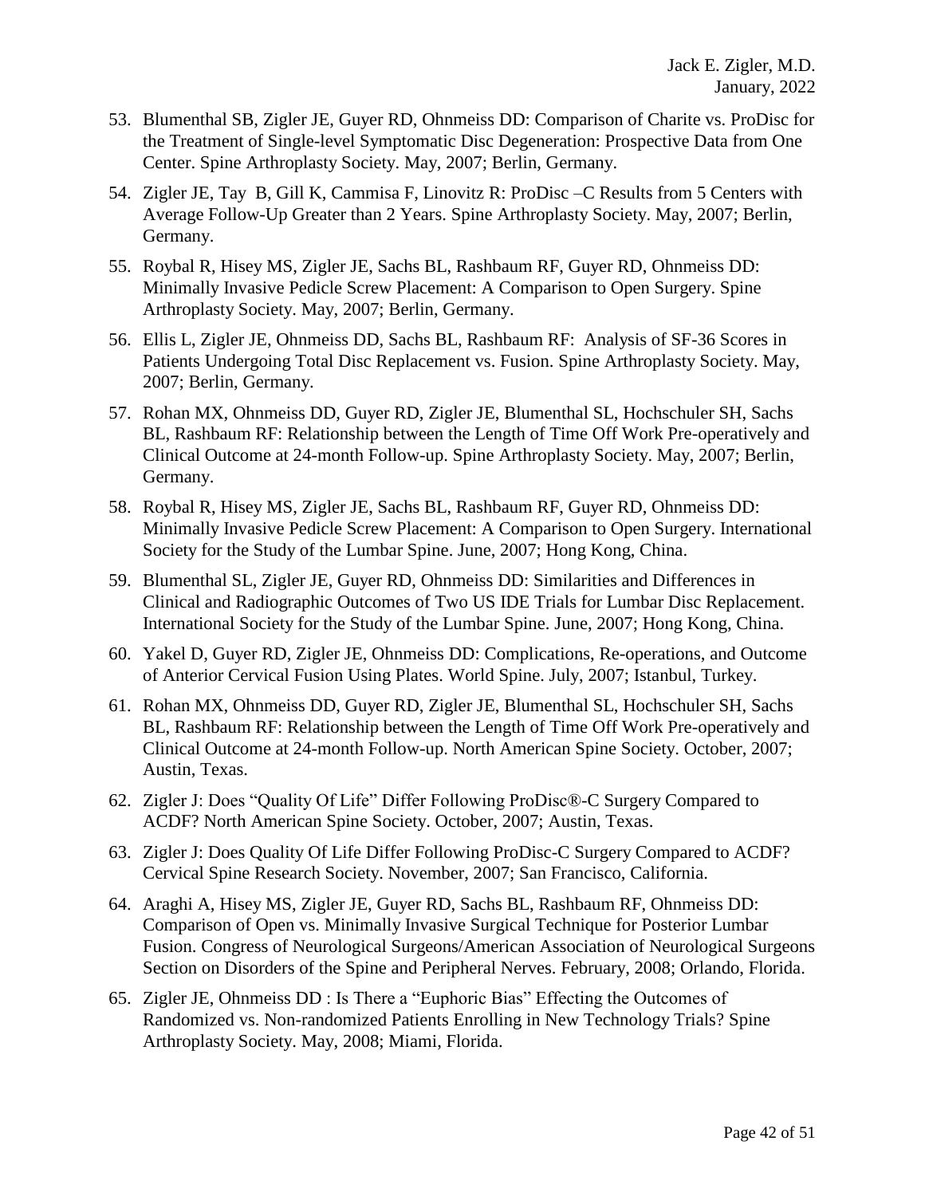53. Blumenthal SB, Zigler JE, Guyer RD, Ohnmeiss DD: Comparison of Charite vs. ProDisc for the Treatment of Single-level Symptomatic Disc Degeneration: Prospective Data from One Center. Spine Arthroplasty Society. May, 2007; Berlin, Germany.
54. Zigler JE, Tay B, Gill K, Cammisa F, Linovitz R: ProDisc –C Results from 5 Centers with Average Follow-Up Greater than 2 Years. Spine Arthroplasty Society. May, 2007; Berlin, Germany.
55. Roybal R, Hisey MS, Zigler JE, Sachs BL, Rashbaum RF, Guyer RD, Ohnmeiss DD: Minimally Invasive Pedicle Screw Placement: A Comparison to Open Surgery. Spine Arthroplasty Society. May, 2007; Berlin, Germany.
56. Ellis L, Zigler JE, Ohnmeiss DD, Sachs BL, Rashbaum RF: Analysis of SF-36 Scores in Patients Undergoing Total Disc Replacement vs. Fusion. Spine Arthroplasty Society. May, 2007; Berlin, Germany.
57. Rohan MX, Ohnmeiss DD, Guyer RD, Zigler JE, Blumenthal SL, Hochschuler SH, Sachs BL, Rashbaum RF: Relationship between the Length of Time Off Work Pre-operatively and Clinical Outcome at 24-month Follow-up. Spine Arthroplasty Society. May, 2007; Berlin, Germany.
58. Roybal R, Hisey MS, Zigler JE, Sachs BL, Rashbaum RF, Guyer RD, Ohnmeiss DD: Minimally Invasive Pedicle Screw Placement: A Comparison to Open Surgery. International Society for the Study of the Lumbar Spine. June, 2007; Hong Kong, China.
59. Blumenthal SL, Zigler JE, Guyer RD, Ohnmeiss DD: Similarities and Differences in Clinical and Radiographic Outcomes of Two US IDE Trials for Lumbar Disc Replacement. International Society for the Study of the Lumbar Spine. June, 2007; Hong Kong, China.
60. Yakel D, Guyer RD, Zigler JE, Ohnmeiss DD: Complications, Re-operations, and Outcome of Anterior Cervical Fusion Using Plates. World Spine. July, 2007; Istanbul, Turkey.
61. Rohan MX, Ohnmeiss DD, Guyer RD, Zigler JE, Blumenthal SL, Hochschuler SH, Sachs BL, Rashbaum RF: Relationship between the Length of Time Off Work Pre-operatively and Clinical Outcome at 24-month Follow-up. North American Spine Society. October, 2007; Austin, Texas.
62. Zigler J: Does "Quality Of Life" Differ Following ProDisc®-C Surgery Compared to ACDF? North American Spine Society. October, 2007; Austin, Texas.
63. Zigler J: Does Quality Of Life Differ Following ProDisc-C Surgery Compared to ACDF? Cervical Spine Research Society. November, 2007; San Francisco, California.
64. Araghi A, Hisey MS, Zigler JE, Guyer RD, Sachs BL, Rashbaum RF, Ohnmeiss DD: Comparison of Open vs. Minimally Invasive Surgical Technique for Posterior Lumbar Fusion. Congress of Neurological Surgeons/American Association of Neurological Surgeons Section on Disorders of the Spine and Peripheral Nerves. February, 2008; Orlando, Florida.
65. Zigler JE, Ohnmeiss DD : Is There a "Euphoric Bias" Effecting the Outcomes of Randomized vs. Non-randomized Patients Enrolling in New Technology Trials? Spine Arthroplasty Society. May, 2008; Miami, Florida.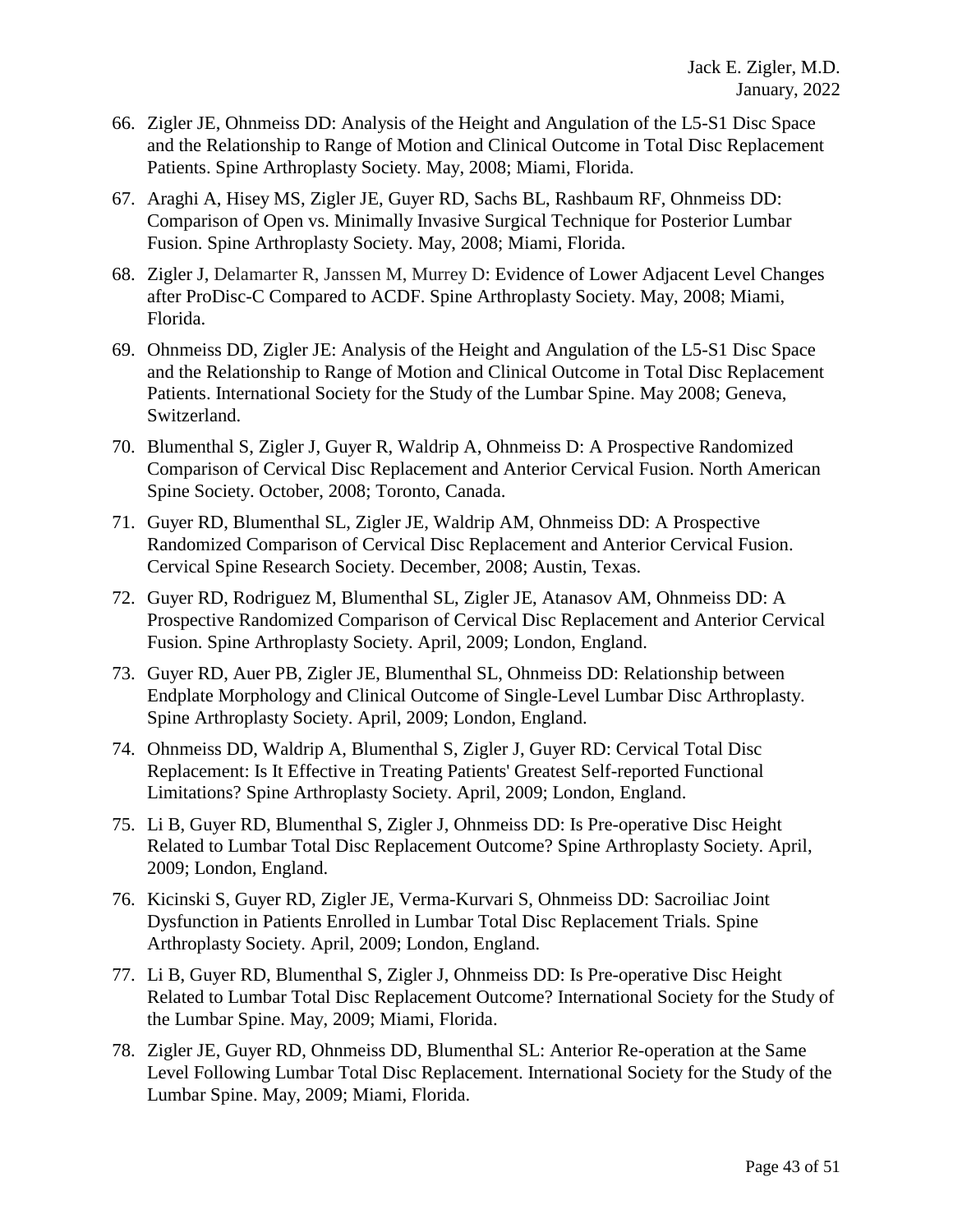66. Zigler JE, Ohnmeiss DD: Analysis of the Height and Angulation of the L5-S1 Disc Space and the Relationship to Range of Motion and Clinical Outcome in Total Disc Replacement Patients. Spine Arthroplasty Society. May, 2008; Miami, Florida.

67. Araghi A, Hisey MS, Zigler JE, Guyer RD, Sachs BL, Rashbaum RF, Ohnmeiss DD: Comparison of Open vs. Minimally Invasive Surgical Technique for Posterior Lumbar Fusion. Spine Arthroplasty Society. May, 2008; Miami, Florida.

68. Zigler J, Delamarter R, Janssen M, Murrey D: Evidence of Lower Adjacent Level Changes after ProDisc-C Compared to ACDF. Spine Arthroplasty Society. May, 2008; Miami, Florida.

69. Ohnmeiss DD, Zigler JE: Analysis of the Height and Angulation of the L5-S1 Disc Space and the Relationship to Range of Motion and Clinical Outcome in Total Disc Replacement Patients. International Society for the Study of the Lumbar Spine. May 2008; Geneva, Switzerland.

70. Blumenthal S, Zigler J, Guyer R, Waldrip A, Ohnmeiss D: A Prospective Randomized Comparison of Cervical Disc Replacement and Anterior Cervical Fusion. North American Spine Society. October, 2008; Toronto, Canada.

71. Guyer RD, Blumenthal SL, Zigler JE, Waldrip AM, Ohnmeiss DD: A Prospective Randomized Comparison of Cervical Disc Replacement and Anterior Cervical Fusion. Cervical Spine Research Society. December, 2008; Austin, Texas.

72. Guyer RD, Rodriguez M, Blumenthal SL, Zigler JE, Atanasov AM, Ohnmeiss DD: A Prospective Randomized Comparison of Cervical Disc Replacement and Anterior Cervical Fusion. Spine Arthroplasty Society. April, 2009; London, England.

73. Guyer RD, Auer PB, Zigler JE, Blumenthal SL, Ohnmeiss DD: Relationship between Endplate Morphology and Clinical Outcome of Single-Level Lumbar Disc Arthroplasty. Spine Arthroplasty Society. April, 2009; London, England.

74. Ohnmeiss DD, Waldrip A, Blumenthal S, Zigler J, Guyer RD: Cervical Total Disc Replacement: Is It Effective in Treating Patients' Greatest Self-reported Functional Limitations? Spine Arthroplasty Society. April, 2009; London, England.

75. Li B, Guyer RD, Blumenthal S, Zigler J, Ohnmeiss DD: Is Pre-operative Disc Height Related to Lumbar Total Disc Replacement Outcome? Spine Arthroplasty Society. April, 2009; London, England.

76. Kicinski S, Guyer RD, Zigler JE, Verma-Kurvari S, Ohnmeiss DD: Sacroiliac Joint Dysfunction in Patients Enrolled in Lumbar Total Disc Replacement Trials. Spine Arthroplasty Society. April, 2009; London, England.

77. Li B, Guyer RD, Blumenthal S, Zigler J, Ohnmeiss DD: Is Pre-operative Disc Height Related to Lumbar Total Disc Replacement Outcome? International Society for the Study of the Lumbar Spine. May, 2009; Miami, Florida.

78. Zigler JE, Guyer RD, Ohnmeiss DD, Blumenthal SL: Anterior Re-operation at the Same Level Following Lumbar Total Disc Replacement. International Society for the Study of the Lumbar Spine. May, 2009; Miami, Florida.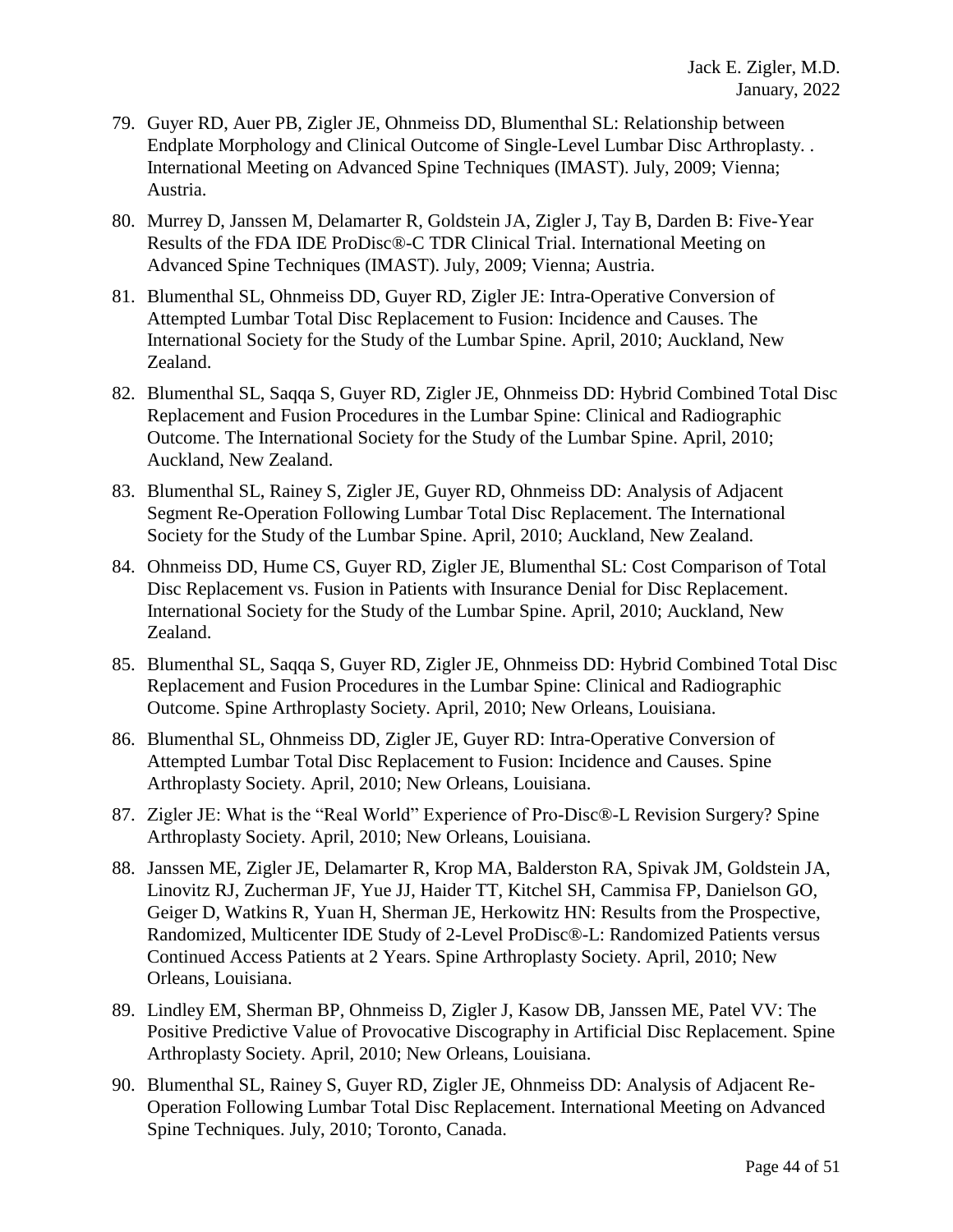79. Guyer RD, Auer PB, Zigler JE, Ohnmeiss DD, Blumenthal SL: Relationship between Endplate Morphology and Clinical Outcome of Single-Level Lumbar Disc Arthroplasty. . International Meeting on Advanced Spine Techniques (IMAST). July, 2009; Vienna; Austria.

80. Murrey D, Janssen M, Delamarter R, Goldstein JA, Zigler J, Tay B, Darden B: Five-Year Results of the FDA IDE ProDisc®-C TDR Clinical Trial. International Meeting on Advanced Spine Techniques (IMAST). July, 2009; Vienna; Austria.

81. Blumenthal SL, Ohnmeiss DD, Guyer RD, Zigler JE: Intra-Operative Conversion of Attempted Lumbar Total Disc Replacement to Fusion: Incidence and Causes. The International Society for the Study of the Lumbar Spine. April, 2010; Auckland, New Zealand.

82. Blumenthal SL, Saqqa S, Guyer RD, Zigler JE, Ohnmeiss DD: Hybrid Combined Total Disc Replacement and Fusion Procedures in the Lumbar Spine: Clinical and Radiographic Outcome. The International Society for the Study of the Lumbar Spine. April, 2010; Auckland, New Zealand.

83. Blumenthal SL, Rainey S, Zigler JE, Guyer RD, Ohnmeiss DD: Analysis of Adjacent Segment Re-Operation Following Lumbar Total Disc Replacement. The International Society for the Study of the Lumbar Spine. April, 2010; Auckland, New Zealand.

84. Ohnmeiss DD, Hume CS, Guyer RD, Zigler JE, Blumenthal SL: Cost Comparison of Total Disc Replacement vs. Fusion in Patients with Insurance Denial for Disc Replacement. International Society for the Study of the Lumbar Spine. April, 2010; Auckland, New Zealand.

85. Blumenthal SL, Saqqa S, Guyer RD, Zigler JE, Ohnmeiss DD: Hybrid Combined Total Disc Replacement and Fusion Procedures in the Lumbar Spine: Clinical and Radiographic Outcome. Spine Arthroplasty Society. April, 2010; New Orleans, Louisiana.

86. Blumenthal SL, Ohnmeiss DD, Zigler JE, Guyer RD: Intra-Operative Conversion of Attempted Lumbar Total Disc Replacement to Fusion: Incidence and Causes. Spine Arthroplasty Society. April, 2010; New Orleans, Louisiana.

87. Zigler JE: What is the "Real World" Experience of Pro-Disc®-L Revision Surgery? Spine Arthroplasty Society. April, 2010; New Orleans, Louisiana.

88. Janssen ME, Zigler JE, Delamarter R, Krop MA, Balderston RA, Spivak JM, Goldstein JA, Linovitz RJ, Zucherman JF, Yue JJ, Haider TT, Kitchel SH, Cammisa FP, Danielson GO, Geiger D, Watkins R, Yuan H, Sherman JE, Herkowitz HN: Results from the Prospective, Randomized, Multicenter IDE Study of 2-Level ProDisc®-L: Randomized Patients versus Continued Access Patients at 2 Years. Spine Arthroplasty Society. April, 2010; New Orleans, Louisiana.

89. Lindley EM, Sherman BP, Ohnmeiss D, Zigler J, Kasow DB, Janssen ME, Patel VV: The Positive Predictive Value of Provocative Discography in Artificial Disc Replacement. Spine Arthroplasty Society. April, 2010; New Orleans, Louisiana.

90. Blumenthal SL, Rainey S, Guyer RD, Zigler JE, Ohnmeiss DD: Analysis of Adjacent Re-Operation Following Lumbar Total Disc Replacement. International Meeting on Advanced Spine Techniques. July, 2010; Toronto, Canada.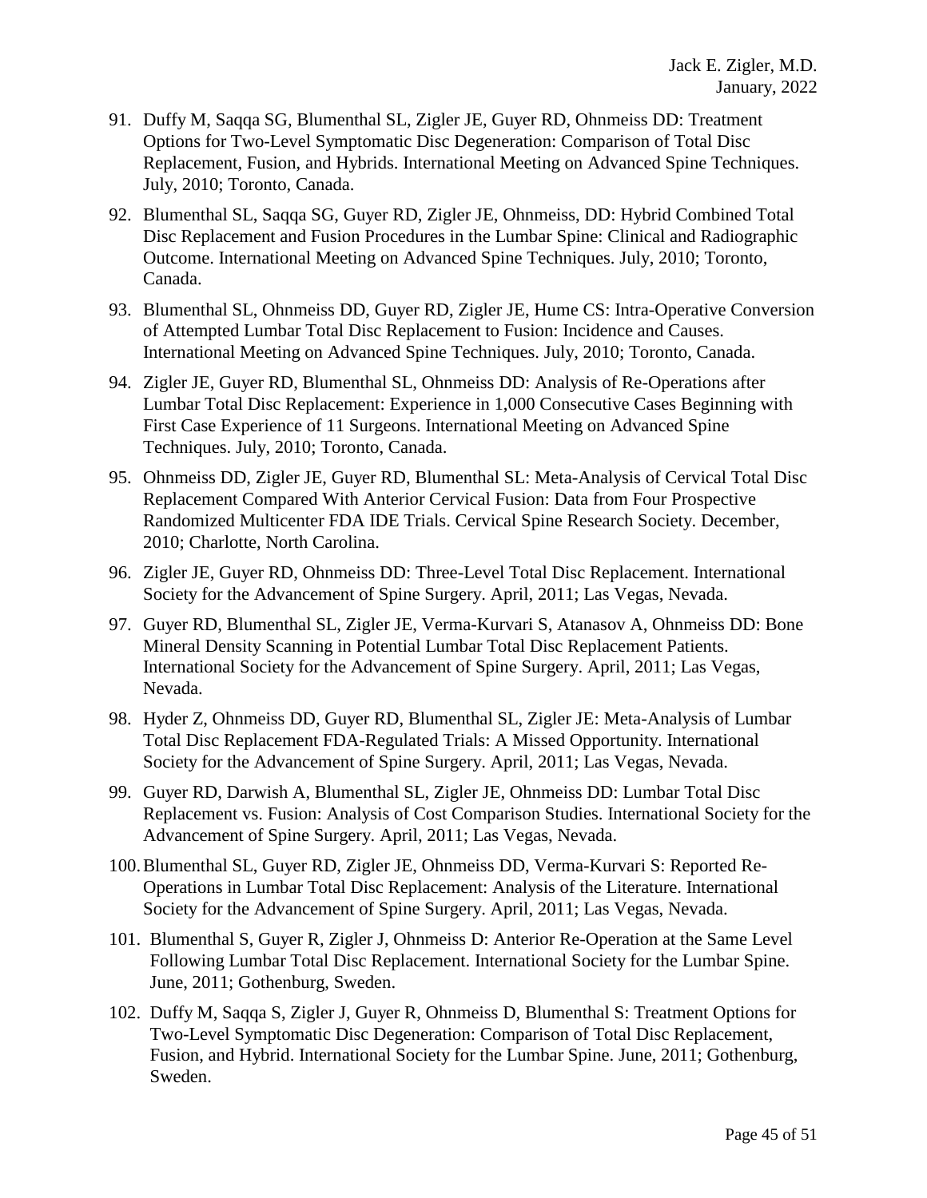91. Duffy M, Saqqa SG, Blumenthal SL, Zigler JE, Guyer RD, Ohnmeiss DD: Treatment Options for Two-Level Symptomatic Disc Degeneration: Comparison of Total Disc Replacement, Fusion, and Hybrids. International Meeting on Advanced Spine Techniques. July, 2010; Toronto, Canada.
92. Blumenthal SL, Saqqa SG, Guyer RD, Zigler JE, Ohnmeiss, DD: Hybrid Combined Total Disc Replacement and Fusion Procedures in the Lumbar Spine: Clinical and Radiographic Outcome. International Meeting on Advanced Spine Techniques. July, 2010; Toronto, Canada.
93. Blumenthal SL, Ohnmeiss DD, Guyer RD, Zigler JE, Hume CS: Intra-Operative Conversion of Attempted Lumbar Total Disc Replacement to Fusion: Incidence and Causes. International Meeting on Advanced Spine Techniques. July, 2010; Toronto, Canada.
94. Zigler JE, Guyer RD, Blumenthal SL, Ohnmeiss DD: Analysis of Re-Operations after Lumbar Total Disc Replacement: Experience in 1,000 Consecutive Cases Beginning with First Case Experience of 11 Surgeons. International Meeting on Advanced Spine Techniques. July, 2010; Toronto, Canada.
95. Ohnmeiss DD, Zigler JE, Guyer RD, Blumenthal SL: Meta-Analysis of Cervical Total Disc Replacement Compared With Anterior Cervical Fusion: Data from Four Prospective Randomized Multicenter FDA IDE Trials. Cervical Spine Research Society. December, 2010; Charlotte, North Carolina.
96. Zigler JE, Guyer RD, Ohnmeiss DD: Three-Level Total Disc Replacement. International Society for the Advancement of Spine Surgery. April, 2011; Las Vegas, Nevada.
97. Guyer RD, Blumenthal SL, Zigler JE, Verma-Kurvari S, Atanasov A, Ohnmeiss DD: Bone Mineral Density Scanning in Potential Lumbar Total Disc Replacement Patients. International Society for the Advancement of Spine Surgery. April, 2011; Las Vegas, Nevada.
98. Hyder Z, Ohnmeiss DD, Guyer RD, Blumenthal SL, Zigler JE: Meta-Analysis of Lumbar Total Disc Replacement FDA-Regulated Trials: A Missed Opportunity. International Society for the Advancement of Spine Surgery. April, 2011; Las Vegas, Nevada.
99. Guyer RD, Darwish A, Blumenthal SL, Zigler JE, Ohnmeiss DD: Lumbar Total Disc Replacement vs. Fusion: Analysis of Cost Comparison Studies. International Society for the Advancement of Spine Surgery. April, 2011; Las Vegas, Nevada.
100. Blumenthal SL, Guyer RD, Zigler JE, Ohnmeiss DD, Verma-Kurvari S: Reported Re-Operations in Lumbar Total Disc Replacement: Analysis of the Literature. International Society for the Advancement of Spine Surgery. April, 2011; Las Vegas, Nevada.
101. Blumenthal S, Guyer R, Zigler J, Ohnmeiss D: Anterior Re-Operation at the Same Level Following Lumbar Total Disc Replacement. International Society for the Lumbar Spine. June, 2011; Gothenburg, Sweden.
102. Duffy M, Saqqa S, Zigler J, Guyer R, Ohnmeiss D, Blumenthal S: Treatment Options for Two-Level Symptomatic Disc Degeneration: Comparison of Total Disc Replacement, Fusion, and Hybrid. International Society for the Lumbar Spine. June, 2011; Gothenburg, Sweden.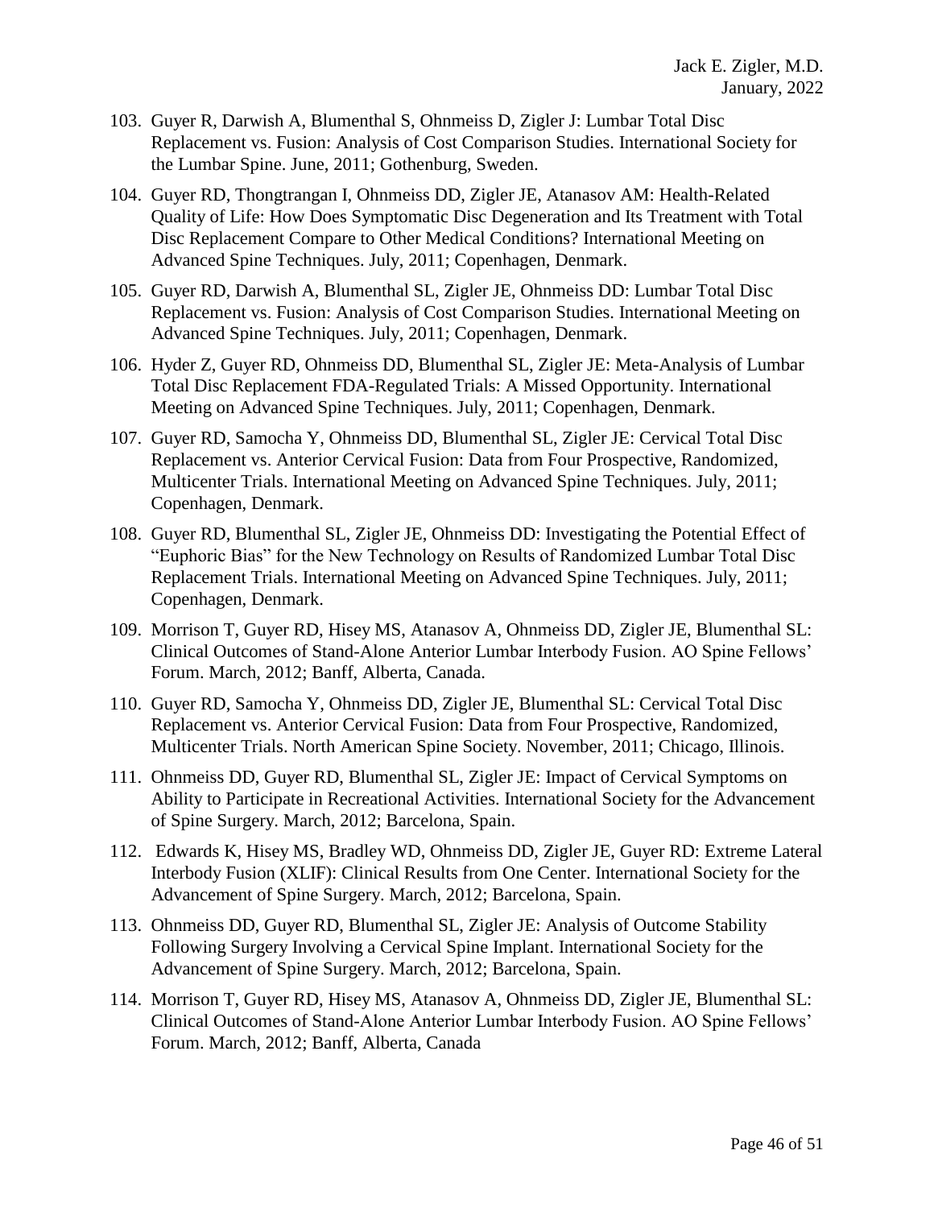103. Guyer R, Darwish A, Blumenthal S, Ohnmeiss D, Zigler J: Lumbar Total Disc Replacement vs. Fusion: Analysis of Cost Comparison Studies. International Society for the Lumbar Spine. June, 2011; Gothenburg, Sweden.

104. Guyer RD, Thongtrangan I, Ohnmeiss DD, Zigler JE, Atanasov AM: Health-Related Quality of Life: How Does Symptomatic Disc Degeneration and Its Treatment with Total Disc Replacement Compare to Other Medical Conditions? International Meeting on Advanced Spine Techniques. July, 2011; Copenhagen, Denmark.

105. Guyer RD, Darwish A, Blumenthal SL, Zigler JE, Ohnmeiss DD: Lumbar Total Disc Replacement vs. Fusion: Analysis of Cost Comparison Studies. International Meeting on Advanced Spine Techniques. July, 2011; Copenhagen, Denmark.

106. Hyder Z, Guyer RD, Ohnmeiss DD, Blumenthal SL, Zigler JE: Meta-Analysis of Lumbar Total Disc Replacement FDA-Regulated Trials: A Missed Opportunity. International Meeting on Advanced Spine Techniques. July, 2011; Copenhagen, Denmark.

107. Guyer RD, Samocha Y, Ohnmeiss DD, Blumenthal SL, Zigler JE: Cervical Total Disc Replacement vs. Anterior Cervical Fusion: Data from Four Prospective, Randomized, Multicenter Trials. International Meeting on Advanced Spine Techniques. July, 2011; Copenhagen, Denmark.

108. Guyer RD, Blumenthal SL, Zigler JE, Ohnmeiss DD: Investigating the Potential Effect of "Euphoric Bias" for the New Technology on Results of Randomized Lumbar Total Disc Replacement Trials. International Meeting on Advanced Spine Techniques. July, 2011; Copenhagen, Denmark.

109. Morrison T, Guyer RD, Hisey MS, Atanasov A, Ohnmeiss DD, Zigler JE, Blumenthal SL: Clinical Outcomes of Stand-Alone Anterior Lumbar Interbody Fusion. AO Spine Fellows' Forum. March, 2012; Banff, Alberta, Canada.

110. Guyer RD, Samocha Y, Ohnmeiss DD, Zigler JE, Blumenthal SL: Cervical Total Disc Replacement vs. Anterior Cervical Fusion: Data from Four Prospective, Randomized, Multicenter Trials. North American Spine Society. November, 2011; Chicago, Illinois.

111. Ohnmeiss DD, Guyer RD, Blumenthal SL, Zigler JE: Impact of Cervical Symptoms on Ability to Participate in Recreational Activities. International Society for the Advancement of Spine Surgery. March, 2012; Barcelona, Spain.

112. Edwards K, Hisey MS, Bradley WD, Ohnmeiss DD, Zigler JE, Guyer RD: Extreme Lateral Interbody Fusion (XLIF): Clinical Results from One Center. International Society for the Advancement of Spine Surgery. March, 2012; Barcelona, Spain.

113. Ohnmeiss DD, Guyer RD, Blumenthal SL, Zigler JE: Analysis of Outcome Stability Following Surgery Involving a Cervical Spine Implant. International Society for the Advancement of Spine Surgery. March, 2012; Barcelona, Spain.

114. Morrison T, Guyer RD, Hisey MS, Atanasov A, Ohnmeiss DD, Zigler JE, Blumenthal SL: Clinical Outcomes of Stand-Alone Anterior Lumbar Interbody Fusion. AO Spine Fellows' Forum. March, 2012; Banff, Alberta, Canada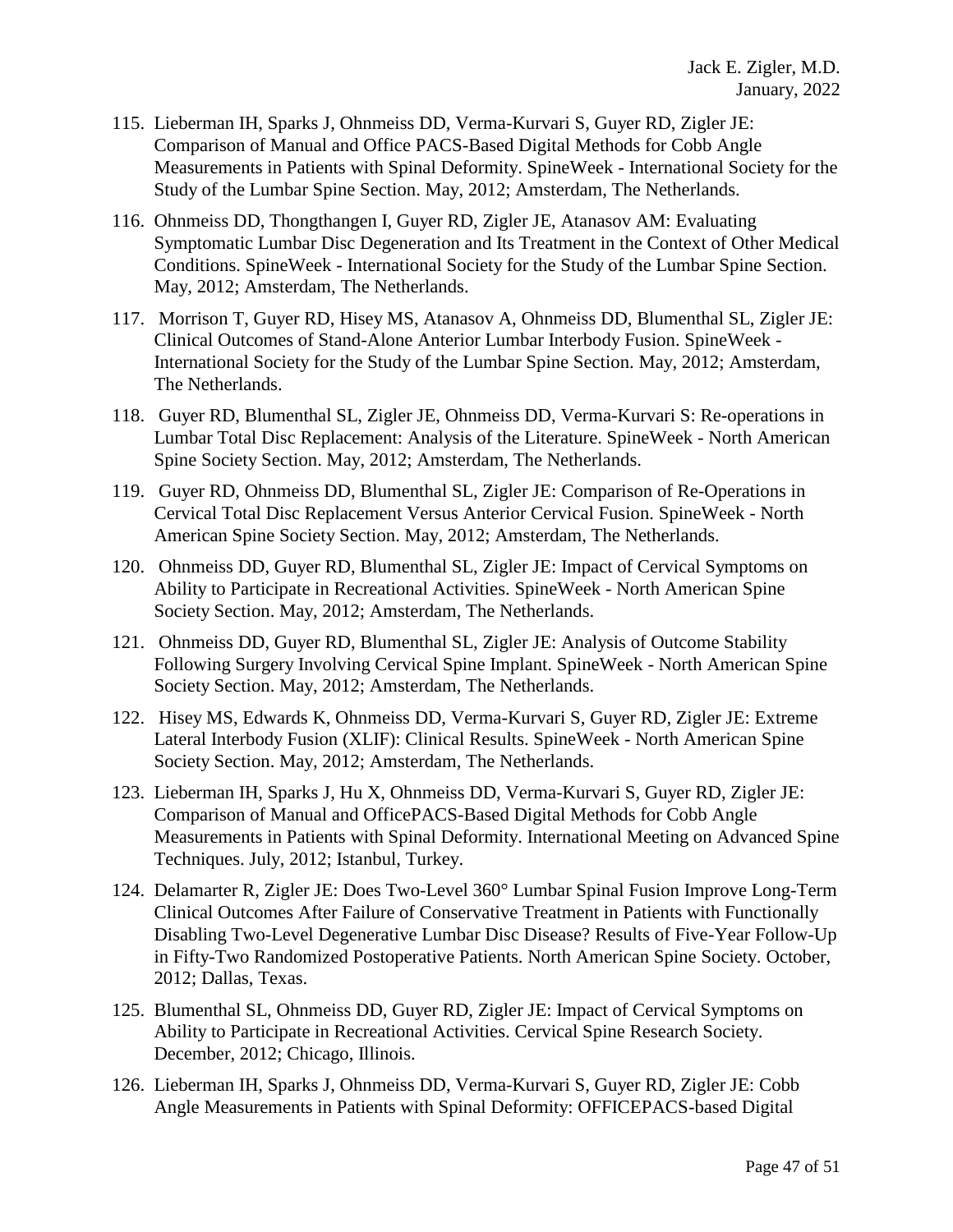115. Lieberman IH, Sparks J, Ohnmeiss DD, Verma-Kurvari S, Guyer RD, Zigler JE: Comparison of Manual and Office PACS-Based Digital Methods for Cobb Angle Measurements in Patients with Spinal Deformity. SpineWeek - International Society for the Study of the Lumbar Spine Section. May, 2012; Amsterdam, The Netherlands.

116. Ohnmeiss DD, Thongthangen I, Guyer RD, Zigler JE, Atanasov AM: Evaluating Symptomatic Lumbar Disc Degeneration and Its Treatment in the Context of Other Medical Conditions. SpineWeek - International Society for the Study of the Lumbar Spine Section. May, 2012; Amsterdam, The Netherlands.

117. Morrison T, Guyer RD, Hisey MS, Atanasov A, Ohnmeiss DD, Blumenthal SL, Zigler JE: Clinical Outcomes of Stand-Alone Anterior Lumbar Interbody Fusion. SpineWeek - International Society for the Study of the Lumbar Spine Section. May, 2012; Amsterdam, The Netherlands.

118. Guyer RD, Blumenthal SL, Zigler JE, Ohnmeiss DD, Verma-Kurvari S: Re-operations in Lumbar Total Disc Replacement: Analysis of the Literature. SpineWeek - North American Spine Society Section. May, 2012; Amsterdam, The Netherlands.

119. Guyer RD, Ohnmeiss DD, Blumenthal SL, Zigler JE: Comparison of Re-Operations in Cervical Total Disc Replacement Versus Anterior Cervical Fusion. SpineWeek - North American Spine Society Section. May, 2012; Amsterdam, The Netherlands.

120. Ohnmeiss DD, Guyer RD, Blumenthal SL, Zigler JE: Impact of Cervical Symptoms on Ability to Participate in Recreational Activities. SpineWeek - North American Spine Society Section. May, 2012; Amsterdam, The Netherlands.

121. Ohnmeiss DD, Guyer RD, Blumenthal SL, Zigler JE: Analysis of Outcome Stability Following Surgery Involving Cervical Spine Implant. SpineWeek - North American Spine Society Section. May, 2012; Amsterdam, The Netherlands.

122. Hisey MS, Edwards K, Ohnmeiss DD, Verma-Kurvari S, Guyer RD, Zigler JE: Extreme Lateral Interbody Fusion (XLIF): Clinical Results. SpineWeek - North American Spine Society Section. May, 2012; Amsterdam, The Netherlands.

123. Lieberman IH, Sparks J, Hu X, Ohnmeiss DD, Verma-Kurvari S, Guyer RD, Zigler JE: Comparison of Manual and OfficePACS-Based Digital Methods for Cobb Angle Measurements in Patients with Spinal Deformity. International Meeting on Advanced Spine Techniques. July, 2012; Istanbul, Turkey.

124. Delamarter R, Zigler JE: Does Two-Level 360° Lumbar Spinal Fusion Improve Long-Term Clinical Outcomes After Failure of Conservative Treatment in Patients with Functionally Disabling Two-Level Degenerative Lumbar Disc Disease? Results of Five-Year Follow-Up in Fifty-Two Randomized Postoperative Patients. North American Spine Society. October, 2012; Dallas, Texas.

125. Blumenthal SL, Ohnmeiss DD, Guyer RD, Zigler JE: Impact of Cervical Symptoms on Ability to Participate in Recreational Activities. Cervical Spine Research Society. December, 2012; Chicago, Illinois.

126. Lieberman IH, Sparks J, Ohnmeiss DD, Verma-Kurvari S, Guyer RD, Zigler JE: Cobb Angle Measurements in Patients with Spinal Deformity: OFFICEPACS-based Digital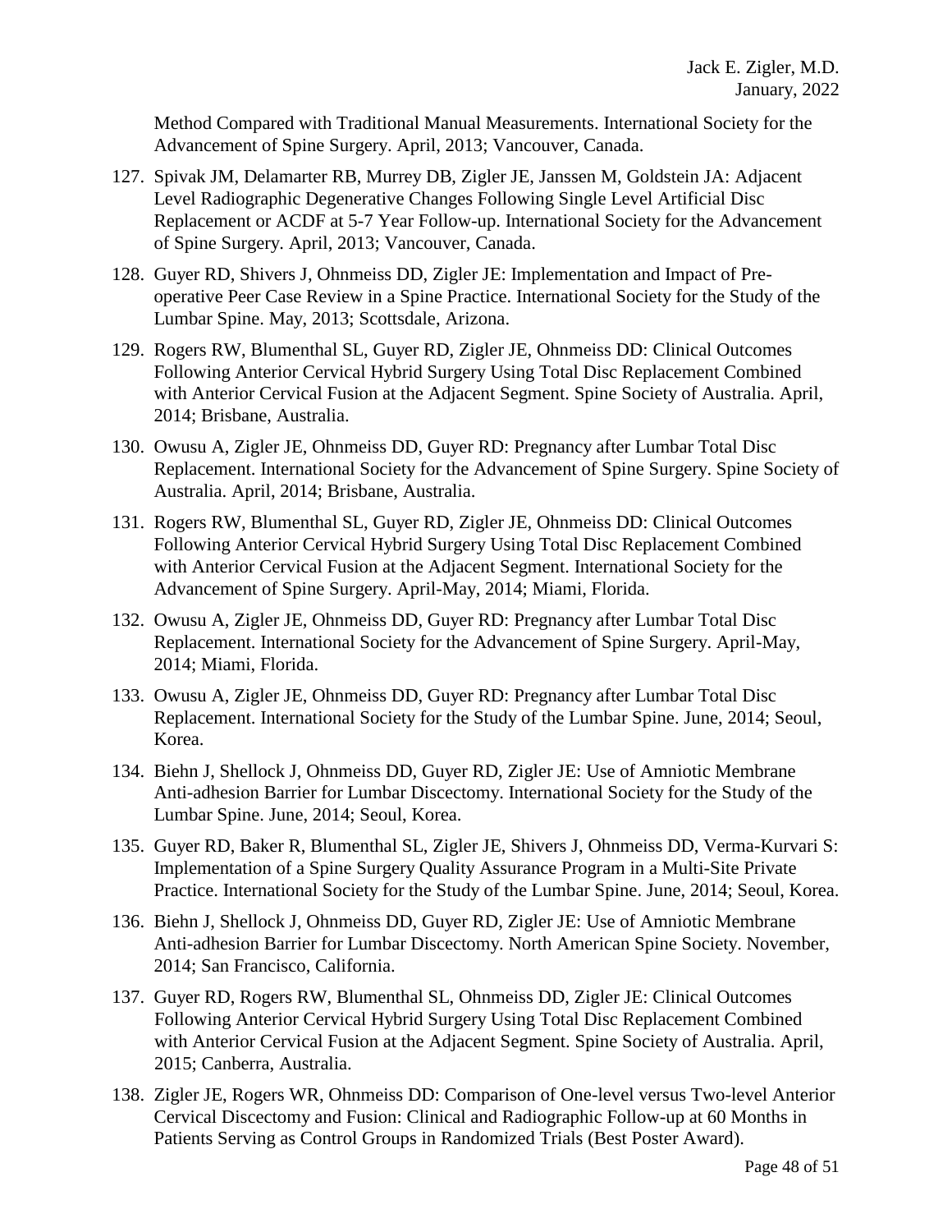Method Compared with Traditional Manual Measurements. International Society for the Advancement of Spine Surgery. April, 2013; Vancouver, Canada.

127. Spivak JM, Delamarter RB, Murrey DB, Zigler JE, Janssen M, Goldstein JA: Adjacent Level Radiographic Degenerative Changes Following Single Level Artificial Disc Replacement or ACDF at 5-7 Year Follow-up. International Society for the Advancement of Spine Surgery. April, 2013; Vancouver, Canada.

128. Guyer RD, Shivers J, Ohnmeiss DD, Zigler JE: Implementation and Impact of Pre-operative Peer Case Review in a Spine Practice. International Society for the Study of the Lumbar Spine. May, 2013; Scottsdale, Arizona.

129. Rogers RW, Blumenthal SL, Guyer RD, Zigler JE, Ohnmeiss DD: Clinical Outcomes Following Anterior Cervical Hybrid Surgery Using Total Disc Replacement Combined with Anterior Cervical Fusion at the Adjacent Segment. Spine Society of Australia. April, 2014; Brisbane, Australia.

130. Owusu A, Zigler JE, Ohnmeiss DD, Guyer RD: Pregnancy after Lumbar Total Disc Replacement. International Society for the Advancement of Spine Surgery. Spine Society of Australia. April, 2014; Brisbane, Australia.

131. Rogers RW, Blumenthal SL, Guyer RD, Zigler JE, Ohnmeiss DD: Clinical Outcomes Following Anterior Cervical Hybrid Surgery Using Total Disc Replacement Combined with Anterior Cervical Fusion at the Adjacent Segment. International Society for the Advancement of Spine Surgery. April-May, 2014; Miami, Florida.

132. Owusu A, Zigler JE, Ohnmeiss DD, Guyer RD: Pregnancy after Lumbar Total Disc Replacement. International Society for the Advancement of Spine Surgery. April-May, 2014; Miami, Florida.

133. Owusu A, Zigler JE, Ohnmeiss DD, Guyer RD: Pregnancy after Lumbar Total Disc Replacement. International Society for the Study of the Lumbar Spine. June, 2014; Seoul, Korea.

134. Biehn J, Shellock J, Ohnmeiss DD, Guyer RD, Zigler JE: Use of Amniotic Membrane Anti-adhesion Barrier for Lumbar Discectomy. International Society for the Study of the Lumbar Spine. June, 2014; Seoul, Korea.

135. Guyer RD, Baker R, Blumenthal SL, Zigler JE, Shivers J, Ohnmeiss DD, Verma-Kurvari S: Implementation of a Spine Surgery Quality Assurance Program in a Multi-Site Private Practice. International Society for the Study of the Lumbar Spine. June, 2014; Seoul, Korea.

136. Biehn J, Shellock J, Ohnmeiss DD, Guyer RD, Zigler JE: Use of Amniotic Membrane Anti-adhesion Barrier for Lumbar Discectomy. North American Spine Society. November, 2014; San Francisco, California.

137. Guyer RD, Rogers RW, Blumenthal SL, Ohnmeiss DD, Zigler JE: Clinical Outcomes Following Anterior Cervical Hybrid Surgery Using Total Disc Replacement Combined with Anterior Cervical Fusion at the Adjacent Segment. Spine Society of Australia. April, 2015; Canberra, Australia.

138. Zigler JE, Rogers WR, Ohnmeiss DD: Comparison of One-level versus Two-level Anterior Cervical Discectomy and Fusion: Clinical and Radiographic Follow-up at 60 Months in Patients Serving as Control Groups in Randomized Trials (Best Poster Award).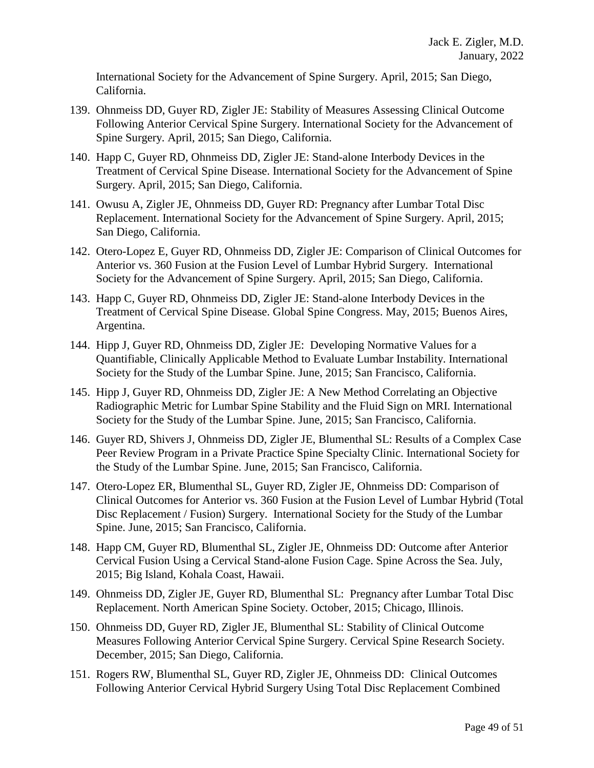International Society for the Advancement of Spine Surgery. April, 2015; San Diego, California.

139. Ohnmeiss DD, Guyer RD, Zigler JE: Stability of Measures Assessing Clinical Outcome Following Anterior Cervical Spine Surgery. International Society for the Advancement of Spine Surgery. April, 2015; San Diego, California.

140. Happ C, Guyer RD, Ohnmeiss DD, Zigler JE: Stand-alone Interbody Devices in the Treatment of Cervical Spine Disease. International Society for the Advancement of Spine Surgery. April, 2015; San Diego, California.

141. Owusu A, Zigler JE, Ohnmeiss DD, Guyer RD: Pregnancy after Lumbar Total Disc Replacement. International Society for the Advancement of Spine Surgery. April, 2015; San Diego, California.

142. Otero-Lopez E, Guyer RD, Ohnmeiss DD, Zigler JE: Comparison of Clinical Outcomes for Anterior vs. 360 Fusion at the Fusion Level of Lumbar Hybrid Surgery. International Society for the Advancement of Spine Surgery. April, 2015; San Diego, California.

143. Happ C, Guyer RD, Ohnmeiss DD, Zigler JE: Stand-alone Interbody Devices in the Treatment of Cervical Spine Disease. Global Spine Congress. May, 2015; Buenos Aires, Argentina.

144. Hipp J, Guyer RD, Ohnmeiss DD, Zigler JE: Developing Normative Values for a Quantifiable, Clinically Applicable Method to Evaluate Lumbar Instability. International Society for the Study of the Lumbar Spine. June, 2015; San Francisco, California.

145. Hipp J, Guyer RD, Ohnmeiss DD, Zigler JE: A New Method Correlating an Objective Radiographic Metric for Lumbar Spine Stability and the Fluid Sign on MRI. International Society for the Study of the Lumbar Spine. June, 2015; San Francisco, California.

146. Guyer RD, Shivers J, Ohnmeiss DD, Zigler JE, Blumenthal SL: Results of a Complex Case Peer Review Program in a Private Practice Spine Specialty Clinic. International Society for the Study of the Lumbar Spine. June, 2015; San Francisco, California.

147. Otero-Lopez ER, Blumenthal SL, Guyer RD, Zigler JE, Ohnmeiss DD: Comparison of Clinical Outcomes for Anterior vs. 360 Fusion at the Fusion Level of Lumbar Hybrid (Total Disc Replacement / Fusion) Surgery. International Society for the Study of the Lumbar Spine. June, 2015; San Francisco, California.

148. Happ CM, Guyer RD, Blumenthal SL, Zigler JE, Ohnmeiss DD: Outcome after Anterior Cervical Fusion Using a Cervical Stand-alone Fusion Cage. Spine Across the Sea. July, 2015; Big Island, Kohala Coast, Hawaii.

149. Ohnmeiss DD, Zigler JE, Guyer RD, Blumenthal SL: Pregnancy after Lumbar Total Disc Replacement. North American Spine Society. October, 2015; Chicago, Illinois.

150. Ohnmeiss DD, Guyer RD, Zigler JE, Blumenthal SL: Stability of Clinical Outcome Measures Following Anterior Cervical Spine Surgery. Cervical Spine Research Society. December, 2015; San Diego, California.

151. Rogers RW, Blumenthal SL, Guyer RD, Zigler JE, Ohnmeiss DD: Clinical Outcomes Following Anterior Cervical Hybrid Surgery Using Total Disc Replacement Combined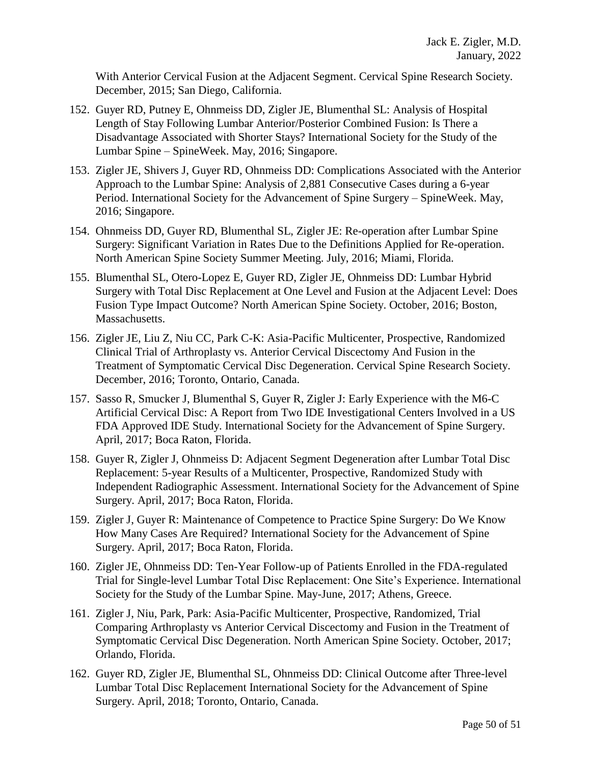With Anterior Cervical Fusion at the Adjacent Segment. Cervical Spine Research Society. December, 2015; San Diego, California.

152. Guyer RD, Putney E, Ohnmeiss DD, Zigler JE, Blumenthal SL: Analysis of Hospital Length of Stay Following Lumbar Anterior/Posterior Combined Fusion: Is There a Disadvantage Associated with Shorter Stays? International Society for the Study of the Lumbar Spine – SpineWeek. May, 2016; Singapore.

153. Zigler JE, Shivers J, Guyer RD, Ohnmeiss DD: Complications Associated with the Anterior Approach to the Lumbar Spine: Analysis of 2,881 Consecutive Cases during a 6-year Period. International Society for the Advancement of Spine Surgery – SpineWeek. May, 2016; Singapore.

154. Ohnmeiss DD, Guyer RD, Blumenthal SL, Zigler JE: Re-operation after Lumbar Spine Surgery: Significant Variation in Rates Due to the Definitions Applied for Re-operation. North American Spine Society Summer Meeting. July, 2016; Miami, Florida.

155. Blumenthal SL, Otero-Lopez E, Guyer RD, Zigler JE, Ohnmeiss DD: Lumbar Hybrid Surgery with Total Disc Replacement at One Level and Fusion at the Adjacent Level: Does Fusion Type Impact Outcome? North American Spine Society. October, 2016; Boston, Massachusetts.

156. Zigler JE, Liu Z, Niu CC, Park C-K: Asia-Pacific Multicenter, Prospective, Randomized Clinical Trial of Arthroplasty vs. Anterior Cervical Discectomy And Fusion in the Treatment of Symptomatic Cervical Disc Degeneration. Cervical Spine Research Society. December, 2016; Toronto, Ontario, Canada.

157. Sasso R, Smucker J, Blumenthal S, Guyer R, Zigler J: Early Experience with the M6-C Artificial Cervical Disc: A Report from Two IDE Investigational Centers Involved in a US FDA Approved IDE Study. International Society for the Advancement of Spine Surgery. April, 2017; Boca Raton, Florida.

158. Guyer R, Zigler J, Ohnmeiss D: Adjacent Segment Degeneration after Lumbar Total Disc Replacement: 5-year Results of a Multicenter, Prospective, Randomized Study with Independent Radiographic Assessment. International Society for the Advancement of Spine Surgery. April, 2017; Boca Raton, Florida.

159. Zigler J, Guyer R: Maintenance of Competence to Practice Spine Surgery: Do We Know How Many Cases Are Required? International Society for the Advancement of Spine Surgery. April, 2017; Boca Raton, Florida.

160. Zigler JE, Ohnmeiss DD: Ten-Year Follow-up of Patients Enrolled in the FDA-regulated Trial for Single-level Lumbar Total Disc Replacement: One Site's Experience. International Society for the Study of the Lumbar Spine. May-June, 2017; Athens, Greece.

161. Zigler J, Niu, Park, Park: Asia-Pacific Multicenter, Prospective, Randomized, Trial Comparing Arthroplasty vs Anterior Cervical Discectomy and Fusion in the Treatment of Symptomatic Cervical Disc Degeneration. North American Spine Society. October, 2017; Orlando, Florida.

162. Guyer RD, Zigler JE, Blumenthal SL, Ohnmeiss DD: Clinical Outcome after Three-level Lumbar Total Disc Replacement International Society for the Advancement of Spine Surgery. April, 2018; Toronto, Ontario, Canada.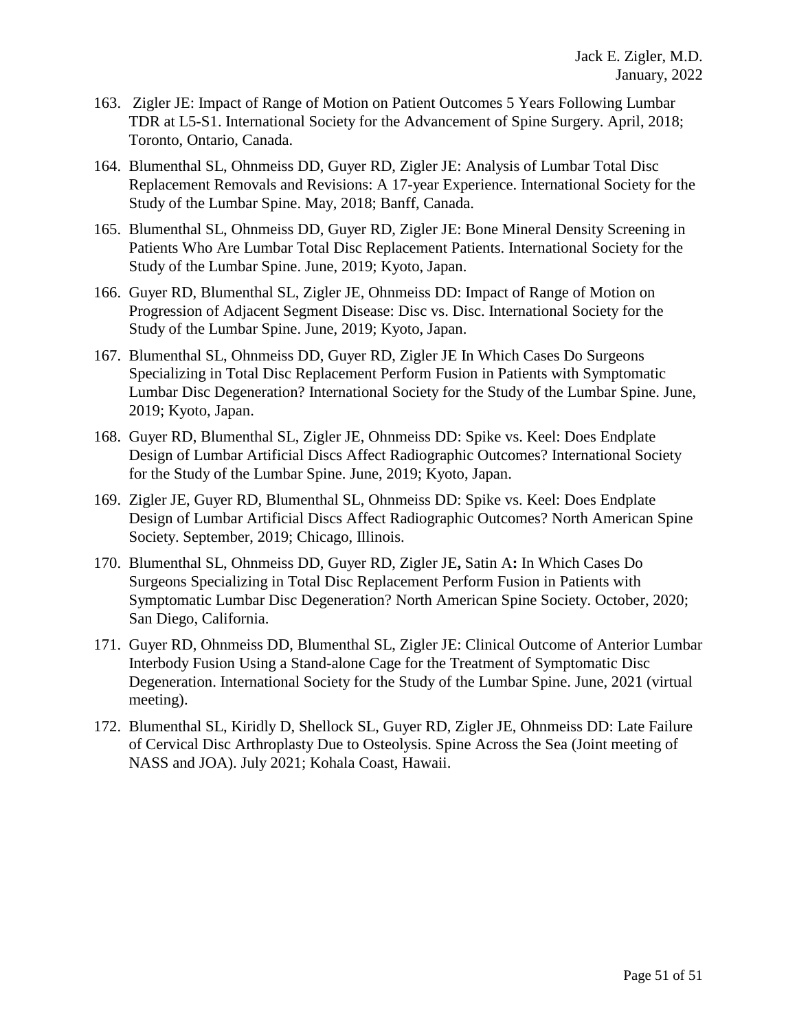163. Zigler JE: Impact of Range of Motion on Patient Outcomes 5 Years Following Lumbar TDR at L5-S1. International Society for the Advancement of Spine Surgery. April, 2018; Toronto, Ontario, Canada.

164. Blumenthal SL, Ohnmeiss DD, Guyer RD, Zigler JE: Analysis of Lumbar Total Disc Replacement Removals and Revisions: A 17-year Experience. International Society for the Study of the Lumbar Spine. May, 2018; Banff, Canada.

165. Blumenthal SL, Ohnmeiss DD, Guyer RD, Zigler JE: Bone Mineral Density Screening in Patients Who Are Lumbar Total Disc Replacement Patients. International Society for the Study of the Lumbar Spine. June, 2019; Kyoto, Japan.

166. Guyer RD, Blumenthal SL, Zigler JE, Ohnmeiss DD: Impact of Range of Motion on Progression of Adjacent Segment Disease: Disc vs. Disc. International Society for the Study of the Lumbar Spine. June, 2019; Kyoto, Japan.

167. Blumenthal SL, Ohnmeiss DD, Guyer RD, Zigler JE In Which Cases Do Surgeons Specializing in Total Disc Replacement Perform Fusion in Patients with Symptomatic Lumbar Disc Degeneration? International Society for the Study of the Lumbar Spine. June, 2019; Kyoto, Japan.

168. Guyer RD, Blumenthal SL, Zigler JE, Ohnmeiss DD: Spike vs. Keel: Does Endplate Design of Lumbar Artificial Discs Affect Radiographic Outcomes? International Society for the Study of the Lumbar Spine. June, 2019; Kyoto, Japan.

169. Zigler JE, Guyer RD, Blumenthal SL, Ohnmeiss DD: Spike vs. Keel: Does Endplate Design of Lumbar Artificial Discs Affect Radiographic Outcomes? North American Spine Society. September, 2019; Chicago, Illinois.

170. Blumenthal SL, Ohnmeiss DD, Guyer RD, Zigler JE**,** Satin A**:** In Which Cases Do Surgeons Specializing in Total Disc Replacement Perform Fusion in Patients with Symptomatic Lumbar Disc Degeneration? North American Spine Society. October, 2020; San Diego, California.

171. Guyer RD, Ohnmeiss DD, Blumenthal SL, Zigler JE: Clinical Outcome of Anterior Lumbar Interbody Fusion Using a Stand-alone Cage for the Treatment of Symptomatic Disc Degeneration. International Society for the Study of the Lumbar Spine. June, 2021 (virtual meeting).

172. Blumenthal SL, Kiridly D, Shellock SL, Guyer RD, Zigler JE, Ohnmeiss DD: Late Failure of Cervical Disc Arthroplasty Due to Osteolysis. Spine Across the Sea (Joint meeting of NASS and JOA). July 2021; Kohala Coast, Hawaii.